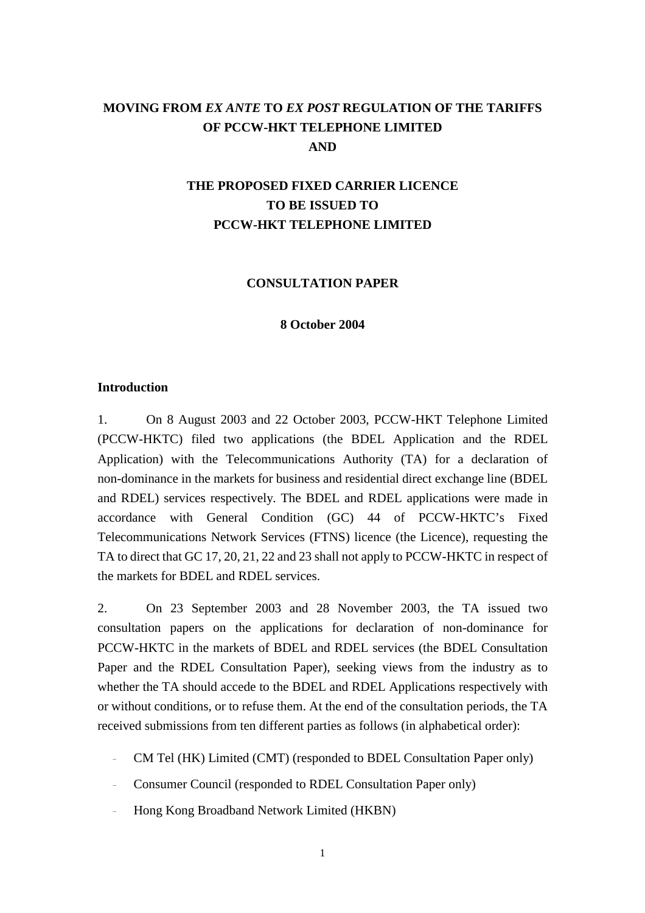# MOVING FROM *EX ANTE* TO *EX POST* REGULATION OF THE TARIFFS OF PCCW-HKT TELEPHONE LIMITED AND

# THE PROPOSED FIXED CARRIER LICENCE TO BE ISSUED TO PCCW-HKT TELEPHONE LIMITED

**CONSULTATION PAPER**

**8 October 2004**

## Introduction

1. On 8 August 2003 and 22 October 2003, PCCW-HKT Telephone Limited (PCCW-HKTC) filed two applications (the BDEL Application and the RDEL Application) with the Telecommunications Authority (TA) for a declaration of non-dominance in the markets for business and residential direct exchange line (BDEL and RDEL) services respectively. The BDEL and RDEL applications were made in accordance with General Condition (GC) 44 of PCCW-HKTC's Fixed Telecommunications Network Services (FTNS) licence (the Licence), requesting the TA to direct that GC 17, 20, 21, 22 and 23 shall not apply to PCCW-HKTC in respect of the markets for BDEL and RDEL services.

2. On 23 September 2003 and 28 November 2003, the TA issued two consultation papers on the applications for declaration of non-dominance for PCCW-HKTC in the markets of BDEL and RDEL services (the BDEL Consultation Paper and the RDEL Consultation Paper), seeking views from the industry as to whether the TA should accede to the BDEL and RDEL Applications respectively with or without conditions, or to refuse them. At the end of the consultation periods, the TA received submissions from ten different parties as follows (in alphabetical order):

- CM Tel (HK) Limited (CMT) (responded to BDEL Consultation Paper only)
- Consumer Council (responded to RDEL Consultation Paper only)
- Hong Kong Broadband Network Limited (HKBN)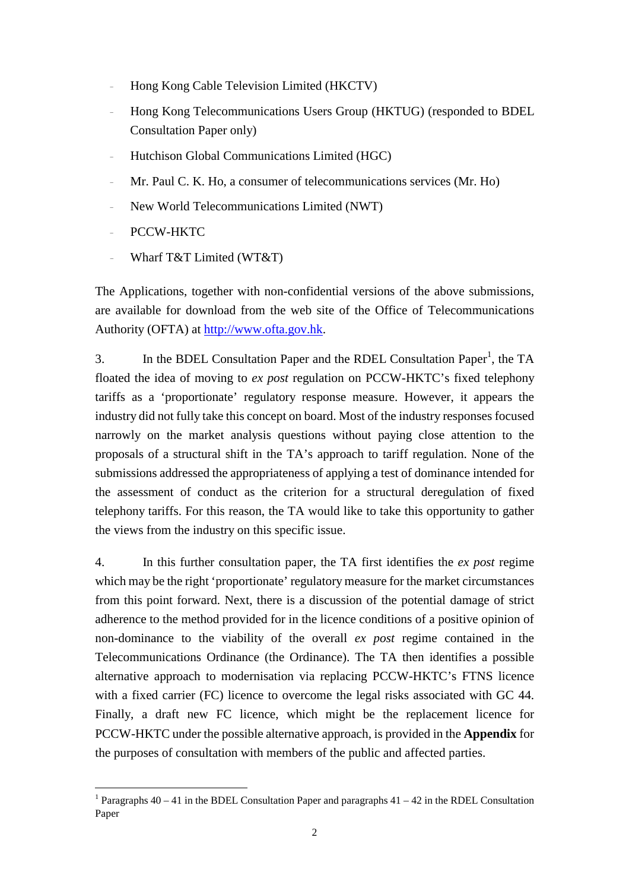- Hong Kong Cable Television Limited (HKCTV)
- Hong Kong Telecommunications Users Group (HKTUG) (responded to BDEL Consultation Paper only)
- Hutchison Global Communications Limited (HGC)
- Mr. Paul C. K. Ho, a consumer of telecommunications services (Mr. Ho)
- New World Telecommunications Limited (NWT)
- PCCW-HKTC
- Wharf T&T Limited (WT&T)

The Applications, together with non-confidential versions of the above submissions, are available for download from the web site of the Office of Telecommunications Authority (OFTA) at http://www.ofta.gov.hk.

3. In the BDEL Consultation Paper and the RDEL Consultation Paper[1], the TA floated the idea of moving to *ex post* regulation on PCCW-HKTC's fixed telephony tariffs as a 'proportionate' regulatory response measure. However, it appears the industry did not fully take this concept on board. Most of the industry responses focused narrowly on the market analysis questions without paying close attention to the proposals of a structural shift in the TA's approach to tariff regulation. None of the submissions addressed the appropriateness of applying a test of dominance intended for the assessment of conduct as the criterion for a structural deregulation of fixed telephony tariffs. For this reason, the TA would like to take this opportunity to gather the views from the industry on this specific issue.

4. In this further consultation paper, the TA first identifies the *ex post* regime which may be the right 'proportionate' regulatory measure for the market circumstances from this point forward. Next, there is a discussion of the potential damage of strict adherence to the method provided for in the licence conditions of a positive opinion of non-dominance to the viability of the overall *ex post* regime contained in the Telecommunications Ordinance (the Ordinance). The TA then identifies a possible alternative approach to modernisation via replacing PCCW-HKTC's FTNS licence with a fixed carrier (FC) licence to overcome the legal risks associated with GC 44. Finally, a draft new FC licence, which might be the replacement licence for PCCW-HKTC under the possible alternative approach, is provided in the **Appendix** for the purposes of consultation with members of the public and affected parties.

---

[1] Paragraphs 40 – 41 in the BDEL Consultation Paper and paragraphs 41 – 42 in the RDEL Consultation Paper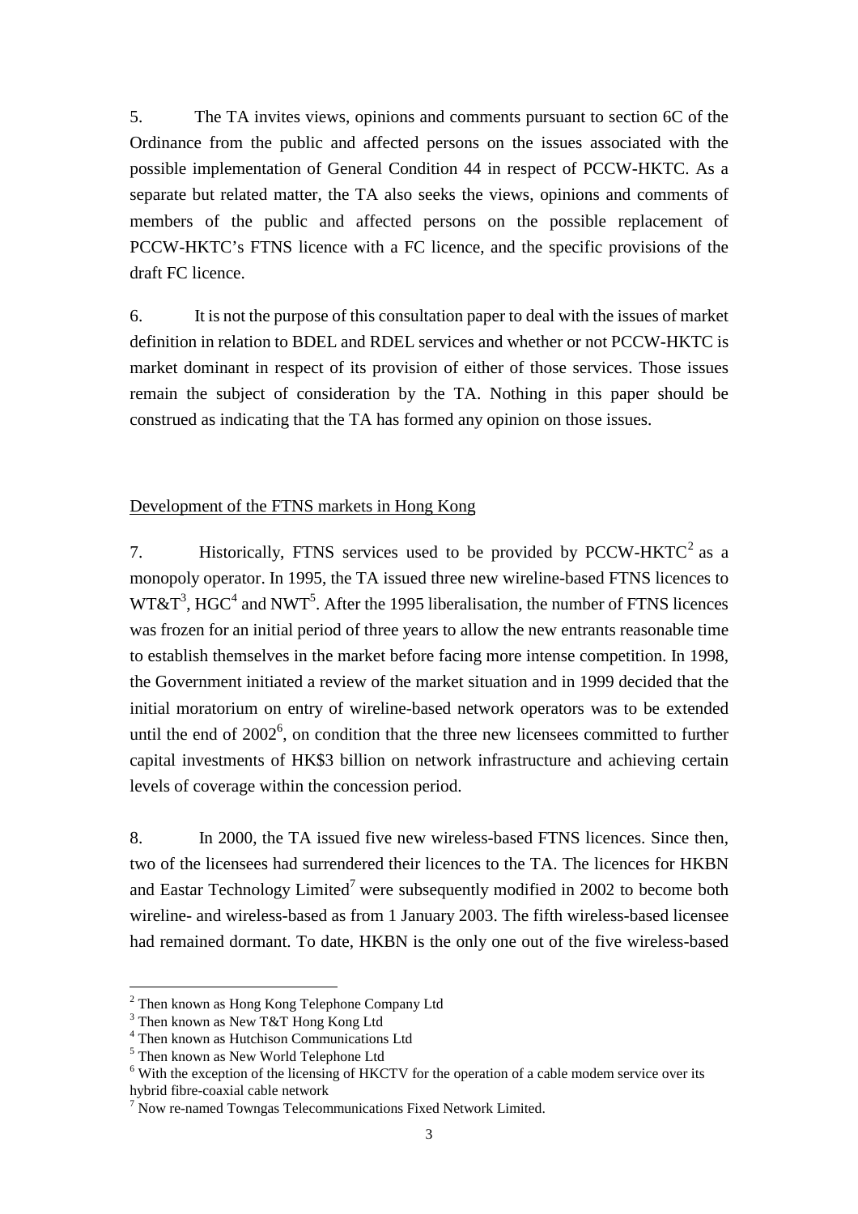5. The TA invites views, opinions and comments pursuant to section 6C of the Ordinance from the public and affected persons on the issues associated with the possible implementation of General Condition 44 in respect of PCCW-HKTC. As a separate but related matter, the TA also seeks the views, opinions and comments of members of the public and affected persons on the possible replacement of PCCW-HKTC's FTNS licence with a FC licence, and the specific provisions of the draft FC licence.

6. It is not the purpose of this consultation paper to deal with the issues of market definition in relation to BDEL and RDEL services and whether or not PCCW-HKTC is market dominant in respect of its provision of either of those services. Those issues remain the subject of consideration by the TA. Nothing in this paper should be construed as indicating that the TA has formed any opinion on those issues.

<u>Development of the FTNS markets in Hong Kong</u>

7. Historically, FTNS services used to be provided by PCCW-HKTC[2] as a monopoly operator. In 1995, the TA issued three new wireline-based FTNS licences to WT&T[3], HGC[4] and NWT[5]. After the 1995 liberalisation, the number of FTNS licences was frozen for an initial period of three years to allow the new entrants reasonable time to establish themselves in the market before facing more intense competition. In 1998, the Government initiated a review of the market situation and in 1999 decided that the initial moratorium on entry of wireline-based network operators was to be extended until the end of 2002[6], on condition that the three new licensees committed to further capital investments of HK$3 billion on network infrastructure and achieving certain levels of coverage within the concession period.

8. In 2000, the TA issued five new wireless-based FTNS licences. Since then, two of the licensees had surrendered their licences to the TA. The licences for HKBN and Eastar Technology Limited[7] were subsequently modified in 2002 to become both wireline- and wireless-based as from 1 January 2003. The fifth wireless-based licensee had remained dormant. To date, HKBN is the only one out of the five wireless-based

---

[2] Then known as Hong Kong Telephone Company Ltd

[3] Then known as New T&T Hong Kong Ltd

[4] Then known as Hutchison Communications Ltd

[5] Then known as New World Telephone Ltd

[6] With the exception of the licensing of HKCTV for the operation of a cable modem service over its hybrid fibre-coaxial cable network

[7] Now re-named Towngas Telecommunications Fixed Network Limited.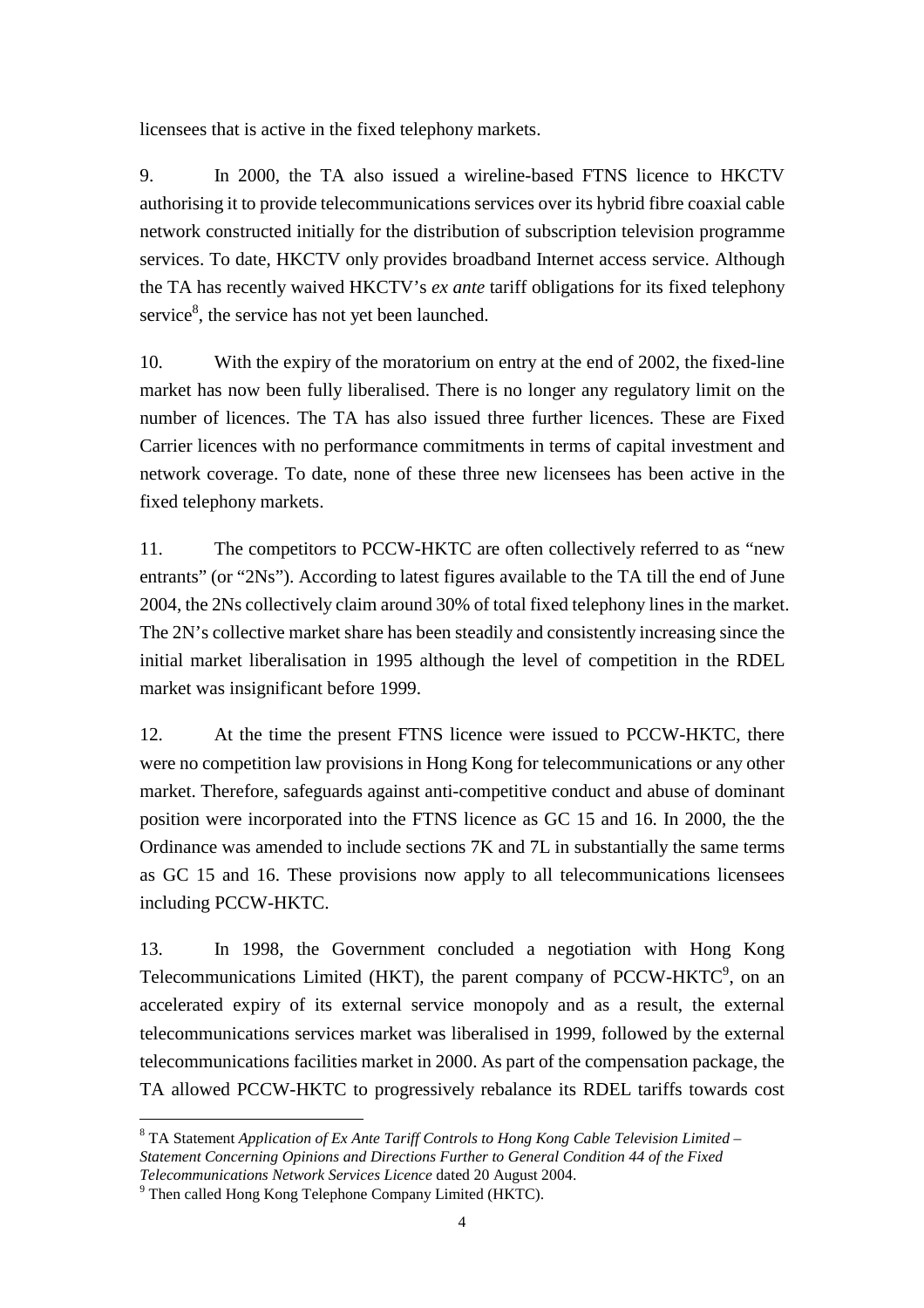licensees that is active in the fixed telephony markets.

9. In 2000, the TA also issued a wireline-based FTNS licence to HKCTV authorising it to provide telecommunications services over its hybrid fibre coaxial cable network constructed initially for the distribution of subscription television programme services. To date, HKCTV only provides broadband Internet access service. Although the TA has recently waived HKCTV's *ex ante* tariff obligations for its fixed telephony service[8], the service has not yet been launched.

10. With the expiry of the moratorium on entry at the end of 2002, the fixed-line market has now been fully liberalised. There is no longer any regulatory limit on the number of licences. The TA has also issued three further licences. These are Fixed Carrier licences with no performance commitments in terms of capital investment and network coverage. To date, none of these three new licensees has been active in the fixed telephony markets.

11. The competitors to PCCW-HKTC are often collectively referred to as "new entrants" (or "2Ns"). According to latest figures available to the TA till the end of June 2004, the 2Ns collectively claim around 30% of total fixed telephony lines in the market. The 2N's collective market share has been steadily and consistently increasing since the initial market liberalisation in 1995 although the level of competition in the RDEL market was insignificant before 1999.

12. At the time the present FTNS licence were issued to PCCW-HKTC, there were no competition law provisions in Hong Kong for telecommunications or any other market. Therefore, safeguards against anti-competitive conduct and abuse of dominant position were incorporated into the FTNS licence as GC 15 and 16. In 2000, the the Ordinance was amended to include sections 7K and 7L in substantially the same terms as GC 15 and 16. These provisions now apply to all telecommunications licensees including PCCW-HKTC.

13. In 1998, the Government concluded a negotiation with Hong Kong Telecommunications Limited (HKT), the parent company of PCCW-HKTC[9], on an accelerated expiry of its external service monopoly and as a result, the external telecommunications services market was liberalised in 1999, followed by the external telecommunications facilities market in 2000. As part of the compensation package, the TA allowed PCCW-HKTC to progressively rebalance its RDEL tariffs towards cost

---

[8] TA Statement *Application of Ex Ante Tariff Controls to Hong Kong Cable Television Limited – Statement Concerning Opinions and Directions Further to General Condition 44 of the Fixed Telecommunications Network Services Licence* dated 20 August 2004.

[9] Then called Hong Kong Telephone Company Limited (HKTC).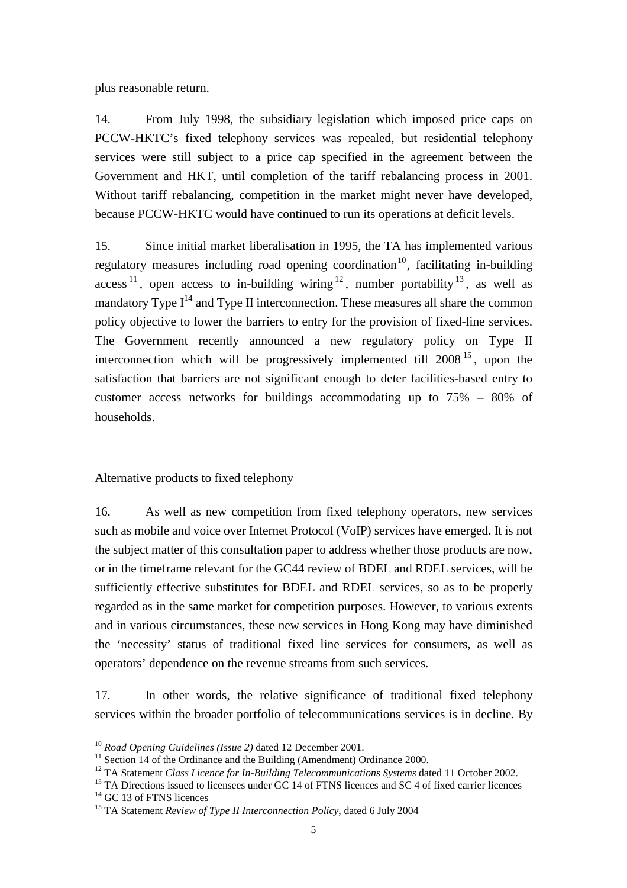plus reasonable return.

14. From July 1998, the subsidiary legislation which imposed price caps on PCCW-HKTC's fixed telephony services was repealed, but residential telephony services were still subject to a price cap specified in the agreement between the Government and HKT, until completion of the tariff rebalancing process in 2001. Without tariff rebalancing, competition in the market might never have developed, because PCCW-HKTC would have continued to run its operations at deficit levels.

15. Since initial market liberalisation in 1995, the TA has implemented various regulatory measures including road opening coordination[10], facilitating in-building access[11], open access to in-building wiring[12], number portability[13], as well as mandatory Type I[14] and Type II interconnection. These measures all share the common policy objective to lower the barriers to entry for the provision of fixed-line services. The Government recently announced a new regulatory policy on Type II interconnection which will be progressively implemented till 2008[15], upon the satisfaction that barriers are not significant enough to deter facilities-based entry to customer access networks for buildings accommodating up to 75% – 80% of households.

Alternative products to fixed telephony

16. As well as new competition from fixed telephony operators, new services such as mobile and voice over Internet Protocol (VoIP) services have emerged. It is not the subject matter of this consultation paper to address whether those products are now, or in the timeframe relevant for the GC44 review of BDEL and RDEL services, will be sufficiently effective substitutes for BDEL and RDEL services, so as to be properly regarded as in the same market for competition purposes. However, to various extents and in various circumstances, these new services in Hong Kong may have diminished the 'necessity' status of traditional fixed line services for consumers, as well as operators' dependence on the revenue streams from such services.

17. In other words, the relative significance of traditional fixed telephony services within the broader portfolio of telecommunications services is in decline. By

---

[10] *Road Opening Guidelines (Issue 2)* dated 12 December 2001.

[11] Section 14 of the Ordinance and the Building (Amendment) Ordinance 2000.

[12] TA Statement *Class Licence for In-Building Telecommunications Systems* dated 11 October 2002.

[13] TA Directions issued to licensees under GC 14 of FTNS licences and SC 4 of fixed carrier licences

[14] GC 13 of FTNS licences

[15] TA Statement *Review of Type II Interconnection Policy*, dated 6 July 2004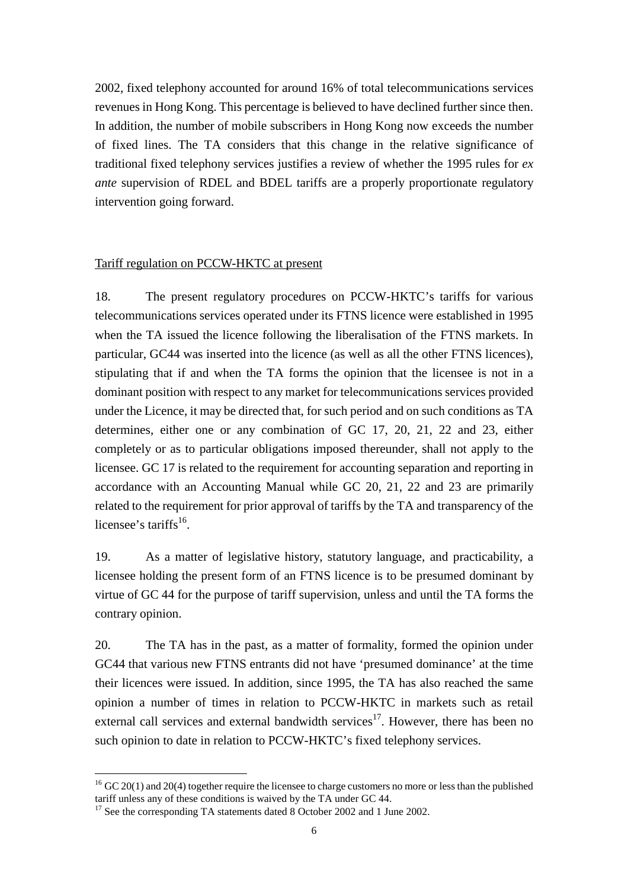2002, fixed telephony accounted for around 16% of total telecommunications services revenues in Hong Kong. This percentage is believed to have declined further since then. In addition, the number of mobile subscribers in Hong Kong now exceeds the number of fixed lines. The TA considers that this change in the relative significance of traditional fixed telephony services justifies a review of whether the 1995 rules for *ex ante* supervision of RDEL and BDEL tariffs are a properly proportionate regulatory intervention going forward.

Tariff regulation on PCCW-HKTC at present

18. The present regulatory procedures on PCCW-HKTC's tariffs for various telecommunications services operated under its FTNS licence were established in 1995 when the TA issued the licence following the liberalisation of the FTNS markets. In particular, GC44 was inserted into the licence (as well as all the other FTNS licences), stipulating that if and when the TA forms the opinion that the licensee is not in a dominant position with respect to any market for telecommunications services provided under the Licence, it may be directed that, for such period and on such conditions as TA determines, either one or any combination of GC 17, 20, 21, 22 and 23, either completely or as to particular obligations imposed thereunder, shall not apply to the licensee. GC 17 is related to the requirement for accounting separation and reporting in accordance with an Accounting Manual while GC 20, 21, 22 and 23 are primarily related to the requirement for prior approval of tariffs by the TA and transparency of the licensee's tariffs[16].

19. As a matter of legislative history, statutory language, and practicability, a licensee holding the present form of an FTNS licence is to be presumed dominant by virtue of GC 44 for the purpose of tariff supervision, unless and until the TA forms the contrary opinion.

20. The TA has in the past, as a matter of formality, formed the opinion under GC44 that various new FTNS entrants did not have 'presumed dominance' at the time their licences were issued. In addition, since 1995, the TA has also reached the same opinion a number of times in relation to PCCW-HKTC in markets such as retail external call services and external bandwidth services[17]. However, there has been no such opinion to date in relation to PCCW-HKTC's fixed telephony services.

---

[16] GC 20(1) and 20(4) together require the licensee to charge customers no more or less than the published tariff unless any of these conditions is waived by the TA under GC 44.

[17] See the corresponding TA statements dated 8 October 2002 and 1 June 2002.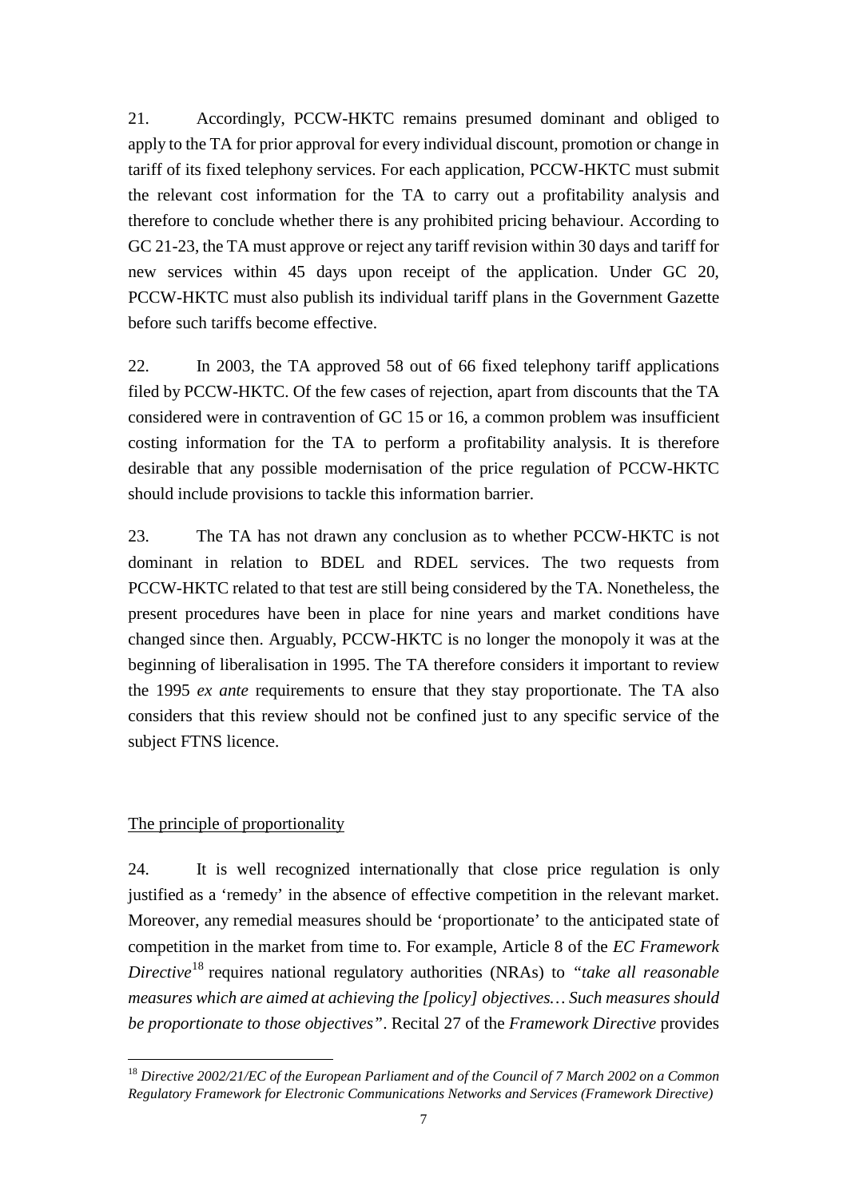21. Accordingly, PCCW-HKTC remains presumed dominant and obliged to apply to the TA for prior approval for every individual discount, promotion or change in tariff of its fixed telephony services. For each application, PCCW-HKTC must submit the relevant cost information for the TA to carry out a profitability analysis and therefore to conclude whether there is any prohibited pricing behaviour. According to GC 21-23, the TA must approve or reject any tariff revision within 30 days and tariff for new services within 45 days upon receipt of the application. Under GC 20, PCCW-HKTC must also publish its individual tariff plans in the Government Gazette before such tariffs become effective.

22. In 2003, the TA approved 58 out of 66 fixed telephony tariff applications filed by PCCW-HKTC. Of the few cases of rejection, apart from discounts that the TA considered were in contravention of GC 15 or 16, a common problem was insufficient costing information for the TA to perform a profitability analysis. It is therefore desirable that any possible modernisation of the price regulation of PCCW-HKTC should include provisions to tackle this information barrier.

23. The TA has not drawn any conclusion as to whether PCCW-HKTC is not dominant in relation to BDEL and RDEL services. The two requests from PCCW-HKTC related to that test are still being considered by the TA. Nonetheless, the present procedures have been in place for nine years and market conditions have changed since then. Arguably, PCCW-HKTC is no longer the monopoly it was at the beginning of liberalisation in 1995. The TA therefore considers it important to review the 1995 *ex ante* requirements to ensure that they stay proportionate. The TA also considers that this review should not be confined just to any specific service of the subject FTNS licence.

## The principle of proportionality

24. It is well recognized internationally that close price regulation is only justified as a 'remedy' in the absence of effective competition in the relevant market. Moreover, any remedial measures should be 'proportionate' to the anticipated state of competition in the market from time to. For example, Article 8 of the *EC Framework Directive*[18] requires national regulatory authorities (NRAs) to *"take all reasonable measures which are aimed at achieving the [policy] objectives… Such measures should be proportionate to those objectives"*. Recital 27 of the *Framework Directive* provides

[18] *Directive 2002/21/EC of the European Parliament and of the Council of 7 March 2002 on a Common Regulatory Framework for Electronic Communications Networks and Services (Framework Directive)*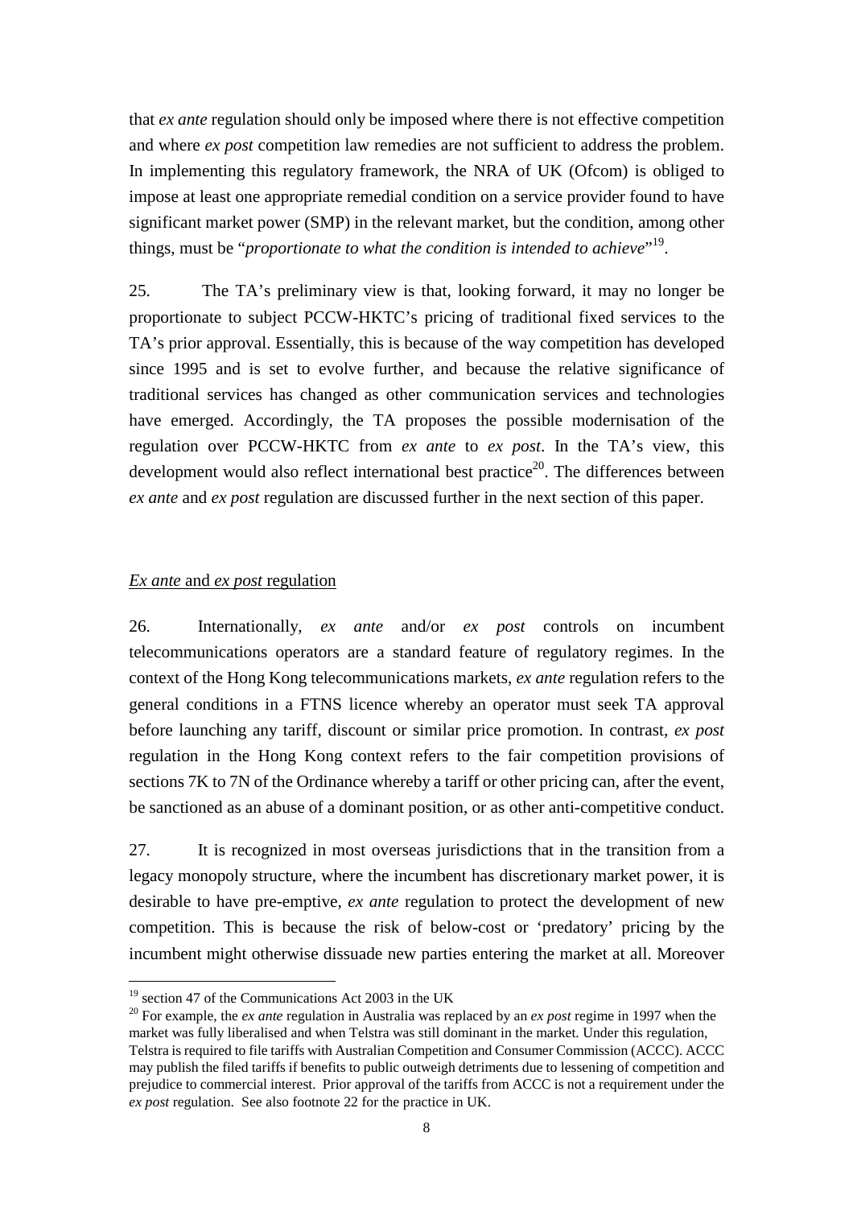that *ex ante* regulation should only be imposed where there is not effective competition and where *ex post* competition law remedies are not sufficient to address the problem. In implementing this regulatory framework, the NRA of UK (Ofcom) is obliged to impose at least one appropriate remedial condition on a service provider found to have significant market power (SMP) in the relevant market, but the condition, among other things, must be "*proportionate to what the condition is intended to achieve*"[19].

25. The TA's preliminary view is that, looking forward, it may no longer be proportionate to subject PCCW-HKTC's pricing of traditional fixed services to the TA's prior approval. Essentially, this is because of the way competition has developed since 1995 and is set to evolve further, and because the relative significance of traditional services has changed as other communication services and technologies have emerged. Accordingly, the TA proposes the possible modernisation of the regulation over PCCW-HKTC from *ex ante* to *ex post*. In the TA's view, this development would also reflect international best practice[20]. The differences between *ex ante* and *ex post* regulation are discussed further in the next section of this paper.

## *Ex ante* and *ex post* regulation

26. Internationally, *ex ante* and/or *ex post* controls on incumbent telecommunications operators are a standard feature of regulatory regimes. In the context of the Hong Kong telecommunications markets, *ex ante* regulation refers to the general conditions in a FTNS licence whereby an operator must seek TA approval before launching any tariff, discount or similar price promotion. In contrast, *ex post* regulation in the Hong Kong context refers to the fair competition provisions of sections 7K to 7N of the Ordinance whereby a tariff or other pricing can, after the event, be sanctioned as an abuse of a dominant position, or as other anti-competitive conduct.

27. It is recognized in most overseas jurisdictions that in the transition from a legacy monopoly structure, where the incumbent has discretionary market power, it is desirable to have pre-emptive, *ex ante* regulation to protect the development of new competition. This is because the risk of below-cost or 'predatory' pricing by the incumbent might otherwise dissuade new parties entering the market at all. Moreover

---

[19] section 47 of the Communications Act 2003 in the UK

[20] For example, the *ex ante* regulation in Australia was replaced by an *ex post* regime in 1997 when the market was fully liberalised and when Telstra was still dominant in the market. Under this regulation, Telstra is required to file tariffs with Australian Competition and Consumer Commission (ACCC). ACCC may publish the filed tariffs if benefits to public outweigh detriments due to lessening of competition and prejudice to commercial interest. Prior approval of the tariffs from ACCC is not a requirement under the *ex post* regulation. See also footnote 22 for the practice in UK.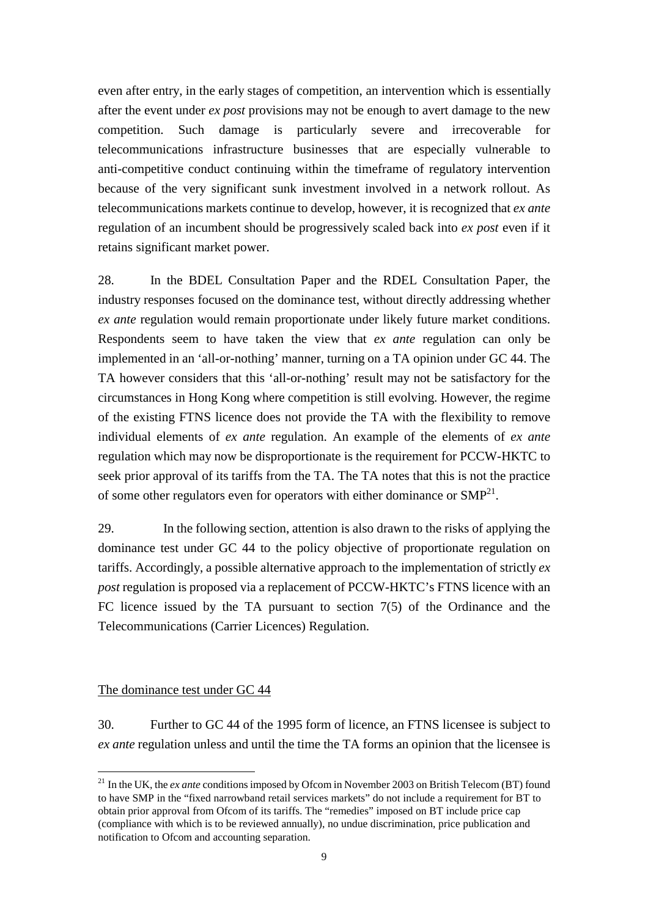even after entry, in the early stages of competition, an intervention which is essentially after the event under *ex post* provisions may not be enough to avert damage to the new competition. Such damage is particularly severe and irrecoverable for telecommunications infrastructure businesses that are especially vulnerable to anti-competitive conduct continuing within the timeframe of regulatory intervention because of the very significant sunk investment involved in a network rollout. As telecommunications markets continue to develop, however, it is recognized that *ex ante* regulation of an incumbent should be progressively scaled back into *ex post* even if it retains significant market power.

28. In the BDEL Consultation Paper and the RDEL Consultation Paper, the industry responses focused on the dominance test, without directly addressing whether *ex ante* regulation would remain proportionate under likely future market conditions. Respondents seem to have taken the view that *ex ante* regulation can only be implemented in an 'all-or-nothing' manner, turning on a TA opinion under GC 44. The TA however considers that this 'all-or-nothing' result may not be satisfactory for the circumstances in Hong Kong where competition is still evolving. However, the regime of the existing FTNS licence does not provide the TA with the flexibility to remove individual elements of *ex ante* regulation. An example of the elements of *ex ante* regulation which may now be disproportionate is the requirement for PCCW-HKTC to seek prior approval of its tariffs from the TA. The TA notes that this is not the practice of some other regulators even for operators with either dominance or SMP[21].

29. In the following section, attention is also drawn to the risks of applying the dominance test under GC 44 to the policy objective of proportionate regulation on tariffs. Accordingly, a possible alternative approach to the implementation of strictly *ex post* regulation is proposed via a replacement of PCCW-HKTC's FTNS licence with an FC licence issued by the TA pursuant to section 7(5) of the Ordinance and the Telecommunications (Carrier Licences) Regulation.

<u>The dominance test under GC 44</u>

30. Further to GC 44 of the 1995 form of licence, an FTNS licensee is subject to *ex ante* regulation unless and until the time the TA forms an opinion that the licensee is

---

[21] In the UK, the *ex ante* conditions imposed by Ofcom in November 2003 on British Telecom (BT) found to have SMP in the "fixed narrowband retail services markets" do not include a requirement for BT to obtain prior approval from Ofcom of its tariffs. The "remedies" imposed on BT include price cap (compliance with which is to be reviewed annually), no undue discrimination, price publication and notification to Ofcom and accounting separation.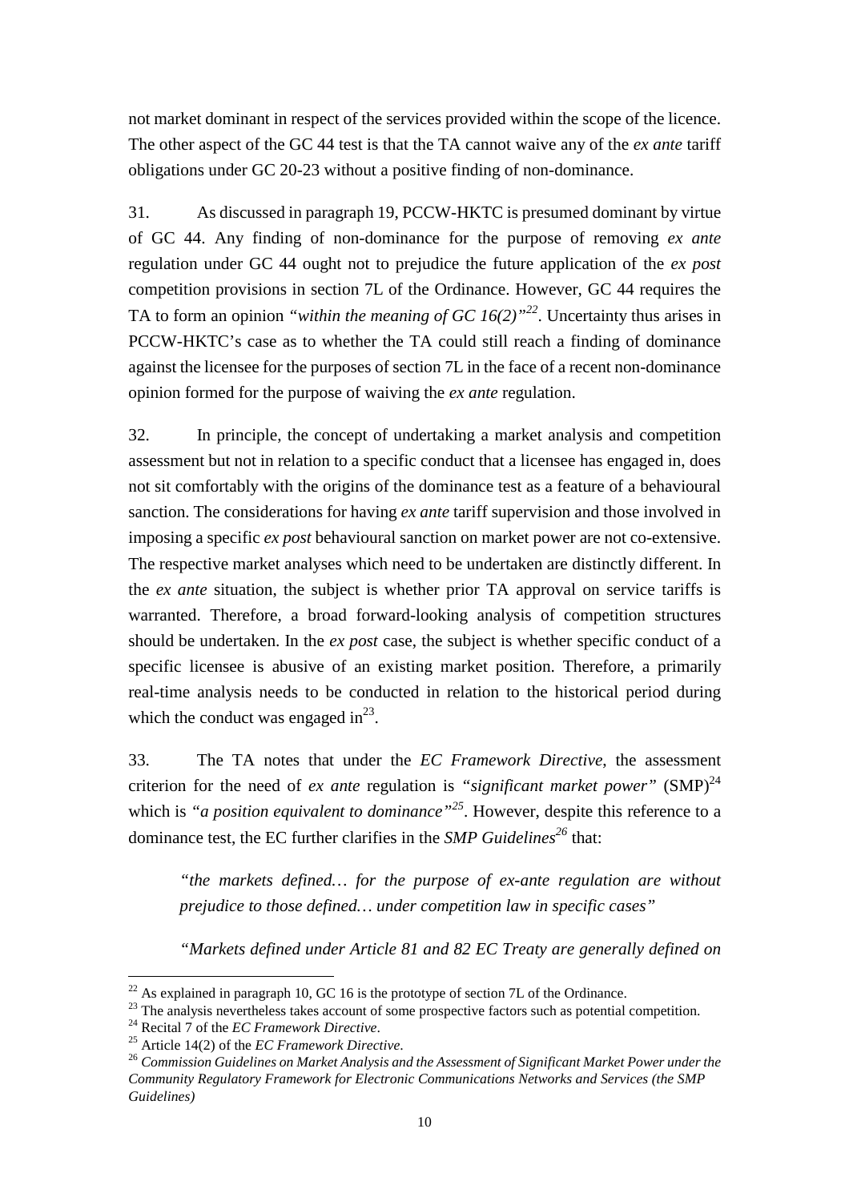not market dominant in respect of the services provided within the scope of the licence. The other aspect of the GC 44 test is that the TA cannot waive any of the *ex ante* tariff obligations under GC 20-23 without a positive finding of non-dominance.

31. As discussed in paragraph 19, PCCW-HKTC is presumed dominant by virtue of GC 44. Any finding of non-dominance for the purpose of removing *ex ante* regulation under GC 44 ought not to prejudice the future application of the *ex post* competition provisions in section 7L of the Ordinance. However, GC 44 requires the TA to form an opinion *"within the meaning of GC 16(2)"*[22]. Uncertainty thus arises in PCCW-HKTC's case as to whether the TA could still reach a finding of dominance against the licensee for the purposes of section 7L in the face of a recent non-dominance opinion formed for the purpose of waiving the *ex ante* regulation.

32. In principle, the concept of undertaking a market analysis and competition assessment but not in relation to a specific conduct that a licensee has engaged in, does not sit comfortably with the origins of the dominance test as a feature of a behavioural sanction. The considerations for having *ex ante* tariff supervision and those involved in imposing a specific *ex post* behavioural sanction on market power are not co-extensive. The respective market analyses which need to be undertaken are distinctly different. In the *ex ante* situation, the subject is whether prior TA approval on service tariffs is warranted. Therefore, a broad forward-looking analysis of competition structures should be undertaken. In the *ex post* case, the subject is whether specific conduct of a specific licensee is abusive of an existing market position. Therefore, a primarily real-time analysis needs to be conducted in relation to the historical period during which the conduct was engaged in[23].

33. The TA notes that under the *EC Framework Directive*, the assessment criterion for the need of *ex ante* regulation is *"significant market power"* (SMP)[24] which is *"a position equivalent to dominance"*[25]. However, despite this reference to a dominance test, the EC further clarifies in the ***SMP Guidelines***[26] that:

> *"the markets defined… for the purpose of ex-ante regulation are without prejudice to those defined… under competition law in specific cases"*
>
> *"Markets defined under Article 81 and 82 EC Treaty are generally defined on*

---

[22] As explained in paragraph 10, GC 16 is the prototype of section 7L of the Ordinance.

[23] The analysis nevertheless takes account of some prospective factors such as potential competition.

[24] Recital 7 of the *EC Framework Directive*.

[25] Article 14(2) of the *EC Framework Directive*.

[26] *Commission Guidelines on Market Analysis and the Assessment of Significant Market Power under the Community Regulatory Framework for Electronic Communications Networks and Services (the SMP Guidelines)*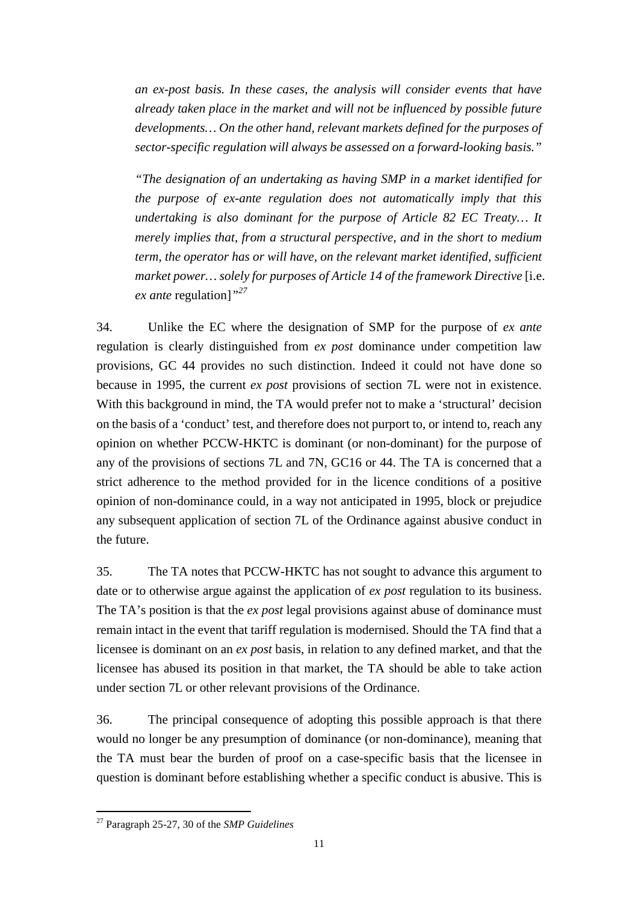> *an ex-post basis. In these cases, the analysis will consider events that have already taken place in the market and will not be influenced by possible future developments… On the other hand, relevant markets defined for the purposes of sector-specific regulation will always be assessed on a forward-looking basis."*
>
> *"The designation of an undertaking as having SMP in a market identified for the purpose of ex-ante regulation does not automatically imply that this undertaking is also dominant for the purpose of Article 82 EC Treaty… It merely implies that, from a structural perspective, and in the short to medium term, the operator has or will have, on the relevant market identified, sufficient market power… solely for purposes of Article 14 of the framework Directive* [i.e. *ex ante* regulation]*"*[27]

34. Unlike the EC where the designation of SMP for the purpose of *ex ante* regulation is clearly distinguished from *ex post* dominance under competition law provisions, GC 44 provides no such distinction. Indeed it could not have done so because in 1995, the current *ex post* provisions of section 7L were not in existence. With this background in mind, the TA would prefer not to make a 'structural' decision on the basis of a 'conduct' test, and therefore does not purport to, or intend to, reach any opinion on whether PCCW-HKTC is dominant (or non-dominant) for the purpose of any of the provisions of sections 7L and 7N, GC16 or 44. The TA is concerned that a strict adherence to the method provided for in the licence conditions of a positive opinion of non-dominance could, in a way not anticipated in 1995, block or prejudice any subsequent application of section 7L of the Ordinance against abusive conduct in the future.

35. The TA notes that PCCW-HKTC has not sought to advance this argument to date or to otherwise argue against the application of *ex post* regulation to its business. The TA's position is that the *ex post* legal provisions against abuse of dominance must remain intact in the event that tariff regulation is modernised. Should the TA find that a licensee is dominant on an *ex post* basis, in relation to any defined market, and that the licensee has abused its position in that market, the TA should be able to take action under section 7L or other relevant provisions of the Ordinance.

36. The principal consequence of adopting this possible approach is that there would no longer be any presumption of dominance (or non-dominance), meaning that the TA must bear the burden of proof on a case-specific basis that the licensee in question is dominant before establishing whether a specific conduct is abusive. This is

---

[27] Paragraph 25-27, 30 of the *SMP Guidelines*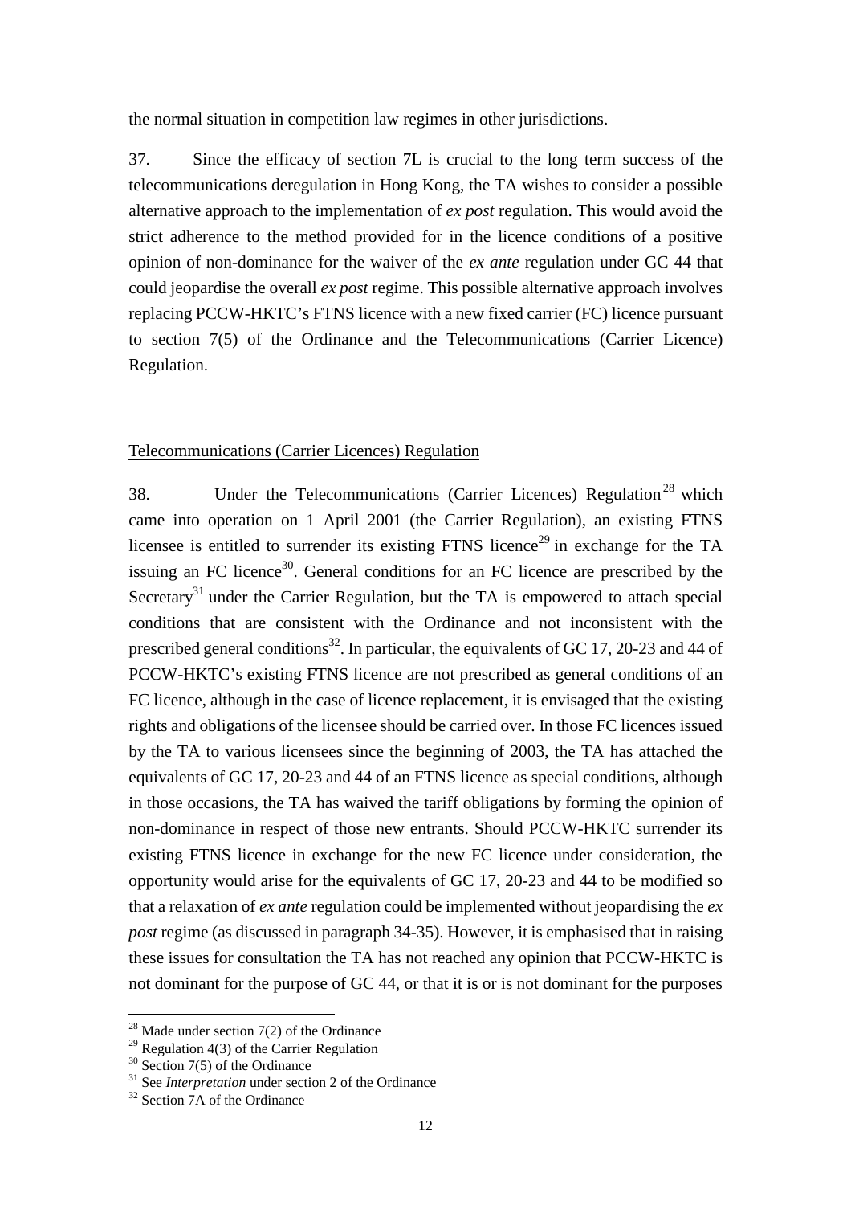the normal situation in competition law regimes in other jurisdictions.

37. Since the efficacy of section 7L is crucial to the long term success of the telecommunications deregulation in Hong Kong, the TA wishes to consider a possible alternative approach to the implementation of *ex post* regulation. This would avoid the strict adherence to the method provided for in the licence conditions of a positive opinion of non-dominance for the waiver of the *ex ante* regulation under GC 44 that could jeopardise the overall *ex post* regime. This possible alternative approach involves replacing PCCW-HKTC's FTNS licence with a new fixed carrier (FC) licence pursuant to section 7(5) of the Ordinance and the Telecommunications (Carrier Licence) Regulation.

<u>Telecommunications (Carrier Licences) Regulation</u>

38. Under the Telecommunications (Carrier Licences) Regulation[28] which came into operation on 1 April 2001 (the Carrier Regulation), an existing FTNS licensee is entitled to surrender its existing FTNS licence[29] in exchange for the TA issuing an FC licence[30]. General conditions for an FC licence are prescribed by the Secretary[31] under the Carrier Regulation, but the TA is empowered to attach special conditions that are consistent with the Ordinance and not inconsistent with the prescribed general conditions[32]. In particular, the equivalents of GC 17, 20-23 and 44 of PCCW-HKTC's existing FTNS licence are not prescribed as general conditions of an FC licence, although in the case of licence replacement, it is envisaged that the existing rights and obligations of the licensee should be carried over. In those FC licences issued by the TA to various licensees since the beginning of 2003, the TA has attached the equivalents of GC 17, 20-23 and 44 of an FTNS licence as special conditions, although in those occasions, the TA has waived the tariff obligations by forming the opinion of non-dominance in respect of those new entrants. Should PCCW-HKTC surrender its existing FTNS licence in exchange for the new FC licence under consideration, the opportunity would arise for the equivalents of GC 17, 20-23 and 44 to be modified so that a relaxation of *ex ante* regulation could be implemented without jeopardising the *ex post* regime (as discussed in paragraph 34-35). However, it is emphasised that in raising these issues for consultation the TA has not reached any opinion that PCCW-HKTC is not dominant for the purpose of GC 44, or that it is or is not dominant for the purposes

[28] Made under section 7(2) of the Ordinance
[29] Regulation 4(3) of the Carrier Regulation
[30] Section 7(5) of the Ordinance
[31] See *Interpretation* under section 2 of the Ordinance
[32] Section 7A of the Ordinance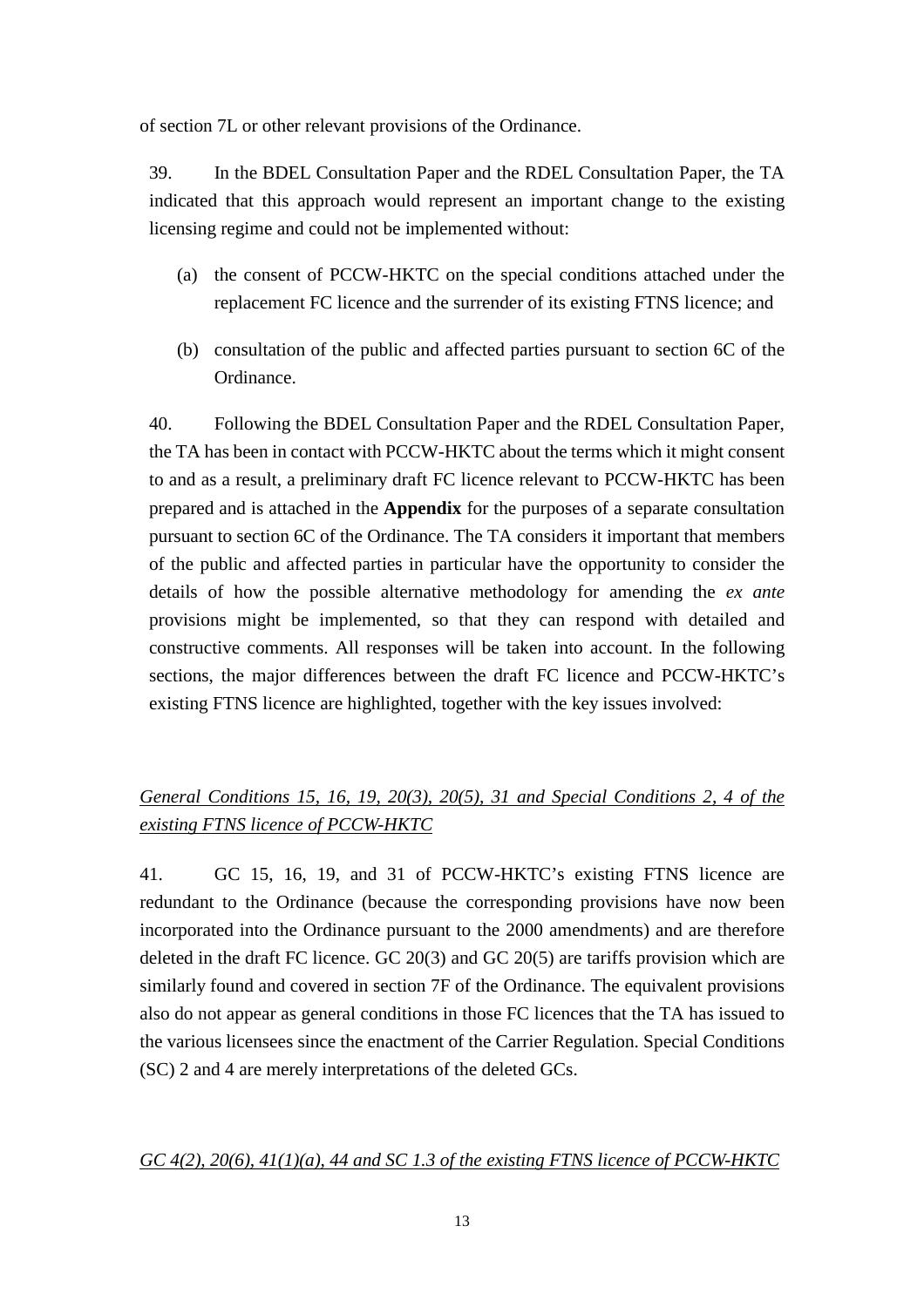of section 7L or other relevant provisions of the Ordinance.

39. In the BDEL Consultation Paper and the RDEL Consultation Paper, the TA indicated that this approach would represent an important change to the existing licensing regime and could not be implemented without:

(a) the consent of PCCW-HKTC on the special conditions attached under the replacement FC licence and the surrender of its existing FTNS licence; and

(b) consultation of the public and affected parties pursuant to section 6C of the Ordinance.

40. Following the BDEL Consultation Paper and the RDEL Consultation Paper, the TA has been in contact with PCCW-HKTC about the terms which it might consent to and as a result, a preliminary draft FC licence relevant to PCCW-HKTC has been prepared and is attached in the **Appendix** for the purposes of a separate consultation pursuant to section 6C of the Ordinance. The TA considers it important that members of the public and affected parties in particular have the opportunity to consider the details of how the possible alternative methodology for amending the *ex ante* provisions might be implemented, so that they can respond with detailed and constructive comments. All responses will be taken into account. In the following sections, the major differences between the draft FC licence and PCCW-HKTC's existing FTNS licence are highlighted, together with the key issues involved:

<u>*General Conditions 15, 16, 19, 20(3), 20(5), 31 and Special Conditions 2, 4 of the existing FTNS licence of PCCW-HKTC*</u>

41. GC 15, 16, 19, and 31 of PCCW-HKTC's existing FTNS licence are redundant to the Ordinance (because the corresponding provisions have now been incorporated into the Ordinance pursuant to the 2000 amendments) and are therefore deleted in the draft FC licence. GC 20(3) and GC 20(5) are tariffs provision which are similarly found and covered in section 7F of the Ordinance. The equivalent provisions also do not appear as general conditions in those FC licences that the TA has issued to the various licensees since the enactment of the Carrier Regulation. Special Conditions (SC) 2 and 4 are merely interpretations of the deleted GCs.

<u>*GC 4(2), 20(6), 41(1)(a), 44 and SC 1.3 of the existing FTNS licence of PCCW-HKTC*</u>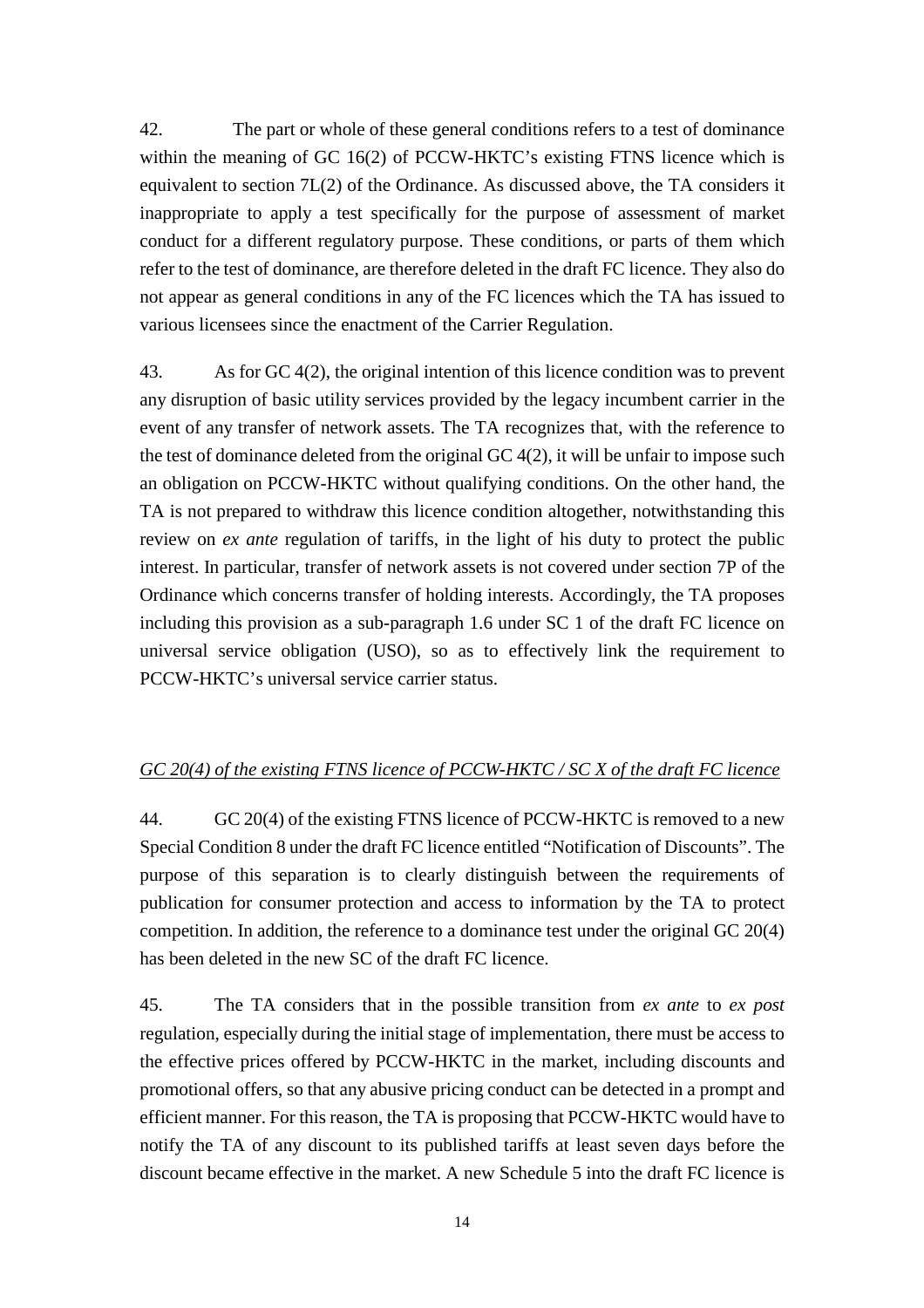42. The part or whole of these general conditions refers to a test of dominance within the meaning of GC 16(2) of PCCW-HKTC's existing FTNS licence which is equivalent to section 7L(2) of the Ordinance. As discussed above, the TA considers it inappropriate to apply a test specifically for the purpose of assessment of market conduct for a different regulatory purpose. These conditions, or parts of them which refer to the test of dominance, are therefore deleted in the draft FC licence. They also do not appear as general conditions in any of the FC licences which the TA has issued to various licensees since the enactment of the Carrier Regulation.

43. As for GC 4(2), the original intention of this licence condition was to prevent any disruption of basic utility services provided by the legacy incumbent carrier in the event of any transfer of network assets. The TA recognizes that, with the reference to the test of dominance deleted from the original GC 4(2), it will be unfair to impose such an obligation on PCCW-HKTC without qualifying conditions. On the other hand, the TA is not prepared to withdraw this licence condition altogether, notwithstanding this review on *ex ante* regulation of tariffs, in the light of his duty to protect the public interest. In particular, transfer of network assets is not covered under section 7P of the Ordinance which concerns transfer of holding interests. Accordingly, the TA proposes including this provision as a sub-paragraph 1.6 under SC 1 of the draft FC licence on universal service obligation (USO), so as to effectively link the requirement to PCCW-HKTC's universal service carrier status.

<u>*GC 20(4) of the existing FTNS licence of PCCW-HKTC / SC X of the draft FC licence*</u>

44. GC 20(4) of the existing FTNS licence of PCCW-HKTC is removed to a new Special Condition 8 under the draft FC licence entitled "Notification of Discounts". The purpose of this separation is to clearly distinguish between the requirements of publication for consumer protection and access to information by the TA to protect competition. In addition, the reference to a dominance test under the original GC 20(4) has been deleted in the new SC of the draft FC licence.

45. The TA considers that in the possible transition from *ex ante* to *ex post* regulation, especially during the initial stage of implementation, there must be access to the effective prices offered by PCCW-HKTC in the market, including discounts and promotional offers, so that any abusive pricing conduct can be detected in a prompt and efficient manner. For this reason, the TA is proposing that PCCW-HKTC would have to notify the TA of any discount to its published tariffs at least seven days before the discount became effective in the market. A new Schedule 5 into the draft FC licence is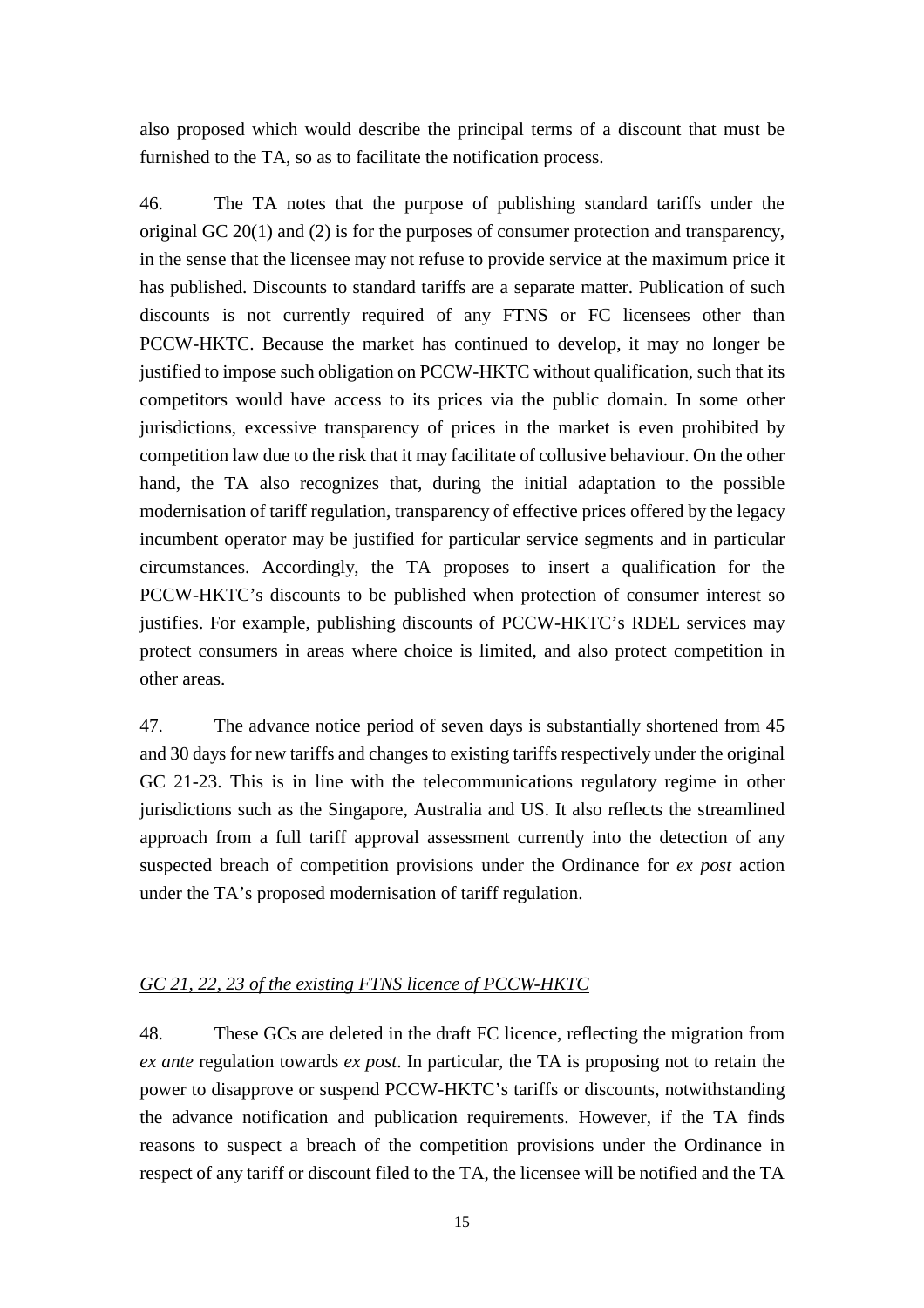also proposed which would describe the principal terms of a discount that must be furnished to the TA, so as to facilitate the notification process.

46. The TA notes that the purpose of publishing standard tariffs under the original GC 20(1) and (2) is for the purposes of consumer protection and transparency, in the sense that the licensee may not refuse to provide service at the maximum price it has published. Discounts to standard tariffs are a separate matter. Publication of such discounts is not currently required of any FTNS or FC licensees other than PCCW-HKTC. Because the market has continued to develop, it may no longer be justified to impose such obligation on PCCW-HKTC without qualification, such that its competitors would have access to its prices via the public domain. In some other jurisdictions, excessive transparency of prices in the market is even prohibited by competition law due to the risk that it may facilitate of collusive behaviour. On the other hand, the TA also recognizes that, during the initial adaptation to the possible modernisation of tariff regulation, transparency of effective prices offered by the legacy incumbent operator may be justified for particular service segments and in particular circumstances. Accordingly, the TA proposes to insert a qualification for the PCCW-HKTC's discounts to be published when protection of consumer interest so justifies. For example, publishing discounts of PCCW-HKTC's RDEL services may protect consumers in areas where choice is limited, and also protect competition in other areas.

47. The advance notice period of seven days is substantially shortened from 45 and 30 days for new tariffs and changes to existing tariffs respectively under the original GC 21-23. This is in line with the telecommunications regulatory regime in other jurisdictions such as the Singapore, Australia and US. It also reflects the streamlined approach from a full tariff approval assessment currently into the detection of any suspected breach of competition provisions under the Ordinance for *ex post* action under the TA's proposed modernisation of tariff regulation.

<u>*GC 21, 22, 23 of the existing FTNS licence of PCCW-HKTC*</u>

48. These GCs are deleted in the draft FC licence, reflecting the migration from *ex ante* regulation towards *ex post*. In particular, the TA is proposing not to retain the power to disapprove or suspend PCCW-HKTC's tariffs or discounts, notwithstanding the advance notification and publication requirements. However, if the TA finds reasons to suspect a breach of the competition provisions under the Ordinance in respect of any tariff or discount filed to the TA, the licensee will be notified and the TA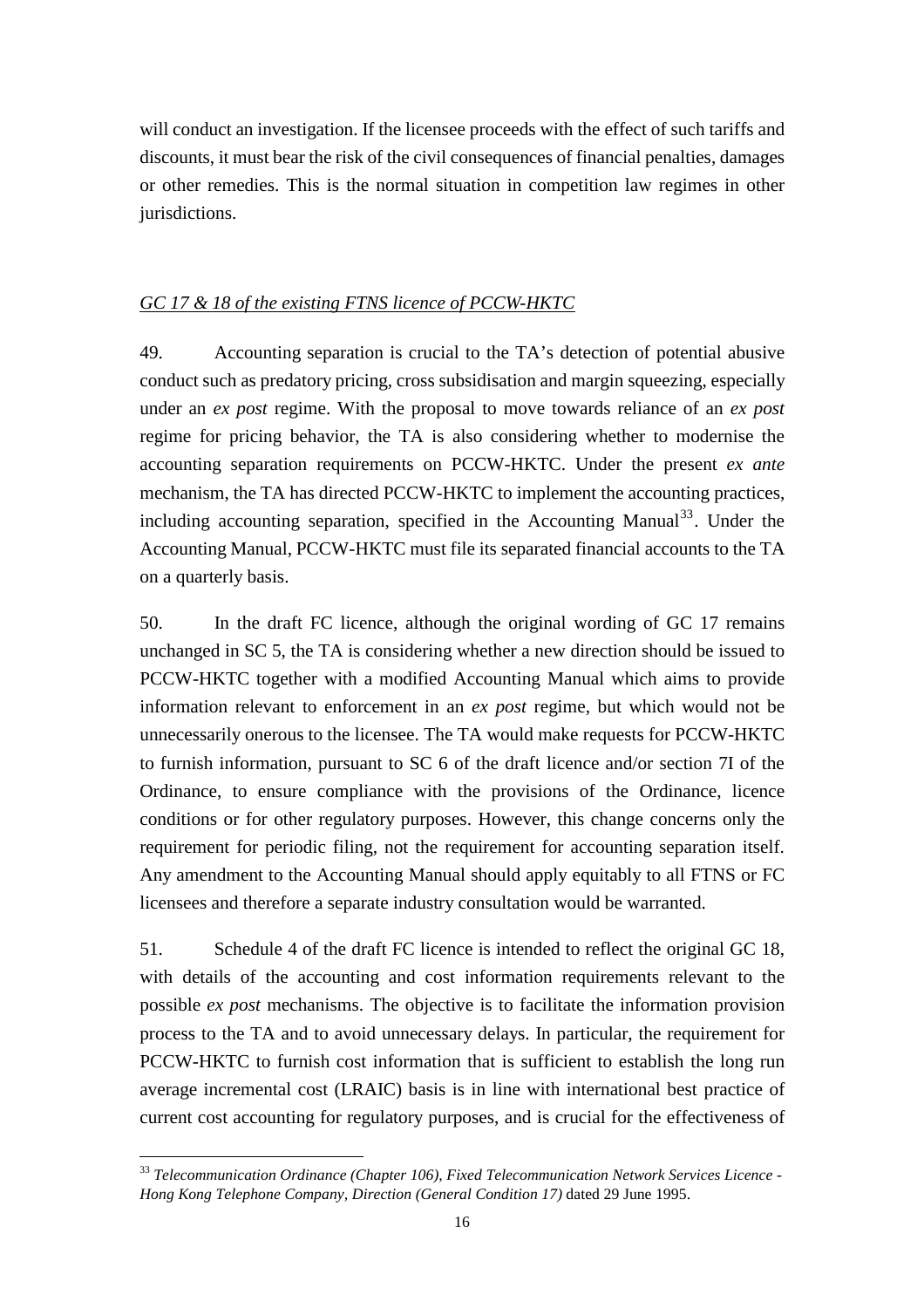will conduct an investigation. If the licensee proceeds with the effect of such tariffs and discounts, it must bear the risk of the civil consequences of financial penalties, damages or other remedies. This is the normal situation in competition law regimes in other jurisdictions.

*GC 17 & 18 of the existing FTNS licence of PCCW-HKTC*

49. Accounting separation is crucial to the TA's detection of potential abusive conduct such as predatory pricing, cross subsidisation and margin squeezing, especially under an *ex post* regime. With the proposal to move towards reliance of an *ex post* regime for pricing behavior, the TA is also considering whether to modernise the accounting separation requirements on PCCW-HKTC. Under the present *ex ante* mechanism, the TA has directed PCCW-HKTC to implement the accounting practices, including accounting separation, specified in the Accounting Manual[33]. Under the Accounting Manual, PCCW-HKTC must file its separated financial accounts to the TA on a quarterly basis.

50. In the draft FC licence, although the original wording of GC 17 remains unchanged in SC 5, the TA is considering whether a new direction should be issued to PCCW-HKTC together with a modified Accounting Manual which aims to provide information relevant to enforcement in an *ex post* regime, but which would not be unnecessarily onerous to the licensee. The TA would make requests for PCCW-HKTC to furnish information, pursuant to SC 6 of the draft licence and/or section 7I of the Ordinance, to ensure compliance with the provisions of the Ordinance, licence conditions or for other regulatory purposes. However, this change concerns only the requirement for periodic filing, not the requirement for accounting separation itself. Any amendment to the Accounting Manual should apply equitably to all FTNS or FC licensees and therefore a separate industry consultation would be warranted.

51. Schedule 4 of the draft FC licence is intended to reflect the original GC 18, with details of the accounting and cost information requirements relevant to the possible *ex post* mechanisms. The objective is to facilitate the information provision process to the TA and to avoid unnecessary delays. In particular, the requirement for PCCW-HKTC to furnish cost information that is sufficient to establish the long run average incremental cost (LRAIC) basis is in line with international best practice of current cost accounting for regulatory purposes, and is crucial for the effectiveness of

---

[33] *Telecommunication Ordinance (Chapter 106), Fixed Telecommunication Network Services Licence - Hong Kong Telephone Company, Direction (General Condition 17)* dated 29 June 1995.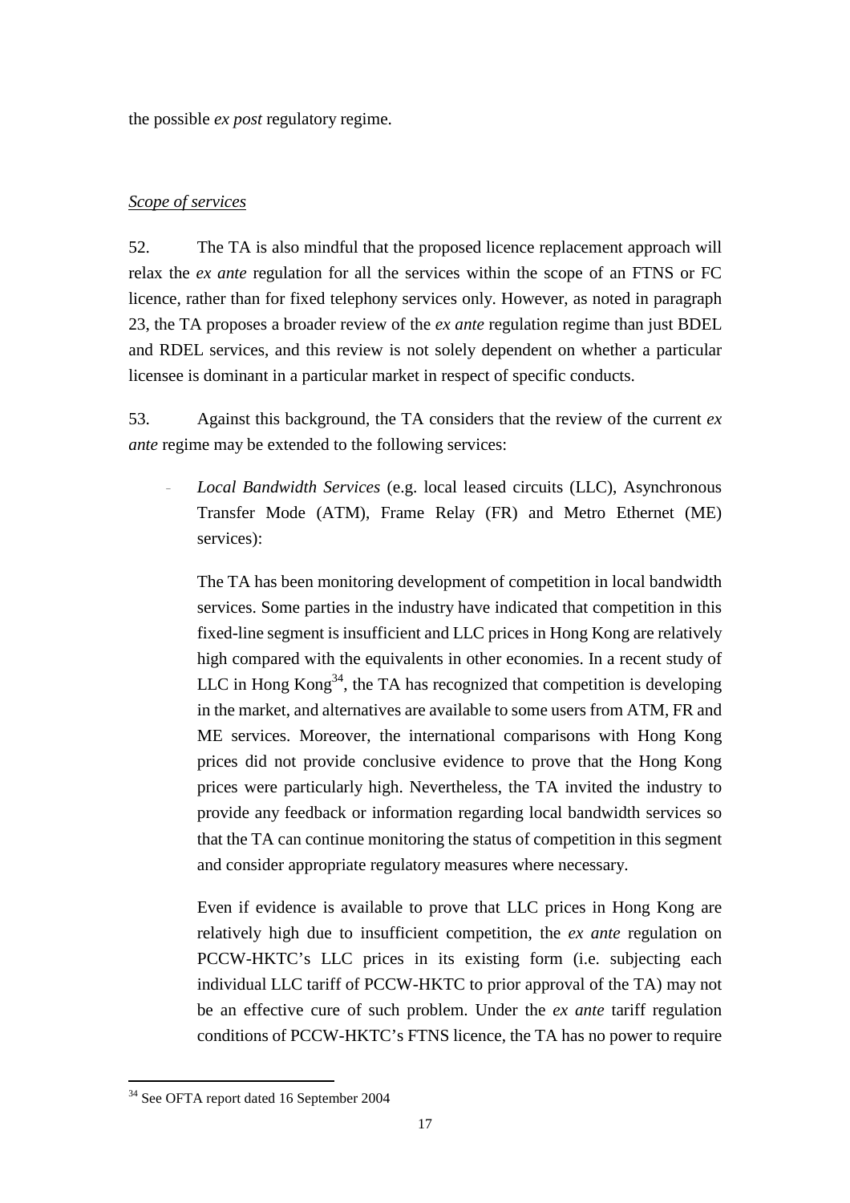the possible *ex post* regulatory regime.

*Scope of services*

52. The TA is also mindful that the proposed licence replacement approach will relax the *ex ante* regulation for all the services within the scope of an FTNS or FC licence, rather than for fixed telephony services only. However, as noted in paragraph 23, the TA proposes a broader review of the *ex ante* regulation regime than just BDEL and RDEL services, and this review is not solely dependent on whether a particular licensee is dominant in a particular market in respect of specific conducts.

53. Against this background, the TA considers that the review of the current *ex ante* regime may be extended to the following services:

- *Local Bandwidth Services* (e.g. local leased circuits (LLC), Asynchronous Transfer Mode (ATM), Frame Relay (FR) and Metro Ethernet (ME) services):

  The TA has been monitoring development of competition in local bandwidth services. Some parties in the industry have indicated that competition in this fixed-line segment is insufficient and LLC prices in Hong Kong are relatively high compared with the equivalents in other economies. In a recent study of LLC in Hong Kong[34], the TA has recognized that competition is developing in the market, and alternatives are available to some users from ATM, FR and ME services. Moreover, the international comparisons with Hong Kong prices did not provide conclusive evidence to prove that the Hong Kong prices were particularly high. Nevertheless, the TA invited the industry to provide any feedback or information regarding local bandwidth services so that the TA can continue monitoring the status of competition in this segment and consider appropriate regulatory measures where necessary.

  Even if evidence is available to prove that LLC prices in Hong Kong are relatively high due to insufficient competition, the *ex ante* regulation on PCCW-HKTC's LLC prices in its existing form (i.e. subjecting each individual LLC tariff of PCCW-HKTC to prior approval of the TA) may not be an effective cure of such problem. Under the *ex ante* tariff regulation conditions of PCCW-HKTC's FTNS licence, the TA has no power to require

[34] See OFTA report dated 16 September 2004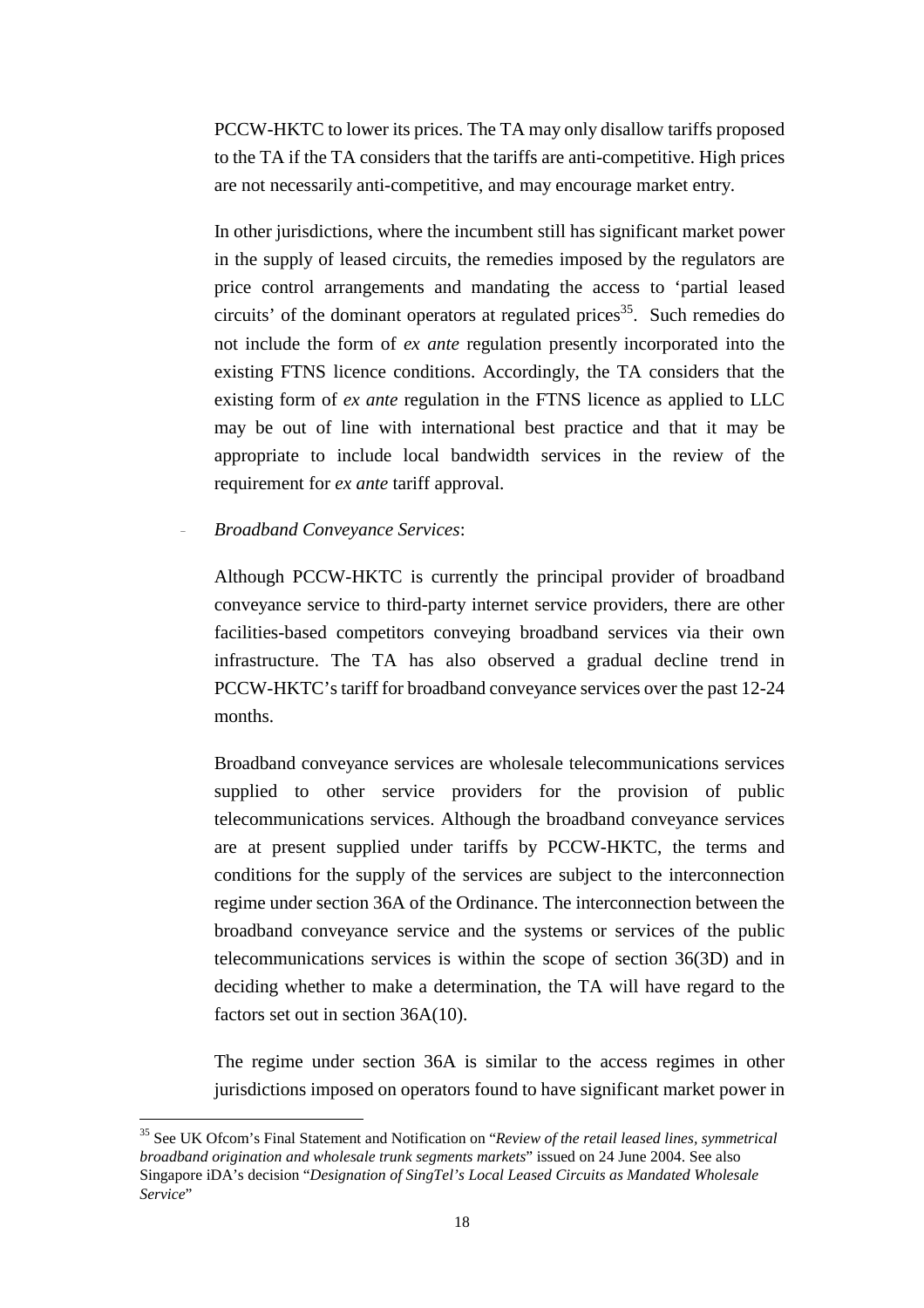PCCW-HKTC to lower its prices. The TA may only disallow tariffs proposed to the TA if the TA considers that the tariffs are anti-competitive. High prices are not necessarily anti-competitive, and may encourage market entry.

In other jurisdictions, where the incumbent still has significant market power in the supply of leased circuits, the remedies imposed by the regulators are price control arrangements and mandating the access to 'partial leased circuits' of the dominant operators at regulated prices[35]. Such remedies do not include the form of *ex ante* regulation presently incorporated into the existing FTNS licence conditions. Accordingly, the TA considers that the existing form of *ex ante* regulation in the FTNS licence as applied to LLC may be out of line with international best practice and that it may be appropriate to include local bandwidth services in the review of the requirement for *ex ante* tariff approval.

- *Broadband Conveyance Services*:

  Although PCCW-HKTC is currently the principal provider of broadband conveyance service to third-party internet service providers, there are other facilities-based competitors conveying broadband services via their own infrastructure. The TA has also observed a gradual decline trend in PCCW-HKTC's tariff for broadband conveyance services over the past 12-24 months.

  Broadband conveyance services are wholesale telecommunications services supplied to other service providers for the provision of public telecommunications services. Although the broadband conveyance services are at present supplied under tariffs by PCCW-HKTC, the terms and conditions for the supply of the services are subject to the interconnection regime under section 36A of the Ordinance. The interconnection between the broadband conveyance service and the systems or services of the public telecommunications services is within the scope of section 36(3D) and in deciding whether to make a determination, the TA will have regard to the factors set out in section 36A(10).

  The regime under section 36A is similar to the access regimes in other jurisdictions imposed on operators found to have significant market power in

---

[35] See UK Ofcom's Final Statement and Notification on "*Review of the retail leased lines, symmetrical broadband origination and wholesale trunk segments markets*" issued on 24 June 2004. See also Singapore iDA's decision "*Designation of SingTel's Local Leased Circuits as Mandated Wholesale Service*"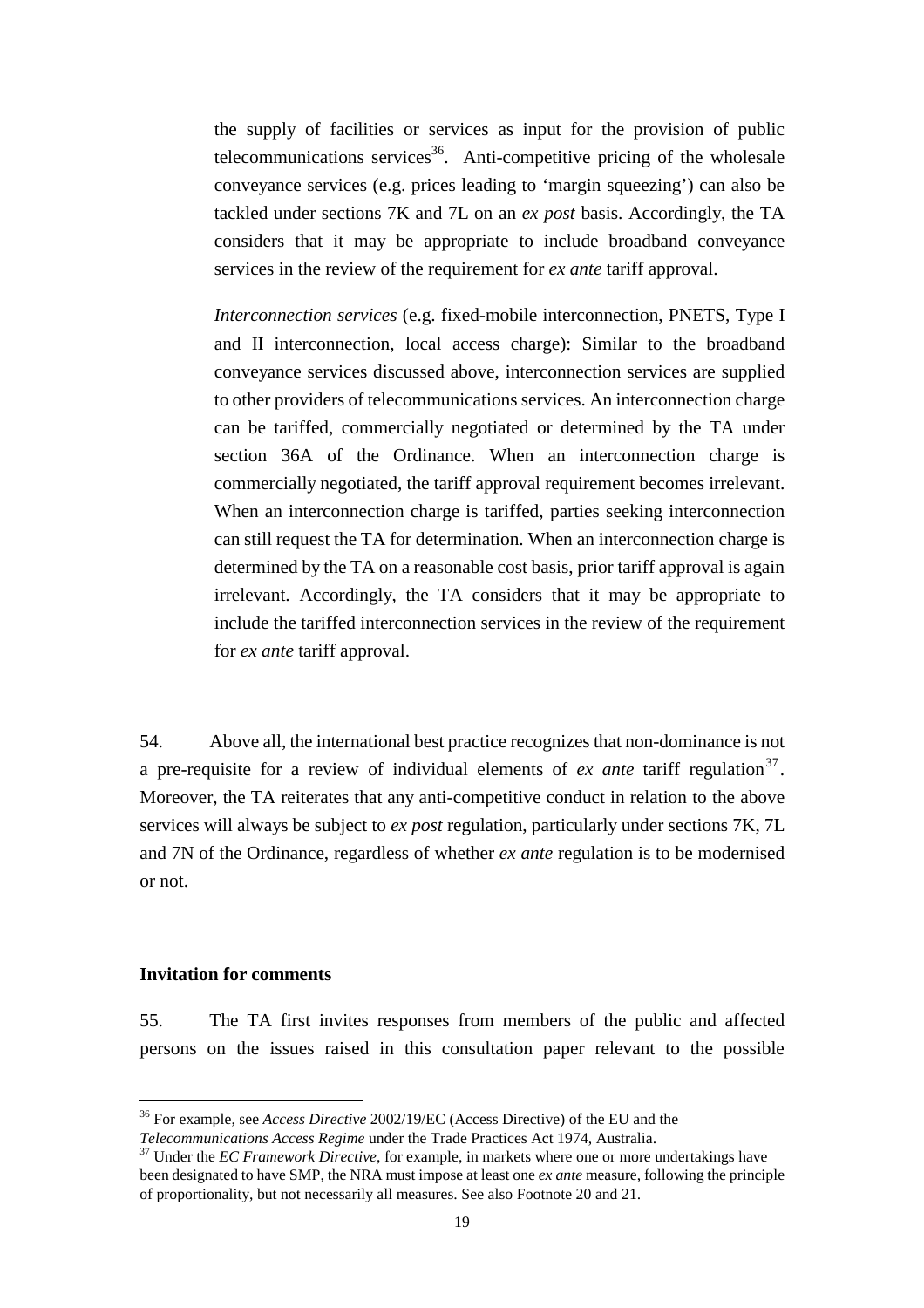the supply of facilities or services as input for the provision of public telecommunications services[36]. Anti-competitive pricing of the wholesale conveyance services (e.g. prices leading to 'margin squeezing') can also be tackled under sections 7K and 7L on an *ex post* basis. Accordingly, the TA considers that it may be appropriate to include broadband conveyance services in the review of the requirement for *ex ante* tariff approval.

- *Interconnection services* (e.g. fixed-mobile interconnection, PNETS, Type I and II interconnection, local access charge): Similar to the broadband conveyance services discussed above, interconnection services are supplied to other providers of telecommunications services. An interconnection charge can be tariffed, commercially negotiated or determined by the TA under section 36A of the Ordinance. When an interconnection charge is commercially negotiated, the tariff approval requirement becomes irrelevant. When an interconnection charge is tariffed, parties seeking interconnection can still request the TA for determination. When an interconnection charge is determined by the TA on a reasonable cost basis, prior tariff approval is again irrelevant. Accordingly, the TA considers that it may be appropriate to include the tariffed interconnection services in the review of the requirement for *ex ante* tariff approval.

54. Above all, the international best practice recognizes that non-dominance is not a pre-requisite for a review of individual elements of *ex ante* tariff regulation[37]. Moreover, the TA reiterates that any anti-competitive conduct in relation to the above services will always be subject to *ex post* regulation, particularly under sections 7K, 7L and 7N of the Ordinance, regardless of whether *ex ante* regulation is to be modernised or not.

**Invitation for comments**

55. The TA first invites responses from members of the public and affected persons on the issues raised in this consultation paper relevant to the possible

---

[36] For example, see *Access Directive* 2002/19/EC (Access Directive) of the EU and the *Telecommunications Access Regime* under the Trade Practices Act 1974, Australia.

[37] Under the *EC Framework Directive*, for example, in markets where one or more undertakings have been designated to have SMP, the NRA must impose at least one *ex ante* measure, following the principle of proportionality, but not necessarily all measures. See also Footnote 20 and 21.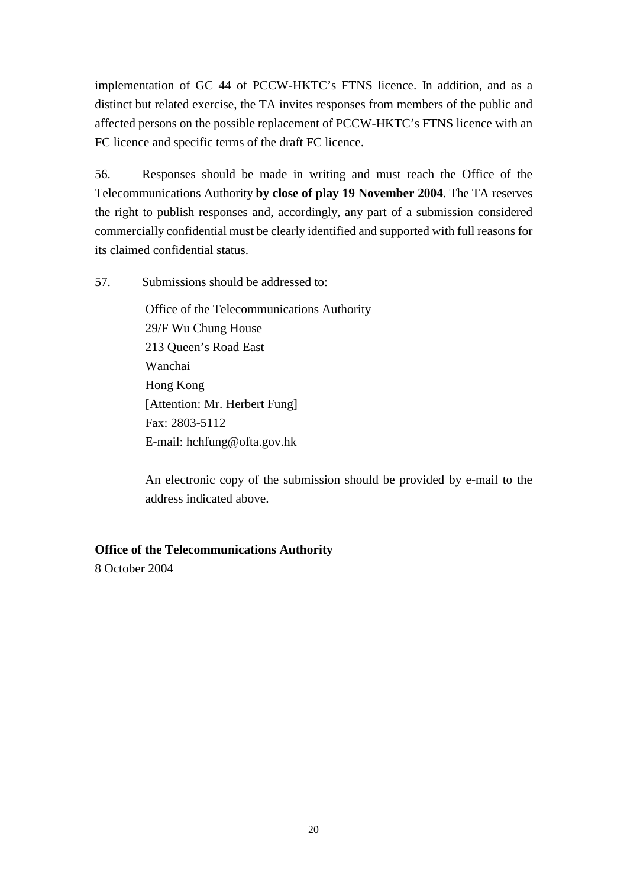implementation of GC 44 of PCCW-HKTC's FTNS licence. In addition, and as a distinct but related exercise, the TA invites responses from members of the public and affected persons on the possible replacement of PCCW-HKTC's FTNS licence with an FC licence and specific terms of the draft FC licence.

56. Responses should be made in writing and must reach the Office of the Telecommunications Authority **by close of play 19 November 2004**. The TA reserves the right to publish responses and, accordingly, any part of a submission considered commercially confidential must be clearly identified and supported with full reasons for its claimed confidential status.

57. Submissions should be addressed to:

Office of the Telecommunications Authority  
29/F Wu Chung House  
213 Queen's Road East  
Wanchai  
Hong Kong  
[Attention: Mr. Herbert Fung]  
Fax: 2803-5112  
E-mail: hchfung@ofta.gov.hk

An electronic copy of the submission should be provided by e-mail to the address indicated above.

**Office of the Telecommunications Authority**  
8 October 2004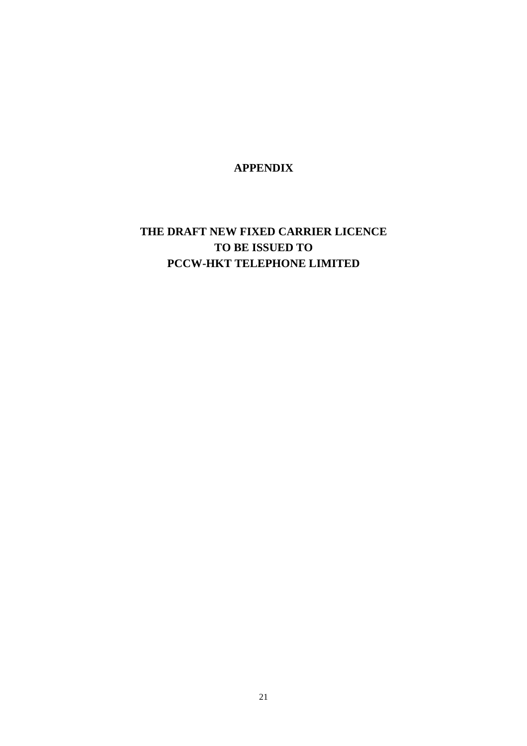# APPENDIX

# THE DRAFT NEW FIXED CARRIER LICENCE
# TO BE ISSUED TO
# PCCW-HKT TELEPHONE LIMITED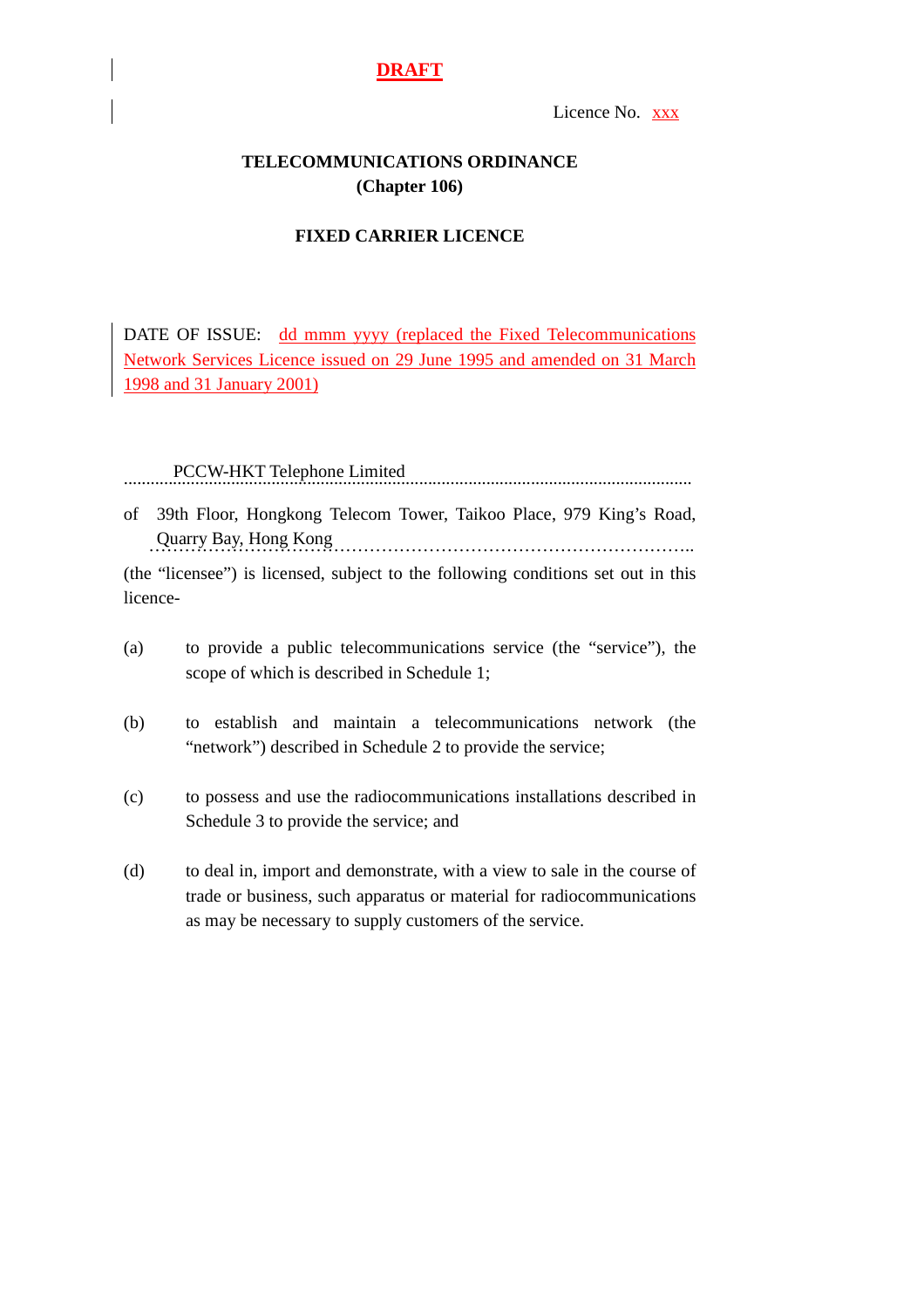**DRAFT**

Licence No. xxx

**TELECOMMUNICATIONS ORDINANCE**
**(Chapter 106)**

**FIXED CARRIER LICENCE**

DATE OF ISSUE: dd mmm yyyy (replaced the Fixed Telecommunications Network Services Licence issued on 29 June 1995 and amended on 31 March 1998 and 31 January 2001)

PCCW-HKT Telephone Limited

of 39th Floor, Hongkong Telecom Tower, Taikoo Place, 979 King's Road, Quarry Bay, Hong Kong

(the "licensee") is licensed, subject to the following conditions set out in this licence-

(a) to provide a public telecommunications service (the "service"), the scope of which is described in Schedule 1;

(b) to establish and maintain a telecommunications network (the "network") described in Schedule 2 to provide the service;

(c) to possess and use the radiocommunications installations described in Schedule 3 to provide the service; and

(d) to deal in, import and demonstrate, with a view to sale in the course of trade or business, such apparatus or material for radiocommunications as may be necessary to supply customers of the service.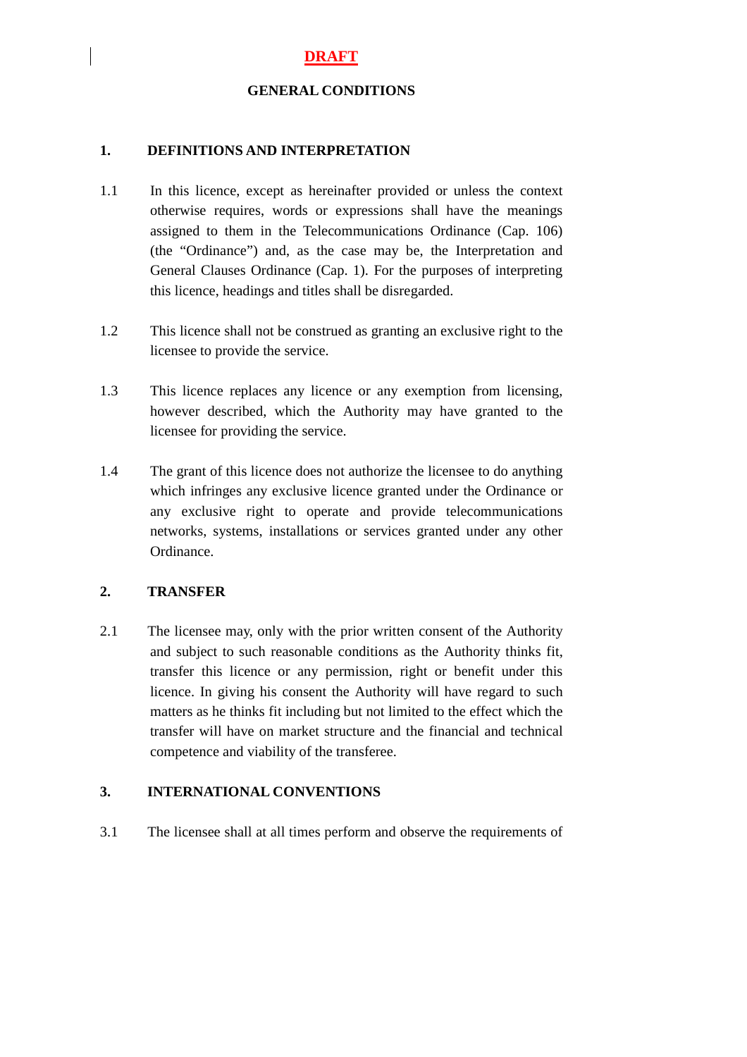**DRAFT**

## GENERAL CONDITIONS

### 1. DEFINITIONS AND INTERPRETATION

1.1 In this licence, except as hereinafter provided or unless the context otherwise requires, words or expressions shall have the meanings assigned to them in the Telecommunications Ordinance (Cap. 106) (the "Ordinance") and, as the case may be, the Interpretation and General Clauses Ordinance (Cap. 1). For the purposes of interpreting this licence, headings and titles shall be disregarded.

1.2 This licence shall not be construed as granting an exclusive right to the licensee to provide the service.

1.3 This licence replaces any licence or any exemption from licensing, however described, which the Authority may have granted to the licensee for providing the service.

1.4 The grant of this licence does not authorize the licensee to do anything which infringes any exclusive licence granted under the Ordinance or any exclusive right to operate and provide telecommunications networks, systems, installations or services granted under any other Ordinance.

### 2. TRANSFER

2.1 The licensee may, only with the prior written consent of the Authority and subject to such reasonable conditions as the Authority thinks fit, transfer this licence or any permission, right or benefit under this licence. In giving his consent the Authority will have regard to such matters as he thinks fit including but not limited to the effect which the transfer will have on market structure and the financial and technical competence and viability of the transferee.

### 3. INTERNATIONAL CONVENTIONS

3.1 The licensee shall at all times perform and observe the requirements of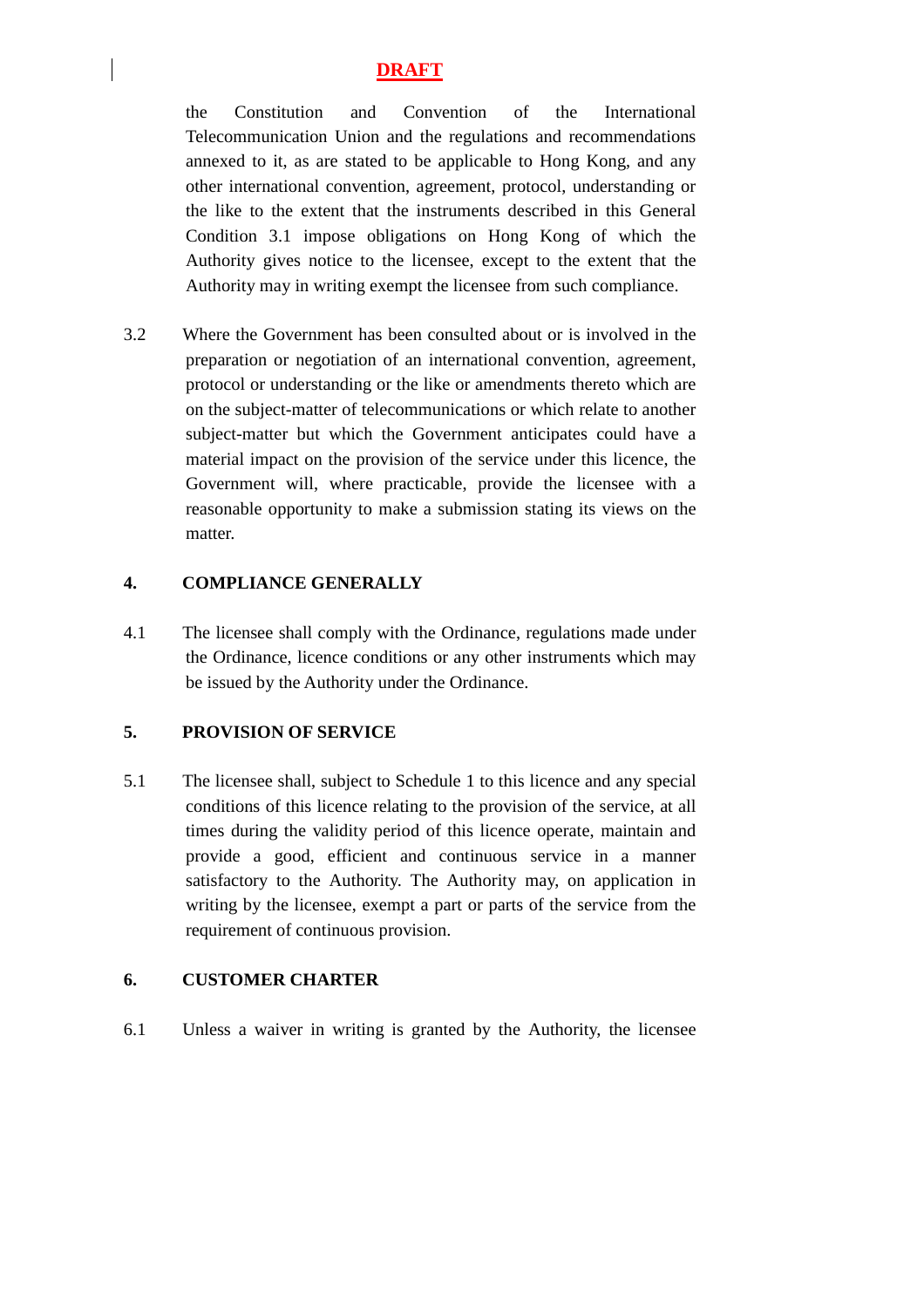**DRAFT**

the Constitution and Convention of the International Telecommunication Union and the regulations and recommendations annexed to it, as are stated to be applicable to Hong Kong, and any other international convention, agreement, protocol, understanding or the like to the extent that the instruments described in this General Condition 3.1 impose obligations on Hong Kong of which the Authority gives notice to the licensee, except to the extent that the Authority may in writing exempt the licensee from such compliance.

3.2 Where the Government has been consulted about or is involved in the preparation or negotiation of an international convention, agreement, protocol or understanding or the like or amendments thereto which are on the subject-matter of telecommunications or which relate to another subject-matter but which the Government anticipates could have a material impact on the provision of the service under this licence, the Government will, where practicable, provide the licensee with a reasonable opportunity to make a submission stating its views on the matter.

**4. COMPLIANCE GENERALLY**

4.1 The licensee shall comply with the Ordinance, regulations made under the Ordinance, licence conditions or any other instruments which may be issued by the Authority under the Ordinance.

**5. PROVISION OF SERVICE**

5.1 The licensee shall, subject to Schedule 1 to this licence and any special conditions of this licence relating to the provision of the service, at all times during the validity period of this licence operate, maintain and provide a good, efficient and continuous service in a manner satisfactory to the Authority. The Authority may, on application in writing by the licensee, exempt a part or parts of the service from the requirement of continuous provision.

**6. CUSTOMER CHARTER**

6.1 Unless a waiver in writing is granted by the Authority, the licensee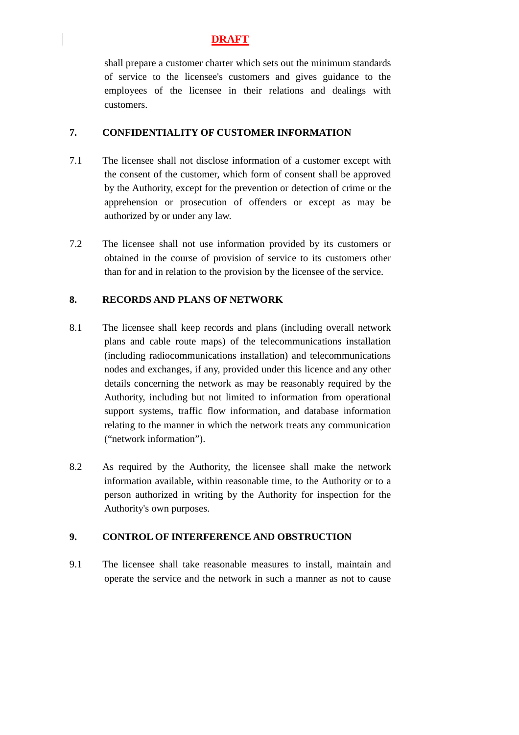**DRAFT**

shall prepare a customer charter which sets out the minimum standards of service to the licensee's customers and gives guidance to the employees of the licensee in their relations and dealings with customers.

## 7. CONFIDENTIALITY OF CUSTOMER INFORMATION

7.1 The licensee shall not disclose information of a customer except with the consent of the customer, which form of consent shall be approved by the Authority, except for the prevention or detection of crime or the apprehension or prosecution of offenders or except as may be authorized by or under any law.

7.2 The licensee shall not use information provided by its customers or obtained in the course of provision of service to its customers other than for and in relation to the provision by the licensee of the service.

## 8. RECORDS AND PLANS OF NETWORK

8.1 The licensee shall keep records and plans (including overall network plans and cable route maps) of the telecommunications installation (including radiocommunications installation) and telecommunications nodes and exchanges, if any, provided under this licence and any other details concerning the network as may be reasonably required by the Authority, including but not limited to information from operational support systems, traffic flow information, and database information relating to the manner in which the network treats any communication ("network information").

8.2 As required by the Authority, the licensee shall make the network information available, within reasonable time, to the Authority or to a person authorized in writing by the Authority for inspection for the Authority's own purposes.

## 9. CONTROL OF INTERFERENCE AND OBSTRUCTION

9.1 The licensee shall take reasonable measures to install, maintain and operate the service and the network in such a manner as not to cause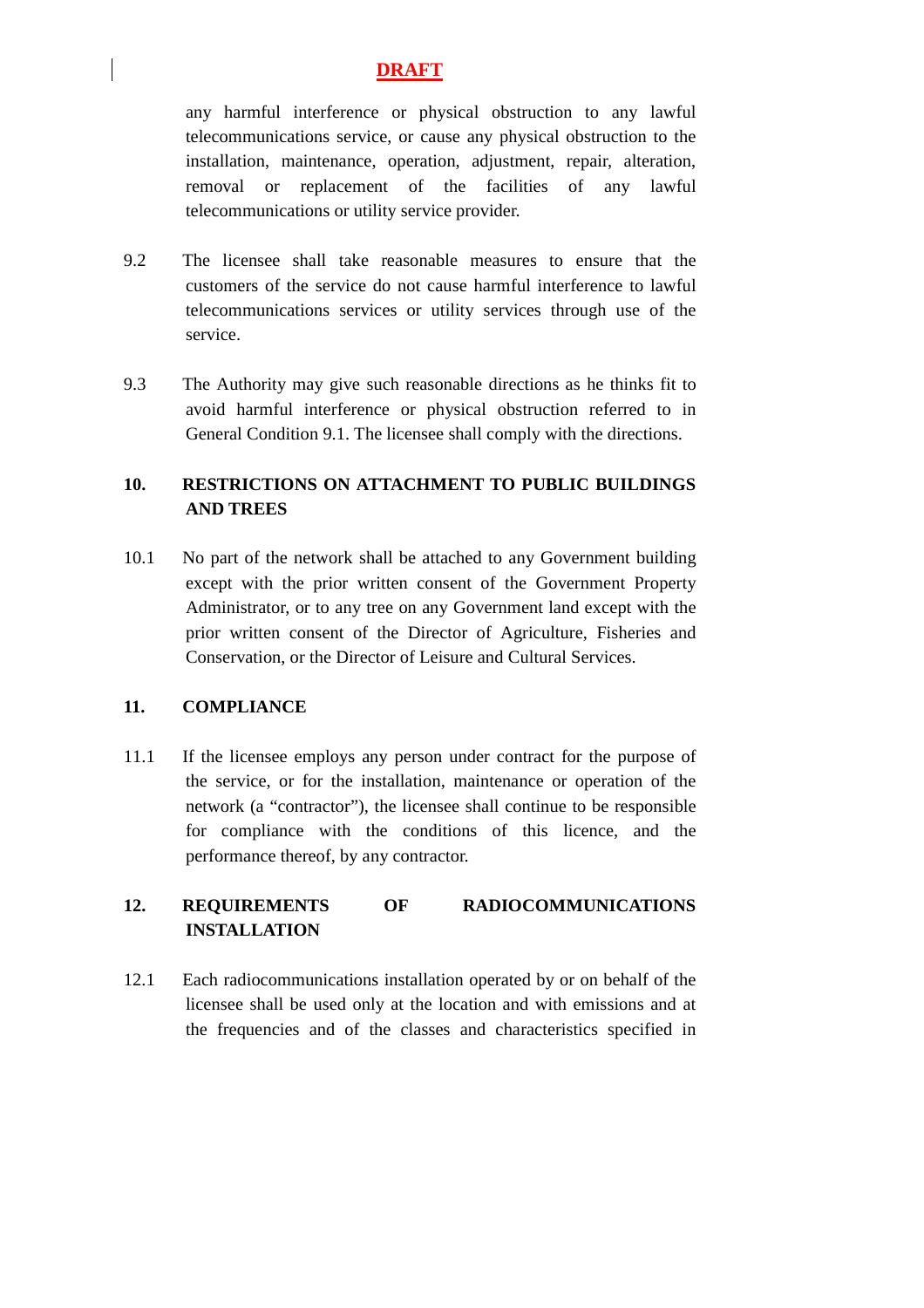**DRAFT**

any harmful interference or physical obstruction to any lawful telecommunications service, or cause any physical obstruction to the installation, maintenance, operation, adjustment, repair, alteration, removal or replacement of the facilities of any lawful telecommunications or utility service provider.

9.2 The licensee shall take reasonable measures to ensure that the customers of the service do not cause harmful interference to lawful telecommunications services or utility services through use of the service.

9.3 The Authority may give such reasonable directions as he thinks fit to avoid harmful interference or physical obstruction referred to in General Condition 9.1. The licensee shall comply with the directions.

## 10. RESTRICTIONS ON ATTACHMENT TO PUBLIC BUILDINGS AND TREES

10.1 No part of the network shall be attached to any Government building except with the prior written consent of the Government Property Administrator, or to any tree on any Government land except with the prior written consent of the Director of Agriculture, Fisheries and Conservation, or the Director of Leisure and Cultural Services.

## 11. COMPLIANCE

11.1 If the licensee employs any person under contract for the purpose of the service, or for the installation, maintenance or operation of the network (a "contractor"), the licensee shall continue to be responsible for compliance with the conditions of this licence, and the performance thereof, by any contractor.

## 12. REQUIREMENTS OF RADIOCOMMUNICATIONS INSTALLATION

12.1 Each radiocommunications installation operated by or on behalf of the licensee shall be used only at the location and with emissions and at the frequencies and of the classes and characteristics specified in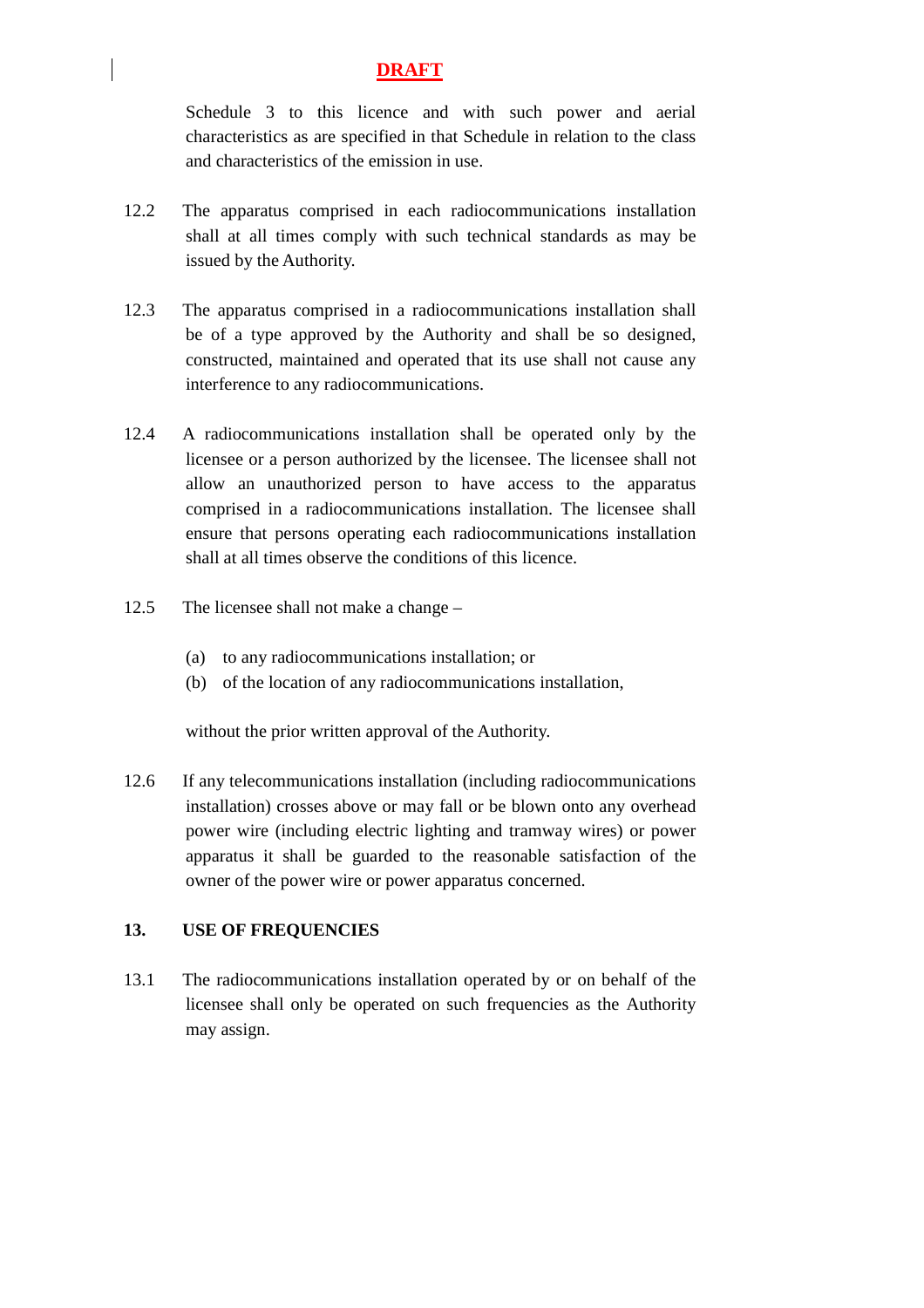**DRAFT**

Schedule 3 to this licence and with such power and aerial characteristics as are specified in that Schedule in relation to the class and characteristics of the emission in use.

12.2 The apparatus comprised in each radiocommunications installation shall at all times comply with such technical standards as may be issued by the Authority.

12.3 The apparatus comprised in a radiocommunications installation shall be of a type approved by the Authority and shall be so designed, constructed, maintained and operated that its use shall not cause any interference to any radiocommunications.

12.4 A radiocommunications installation shall be operated only by the licensee or a person authorized by the licensee. The licensee shall not allow an unauthorized person to have access to the apparatus comprised in a radiocommunications installation. The licensee shall ensure that persons operating each radiocommunications installation shall at all times observe the conditions of this licence.

12.5 The licensee shall not make a change –

(a) to any radiocommunications installation; or
(b) of the location of any radiocommunications installation,

without the prior written approval of the Authority.

12.6 If any telecommunications installation (including radiocommunications installation) crosses above or may fall or be blown onto any overhead power wire (including electric lighting and tramway wires) or power apparatus it shall be guarded to the reasonable satisfaction of the owner of the power wire or power apparatus concerned.

**13. USE OF FREQUENCIES**

13.1 The radiocommunications installation operated by or on behalf of the licensee shall only be operated on such frequencies as the Authority may assign.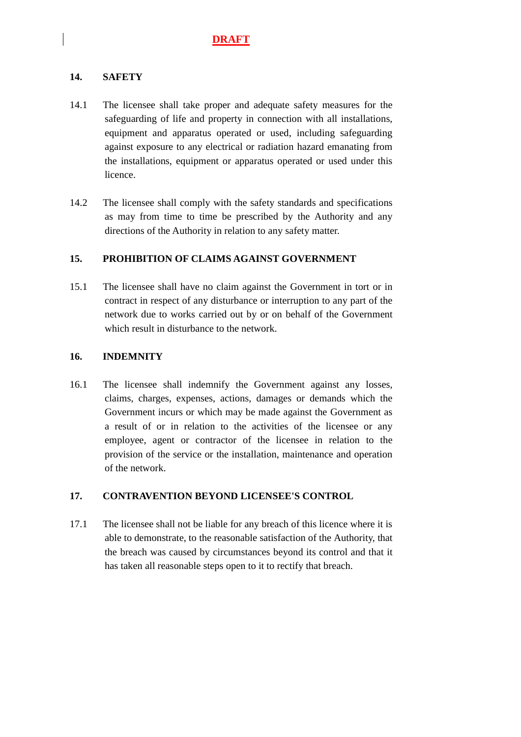**DRAFT**

## 14. SAFETY

14.1 The licensee shall take proper and adequate safety measures for the safeguarding of life and property in connection with all installations, equipment and apparatus operated or used, including safeguarding against exposure to any electrical or radiation hazard emanating from the installations, equipment or apparatus operated or used under this licence.

14.2 The licensee shall comply with the safety standards and specifications as may from time to time be prescribed by the Authority and any directions of the Authority in relation to any safety matter.

## 15. PROHIBITION OF CLAIMS AGAINST GOVERNMENT

15.1 The licensee shall have no claim against the Government in tort or in contract in respect of any disturbance or interruption to any part of the network due to works carried out by or on behalf of the Government which result in disturbance to the network.

## 16. INDEMNITY

16.1 The licensee shall indemnify the Government against any losses, claims, charges, expenses, actions, damages or demands which the Government incurs or which may be made against the Government as a result of or in relation to the activities of the licensee or any employee, agent or contractor of the licensee in relation to the provision of the service or the installation, maintenance and operation of the network.

## 17. CONTRAVENTION BEYOND LICENSEE'S CONTROL

17.1 The licensee shall not be liable for any breach of this licence where it is able to demonstrate, to the reasonable satisfaction of the Authority, that the breach was caused by circumstances beyond its control and that it has taken all reasonable steps open to it to rectify that breach.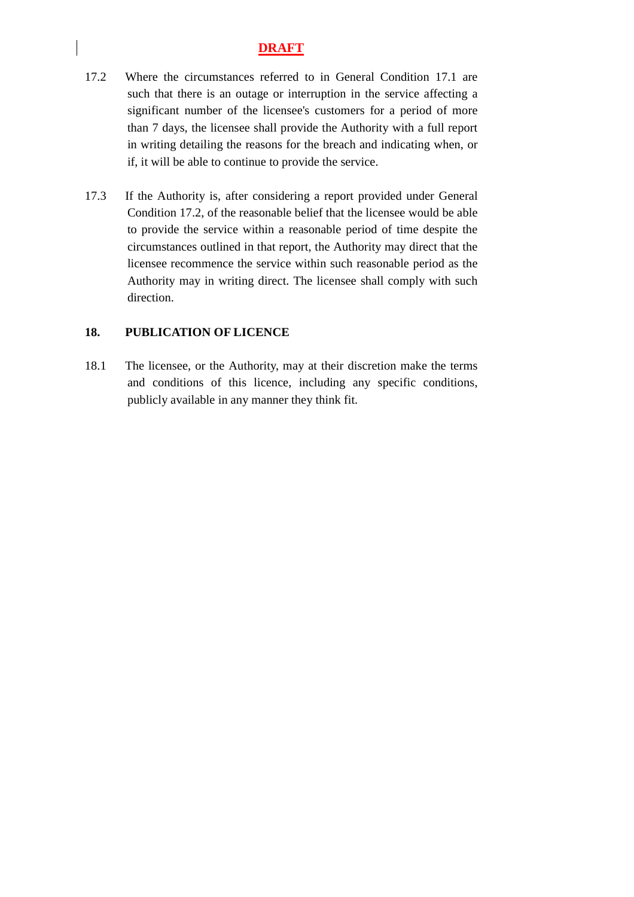**DRAFT**

17.2 Where the circumstances referred to in General Condition 17.1 are such that there is an outage or interruption in the service affecting a significant number of the licensee's customers for a period of more than 7 days, the licensee shall provide the Authority with a full report in writing detailing the reasons for the breach and indicating when, or if, it will be able to continue to provide the service.

17.3 If the Authority is, after considering a report provided under General Condition 17.2, of the reasonable belief that the licensee would be able to provide the service within a reasonable period of time despite the circumstances outlined in that report, the Authority may direct that the licensee recommence the service within such reasonable period as the Authority may in writing direct. The licensee shall comply with such direction.

## 18. PUBLICATION OF LICENCE

18.1 The licensee, or the Authority, may at their discretion make the terms and conditions of this licence, including any specific conditions, publicly available in any manner they think fit.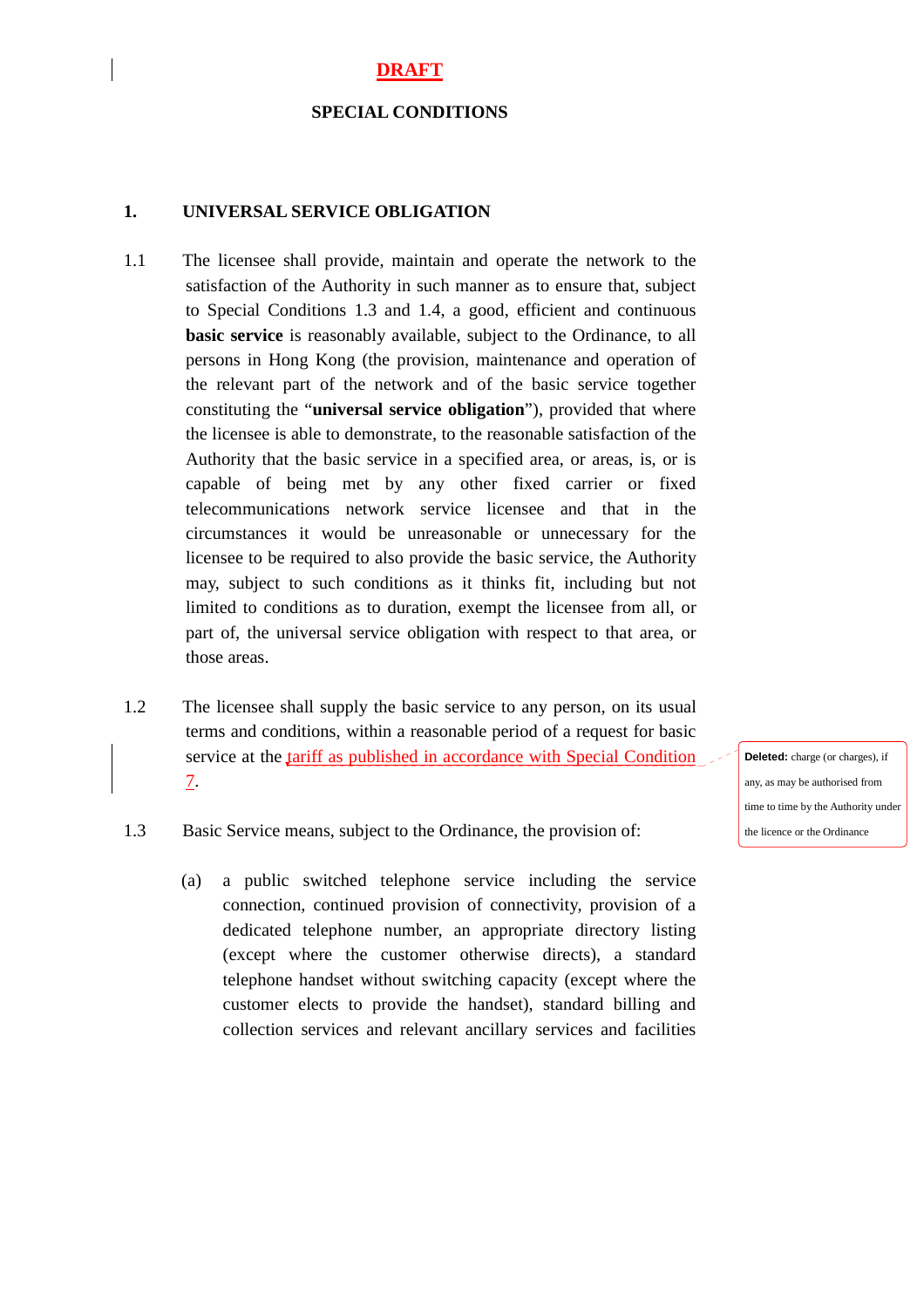**DRAFT**

**SPECIAL CONDITIONS**

## 1. UNIVERSAL SERVICE OBLIGATION

1.1 The licensee shall provide, maintain and operate the network to the satisfaction of the Authority in such manner as to ensure that, subject to Special Conditions 1.3 and 1.4, a good, efficient and continuous **basic service** is reasonably available, subject to the Ordinance, to all persons in Hong Kong (the provision, maintenance and operation of the relevant part of the network and of the basic service together constituting the "**universal service obligation**"), provided that where the licensee is able to demonstrate, to the reasonable satisfaction of the Authority that the basic service in a specified area, or areas, is, or is capable of being met by any other fixed carrier or fixed telecommunications network service licensee and that in the circumstances it would be unreasonable or unnecessary for the licensee to be required to also provide the basic service, the Authority may, subject to such conditions as it thinks fit, including but not limited to conditions as to duration, exempt the licensee from all, or part of, the universal service obligation with respect to that area, or those areas.

1.2 The licensee shall supply the basic service to any person, on its usual terms and conditions, within a reasonable period of a request for basic service at the tariff as published in accordance with Special Condition 7.

**Deleted:** charge (or charges), if any, as may be authorised from time to time by the Authority under the licence or the Ordinance

1.3 Basic Service means, subject to the Ordinance, the provision of:

(a) a public switched telephone service including the service connection, continued provision of connectivity, provision of a dedicated telephone number, an appropriate directory listing (except where the customer otherwise directs), a standard telephone handset without switching capacity (except where the customer elects to provide the handset), standard billing and collection services and relevant ancillary services and facilities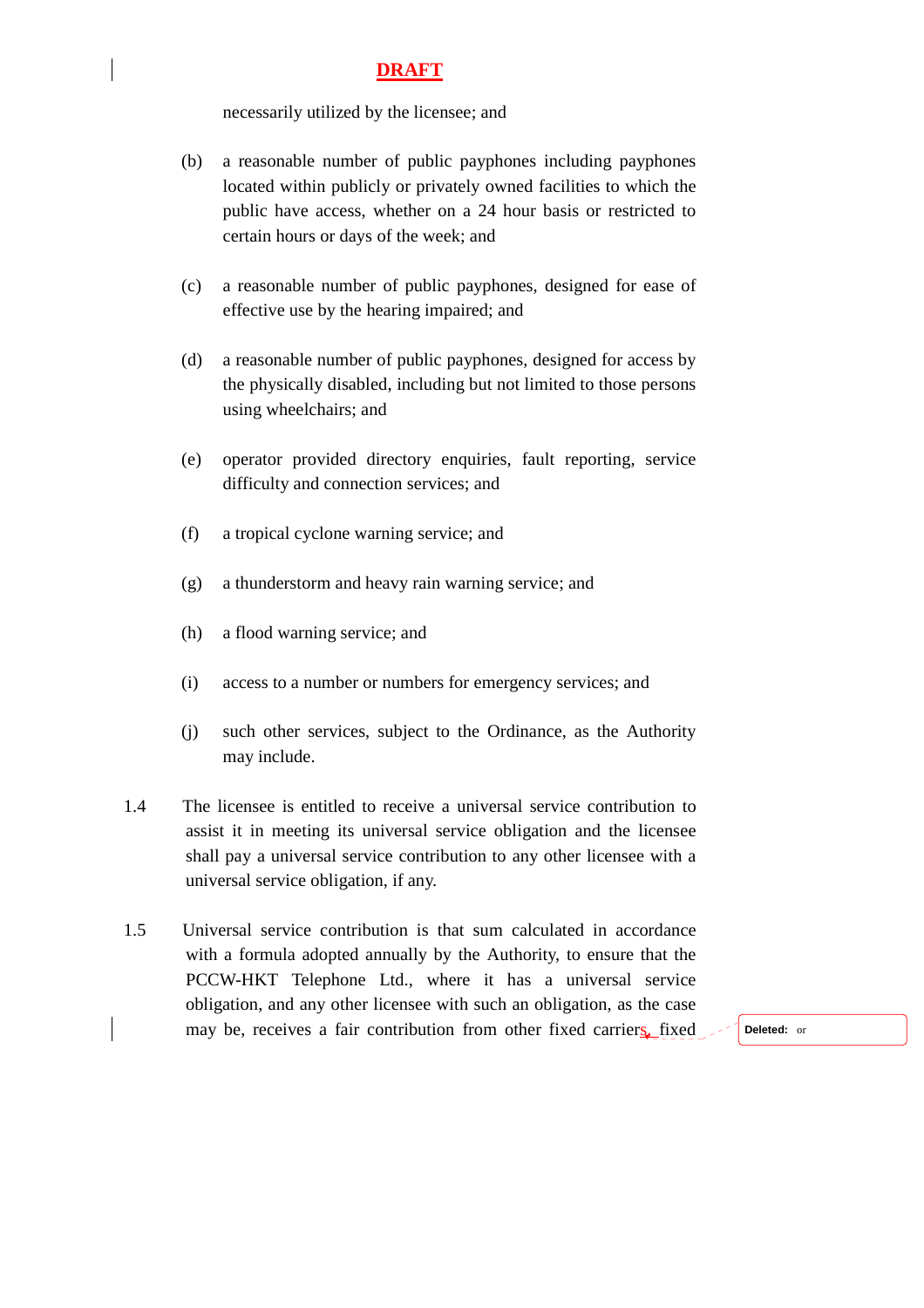**DRAFT**

necessarily utilized by the licensee; and

(b) a reasonable number of public payphones including payphones located within publicly or privately owned facilities to which the public have access, whether on a 24 hour basis or restricted to certain hours or days of the week; and

(c) a reasonable number of public payphones, designed for ease of effective use by the hearing impaired; and

(d) a reasonable number of public payphones, designed for access by the physically disabled, including but not limited to those persons using wheelchairs; and

(e) operator provided directory enquiries, fault reporting, service difficulty and connection services; and

(f) a tropical cyclone warning service; and

(g) a thunderstorm and heavy rain warning service; and

(h) a flood warning service; and

(i) access to a number or numbers for emergency services; and

(j) such other services, subject to the Ordinance, as the Authority may include.

1.4 The licensee is entitled to receive a universal service contribution to assist it in meeting its universal service obligation and the licensee shall pay a universal service contribution to any other licensee with a universal service obligation, if any.

1.5 Universal service contribution is that sum calculated in accordance with a formula adopted annually by the Authority, to ensure that the PCCW-HKT Telephone Ltd., where it has a universal service obligation, and any other licensee with such an obligation, as the case may be, receives a fair contribution from other fixed carriers, fixed

Deleted: or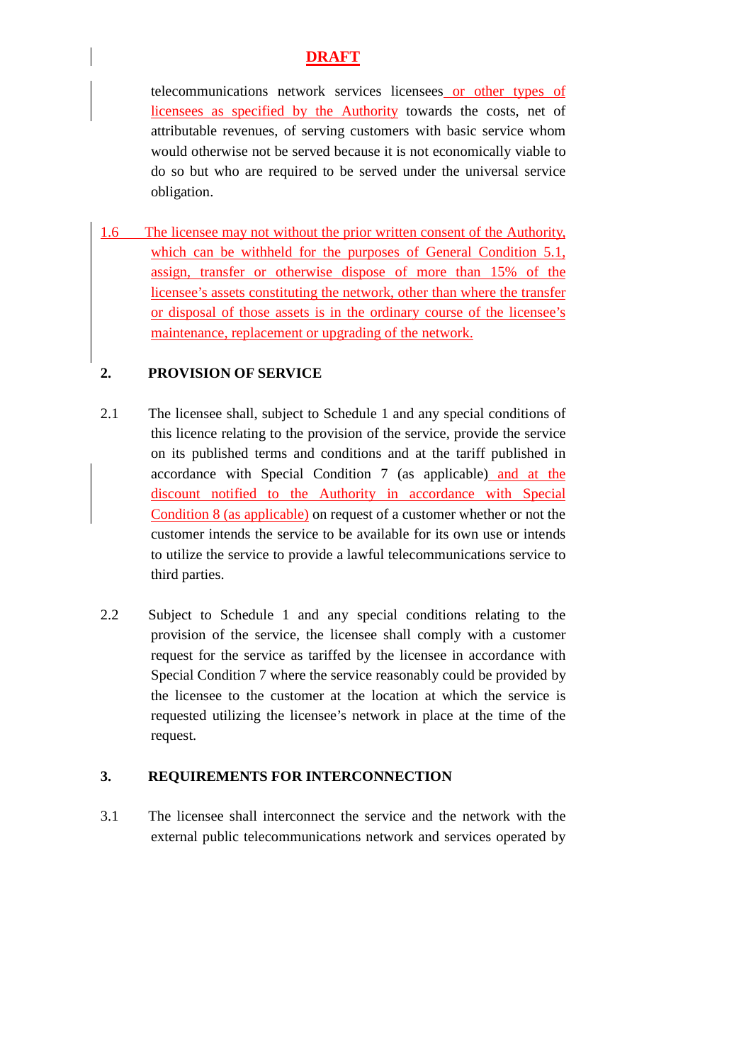**DRAFT**

telecommunications network services licensees or other types of licensees as specified by the Authority towards the costs, net of attributable revenues, of serving customers with basic service whom would otherwise not be served because it is not economically viable to do so but who are required to be served under the universal service obligation.

1.6 The licensee may not without the prior written consent of the Authority, which can be withheld for the purposes of General Condition 5.1, assign, transfer or otherwise dispose of more than 15% of the licensee's assets constituting the network, other than where the transfer or disposal of those assets is in the ordinary course of the licensee's maintenance, replacement or upgrading of the network.

## 2. PROVISION OF SERVICE

2.1 The licensee shall, subject to Schedule 1 and any special conditions of this licence relating to the provision of the service, provide the service on its published terms and conditions and at the tariff published in accordance with Special Condition 7 (as applicable) and at the discount notified to the Authority in accordance with Special Condition 8 (as applicable) on request of a customer whether or not the customer intends the service to be available for its own use or intends to utilize the service to provide a lawful telecommunications service to third parties.

2.2 Subject to Schedule 1 and any special conditions relating to the provision of the service, the licensee shall comply with a customer request for the service as tariffed by the licensee in accordance with Special Condition 7 where the service reasonably could be provided by the licensee to the customer at the location at which the service is requested utilizing the licensee's network in place at the time of the request.

## 3. REQUIREMENTS FOR INTERCONNECTION

3.1 The licensee shall interconnect the service and the network with the external public telecommunications network and services operated by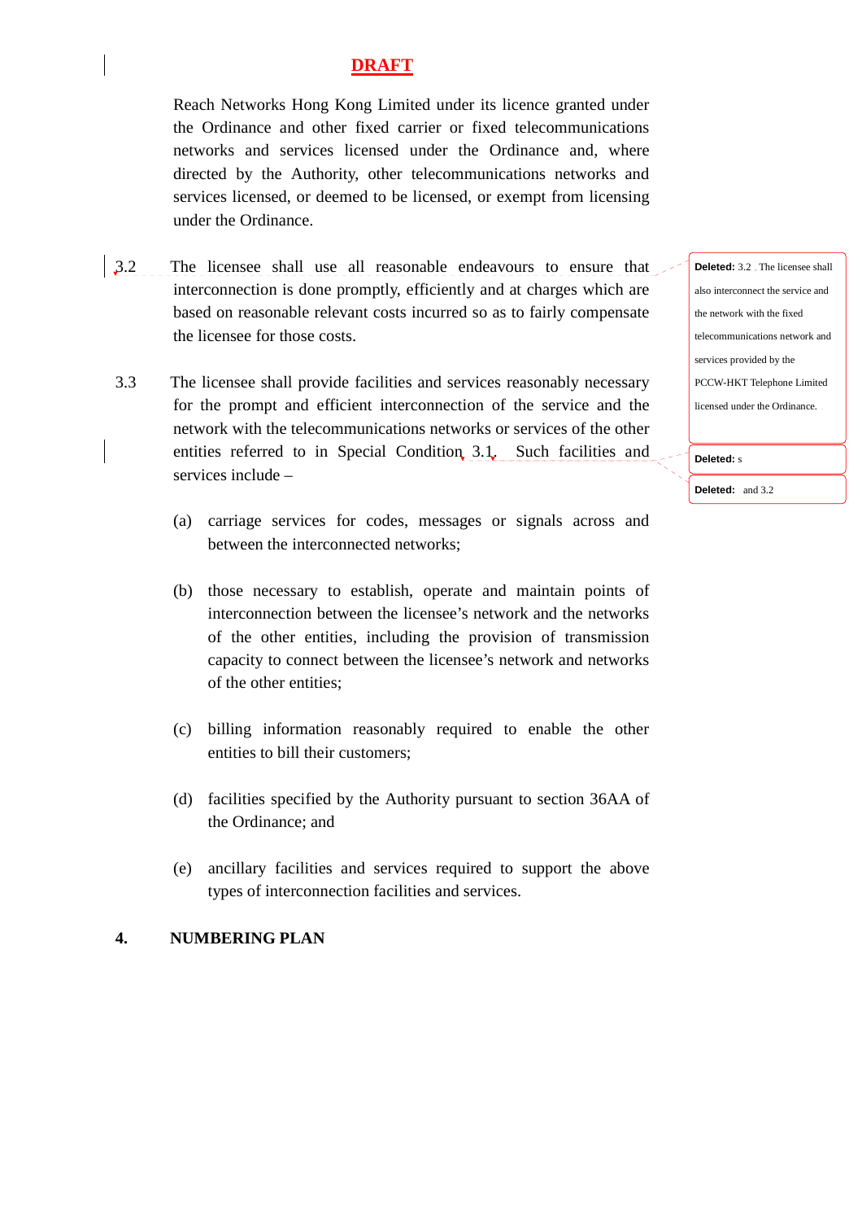**DRAFT**

Reach Networks Hong Kong Limited under its licence granted under the Ordinance and other fixed carrier or fixed telecommunications networks and services licensed under the Ordinance and, where directed by the Authority, other telecommunications networks and services licensed, or deemed to be licensed, or exempt from licensing under the Ordinance.

3.2 The licensee shall use all reasonable endeavours to ensure that interconnection is done promptly, efficiently and at charges which are based on reasonable relevant costs incurred so as to fairly compensate the licensee for those costs.

3.3 The licensee shall provide facilities and services reasonably necessary for the prompt and efficient interconnection of the service and the network with the telecommunications networks or services of the other entities referred to in Special Condition 3.1. Such facilities and services include –

(a) carriage services for codes, messages or signals across and between the interconnected networks;

(b) those necessary to establish, operate and maintain points of interconnection between the licensee's network and the networks of the other entities, including the provision of transmission capacity to connect between the licensee's network and networks of the other entities;

(c) billing information reasonably required to enable the other entities to bill their customers;

(d) facilities specified by the Authority pursuant to section 36AA of the Ordinance; and

(e) ancillary facilities and services required to support the above types of interconnection facilities and services.

**4. NUMBERING PLAN**

Deleted: 3.2 The licensee shall also interconnect the service and the network with the fixed telecommunications network and services provided by the PCCW-HKT Telephone Limited licensed under the Ordinance.

Deleted: s

Deleted: and 3.2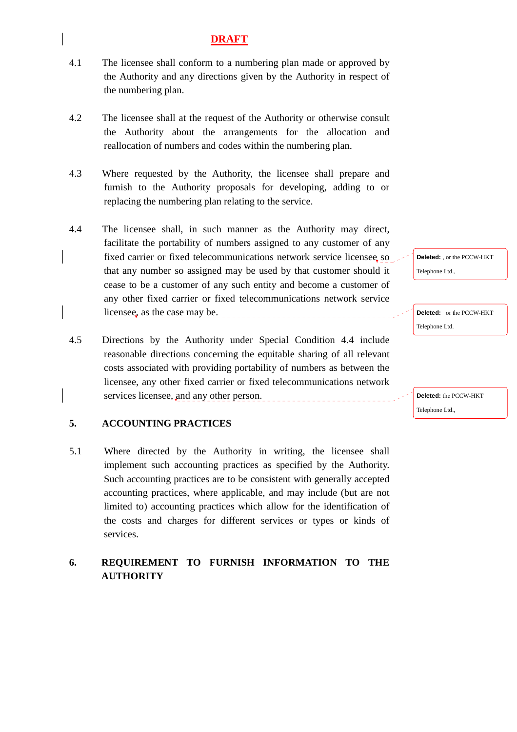**DRAFT**

4.1 The licensee shall conform to a numbering plan made or approved by the Authority and any directions given by the Authority in respect of the numbering plan.

4.2 The licensee shall at the request of the Authority or otherwise consult the Authority about the arrangements for the allocation and reallocation of numbers and codes within the numbering plan.

4.3 Where requested by the Authority, the licensee shall prepare and furnish to the Authority proposals for developing, adding to or replacing the numbering plan relating to the service.

4.4 The licensee shall, in such manner as the Authority may direct, facilitate the portability of numbers assigned to any customer of any fixed carrier or fixed telecommunications network service licensee so that any number so assigned may be used by that customer should it cease to be a customer of any such entity and become a customer of any other fixed carrier or fixed telecommunications network service licensee, as the case may be.

Deleted: , or the PCCW-HKT Telephone Ltd.,

Deleted: or the PCCW-HKT Telephone Ltd.

4.5 Directions by the Authority under Special Condition 4.4 include reasonable directions concerning the equitable sharing of all relevant costs associated with providing portability of numbers as between the licensee, any other fixed carrier or fixed telecommunications network services licensee, and any other person.

Deleted: the PCCW-HKT Telephone Ltd.,

## 5. ACCOUNTING PRACTICES

5.1 Where directed by the Authority in writing, the licensee shall implement such accounting practices as specified by the Authority. Such accounting practices are to be consistent with generally accepted accounting practices, where applicable, and may include (but are not limited to) accounting practices which allow for the identification of the costs and charges for different services or types or kinds of services.

## 6. REQUIREMENT TO FURNISH INFORMATION TO THE AUTHORITY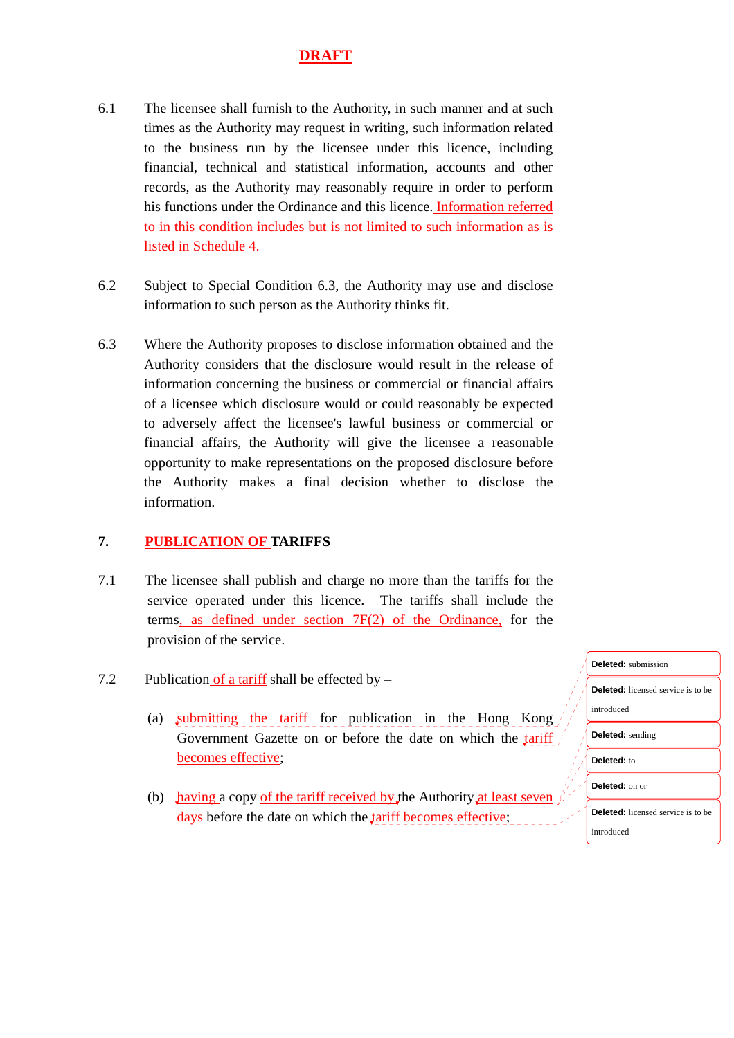**DRAFT**

6.1 The licensee shall furnish to the Authority, in such manner and at such times as the Authority may request in writing, such information related to the business run by the licensee under this licence, including financial, technical and statistical information, accounts and other records, as the Authority may reasonably require in order to perform his functions under the Ordinance and this licence. Information referred to in this condition includes but is not limited to such information as is listed in Schedule 4.

6.2 Subject to Special Condition 6.3, the Authority may use and disclose information to such person as the Authority thinks fit.

6.3 Where the Authority proposes to disclose information obtained and the Authority considers that the disclosure would result in the release of information concerning the business or commercial or financial affairs of a licensee which disclosure would or could reasonably be expected to adversely affect the licensee's lawful business or commercial or financial affairs, the Authority will give the licensee a reasonable opportunity to make representations on the proposed disclosure before the Authority makes a final decision whether to disclose the information.

## 7. PUBLICATION OF TARIFFS

7.1 The licensee shall publish and charge no more than the tariffs for the service operated under this licence. The tariffs shall include the terms, as defined under section 7F(2) of the Ordinance, for the provision of the service.

7.2 Publication of a tariff shall be effected by –

(a) submitting the tariff for publication in the Hong Kong Government Gazette on or before the date on which the tariff becomes effective;

(b) having a copy of the tariff received by the Authority at least seven days before the date on which the tariff becomes effective;

**Deleted:** submission

**Deleted:** licensed service is to be introduced

**Deleted:** sending

**Deleted:** to

**Deleted:** on or

**Deleted:** licensed service is to be introduced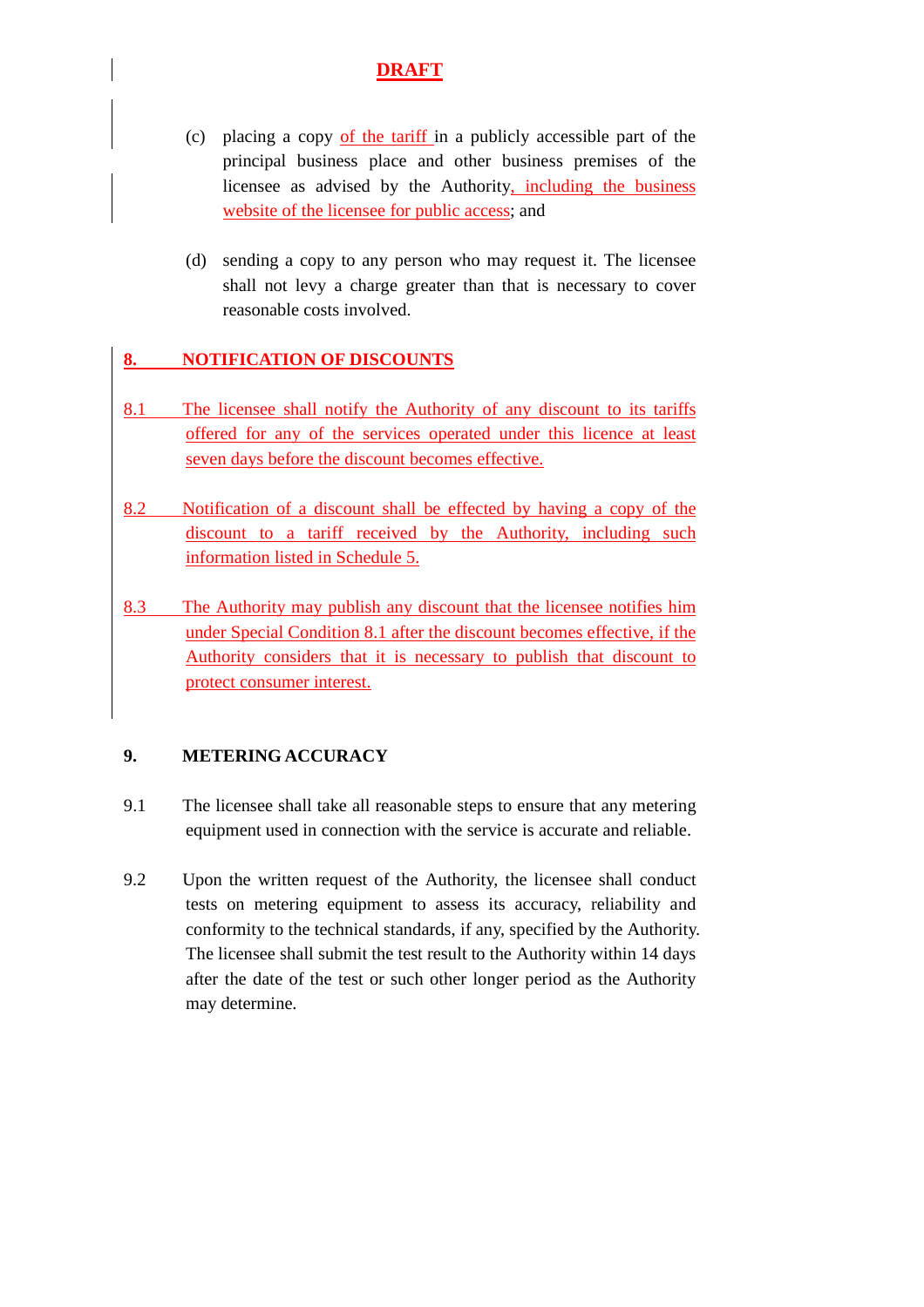**DRAFT**

(c) placing a copy of the tariff in a publicly accessible part of the principal business place and other business premises of the licensee as advised by the Authority, including the business website of the licensee for public access; and

(d) sending a copy to any person who may request it. The licensee shall not levy a charge greater than that is necessary to cover reasonable costs involved.

## 8. NOTIFICATION OF DISCOUNTS

8.1 The licensee shall notify the Authority of any discount to its tariffs offered for any of the services operated under this licence at least seven days before the discount becomes effective.

8.2 Notification of a discount shall be effected by having a copy of the discount to a tariff received by the Authority, including such information listed in Schedule 5.

8.3 The Authority may publish any discount that the licensee notifies him under Special Condition 8.1 after the discount becomes effective, if the Authority considers that it is necessary to publish that discount to protect consumer interest.

## 9. METERING ACCURACY

9.1 The licensee shall take all reasonable steps to ensure that any metering equipment used in connection with the service is accurate and reliable.

9.2 Upon the written request of the Authority, the licensee shall conduct tests on metering equipment to assess its accuracy, reliability and conformity to the technical standards, if any, specified by the Authority. The licensee shall submit the test result to the Authority within 14 days after the date of the test or such other longer period as the Authority may determine.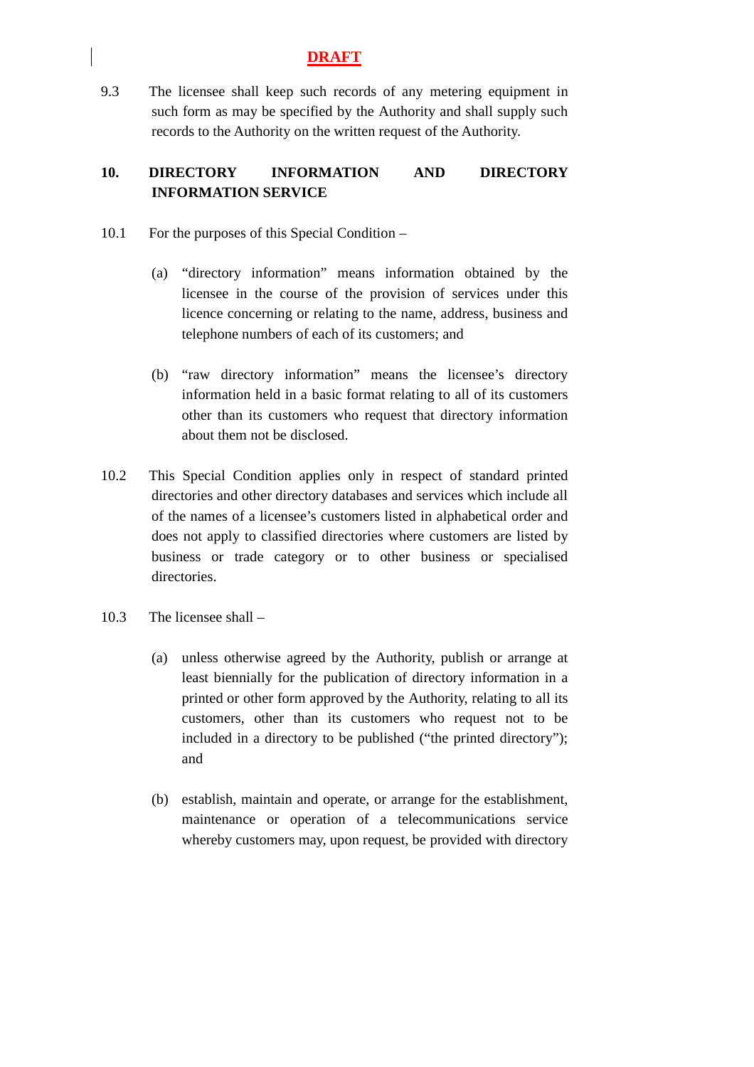**DRAFT**

9.3 The licensee shall keep such records of any metering equipment in such form as may be specified by the Authority and shall supply such records to the Authority on the written request of the Authority.

## 10. DIRECTORY INFORMATION AND DIRECTORY INFORMATION SERVICE

10.1 For the purposes of this Special Condition –

(a) "directory information" means information obtained by the licensee in the course of the provision of services under this licence concerning or relating to the name, address, business and telephone numbers of each of its customers; and

(b) "raw directory information" means the licensee's directory information held in a basic format relating to all of its customers other than its customers who request that directory information about them not be disclosed.

10.2 This Special Condition applies only in respect of standard printed directories and other directory databases and services which include all of the names of a licensee's customers listed in alphabetical order and does not apply to classified directories where customers are listed by business or trade category or to other business or specialised directories.

10.3 The licensee shall –

(a) unless otherwise agreed by the Authority, publish or arrange at least biennially for the publication of directory information in a printed or other form approved by the Authority, relating to all its customers, other than its customers who request not to be included in a directory to be published ("the printed directory"); and

(b) establish, maintain and operate, or arrange for the establishment, maintenance or operation of a telecommunications service whereby customers may, upon request, be provided with directory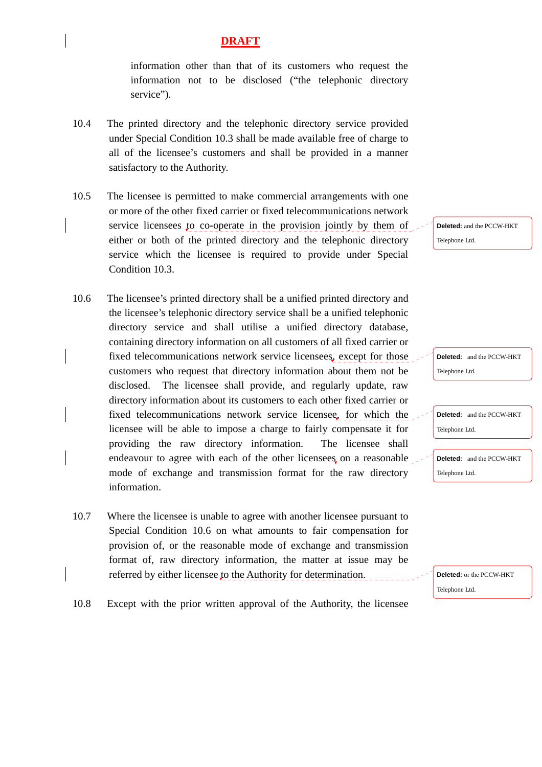**DRAFT**

information other than that of its customers who request the information not to be disclosed ("the telephonic directory service").

10.4 The printed directory and the telephonic directory service provided under Special Condition 10.3 shall be made available free of charge to all of the licensee's customers and shall be provided in a manner satisfactory to the Authority.

10.5 The licensee is permitted to make commercial arrangements with one or more of the other fixed carrier or fixed telecommunications network service licensees to co-operate in the provision jointly by them of either or both of the printed directory and the telephonic directory service which the licensee is required to provide under Special Condition 10.3.

Deleted: and the PCCW-HKT Telephone Ltd.

10.6 The licensee's printed directory shall be a unified printed directory and the licensee's telephonic directory service shall be a unified telephonic directory service and shall utilise a unified directory database, containing directory information on all customers of all fixed carrier or fixed telecommunications network service licensees, except for those customers who request that directory information about them not be disclosed. The licensee shall provide, and regularly update, raw directory information about its customers to each other fixed carrier or fixed telecommunications network service licensee, for which the licensee will be able to impose a charge to fairly compensate it for providing the raw directory information. The licensee shall endeavour to agree with each of the other licensees on a reasonable mode of exchange and transmission format for the raw directory information.

Deleted: and the PCCW-HKT Telephone Ltd.

Deleted: and the PCCW-HKT Telephone Ltd.

Deleted: and the PCCW-HKT Telephone Ltd.

10.7 Where the licensee is unable to agree with another licensee pursuant to Special Condition 10.6 on what amounts to fair compensation for provision of, or the reasonable mode of exchange and transmission format of, raw directory information, the matter at issue may be referred by either licensee to the Authority for determination.

Deleted: or the PCCW-HKT Telephone Ltd.

10.8 Except with the prior written approval of the Authority, the licensee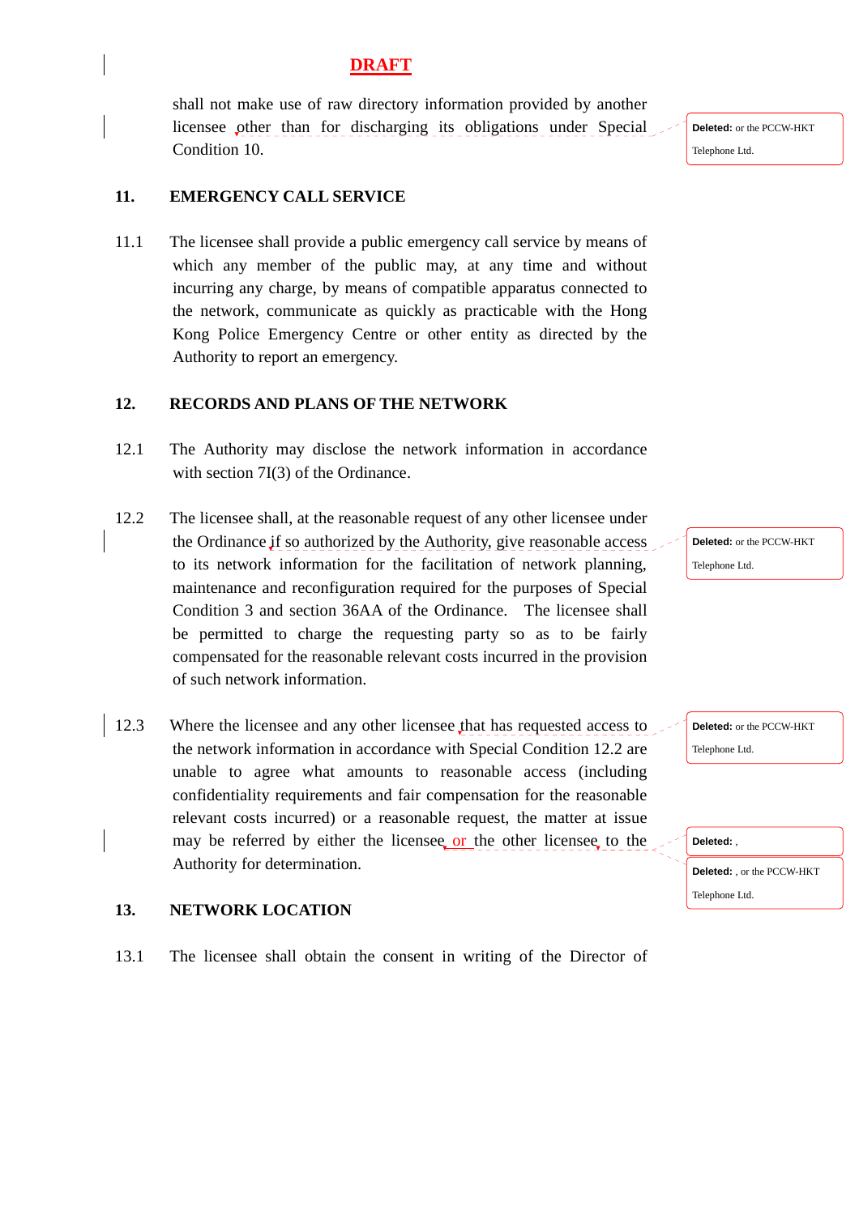**DRAFT**

shall not make use of raw directory information provided by another licensee other than for discharging its obligations under Special Condition 10.

Deleted: or the PCCW-HKT Telephone Ltd.

## 11. EMERGENCY CALL SERVICE

11.1 The licensee shall provide a public emergency call service by means of which any member of the public may, at any time and without incurring any charge, by means of compatible apparatus connected to the network, communicate as quickly as practicable with the Hong Kong Police Emergency Centre or other entity as directed by the Authority to report an emergency.

## 12. RECORDS AND PLANS OF THE NETWORK

12.1 The Authority may disclose the network information in accordance with section 7I(3) of the Ordinance.

12.2 The licensee shall, at the reasonable request of any other licensee under the Ordinance if so authorized by the Authority, give reasonable access to its network information for the facilitation of network planning, maintenance and reconfiguration required for the purposes of Special Condition 3 and section 36AA of the Ordinance. The licensee shall be permitted to charge the requesting party so as to be fairly compensated for the reasonable relevant costs incurred in the provision of such network information.

Deleted: or the PCCW-HKT Telephone Ltd.

12.3 Where the licensee and any other licensee that has requested access to the network information in accordance with Special Condition 12.2 are unable to agree what amounts to reasonable access (including confidentiality requirements and fair compensation for the reasonable relevant costs incurred) or a reasonable request, the matter at issue may be referred by either the licensee or the other licensee to the Authority for determination.

Deleted: or the PCCW-HKT Telephone Ltd.

Deleted: ,

Deleted: , or the PCCW-HKT Telephone Ltd.

## 13. NETWORK LOCATION

13.1 The licensee shall obtain the consent in writing of the Director of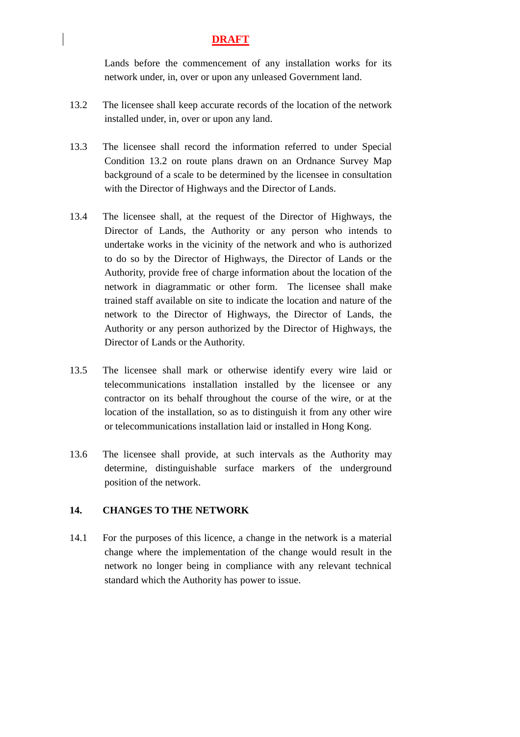**DRAFT**

Lands before the commencement of any installation works for its network under, in, over or upon any unleased Government land.

13.2 The licensee shall keep accurate records of the location of the network installed under, in, over or upon any land.

13.3 The licensee shall record the information referred to under Special Condition 13.2 on route plans drawn on an Ordnance Survey Map background of a scale to be determined by the licensee in consultation with the Director of Highways and the Director of Lands.

13.4 The licensee shall, at the request of the Director of Highways, the Director of Lands, the Authority or any person who intends to undertake works in the vicinity of the network and who is authorized to do so by the Director of Highways, the Director of Lands or the Authority, provide free of charge information about the location of the network in diagrammatic or other form. The licensee shall make trained staff available on site to indicate the location and nature of the network to the Director of Highways, the Director of Lands, the Authority or any person authorized by the Director of Highways, the Director of Lands or the Authority.

13.5 The licensee shall mark or otherwise identify every wire laid or telecommunications installation installed by the licensee or any contractor on its behalf throughout the course of the wire, or at the location of the installation, so as to distinguish it from any other wire or telecommunications installation laid or installed in Hong Kong.

13.6 The licensee shall provide, at such intervals as the Authority may determine, distinguishable surface markers of the underground position of the network.

## 14. CHANGES TO THE NETWORK

14.1 For the purposes of this licence, a change in the network is a material change where the implementation of the change would result in the network no longer being in compliance with any relevant technical standard which the Authority has power to issue.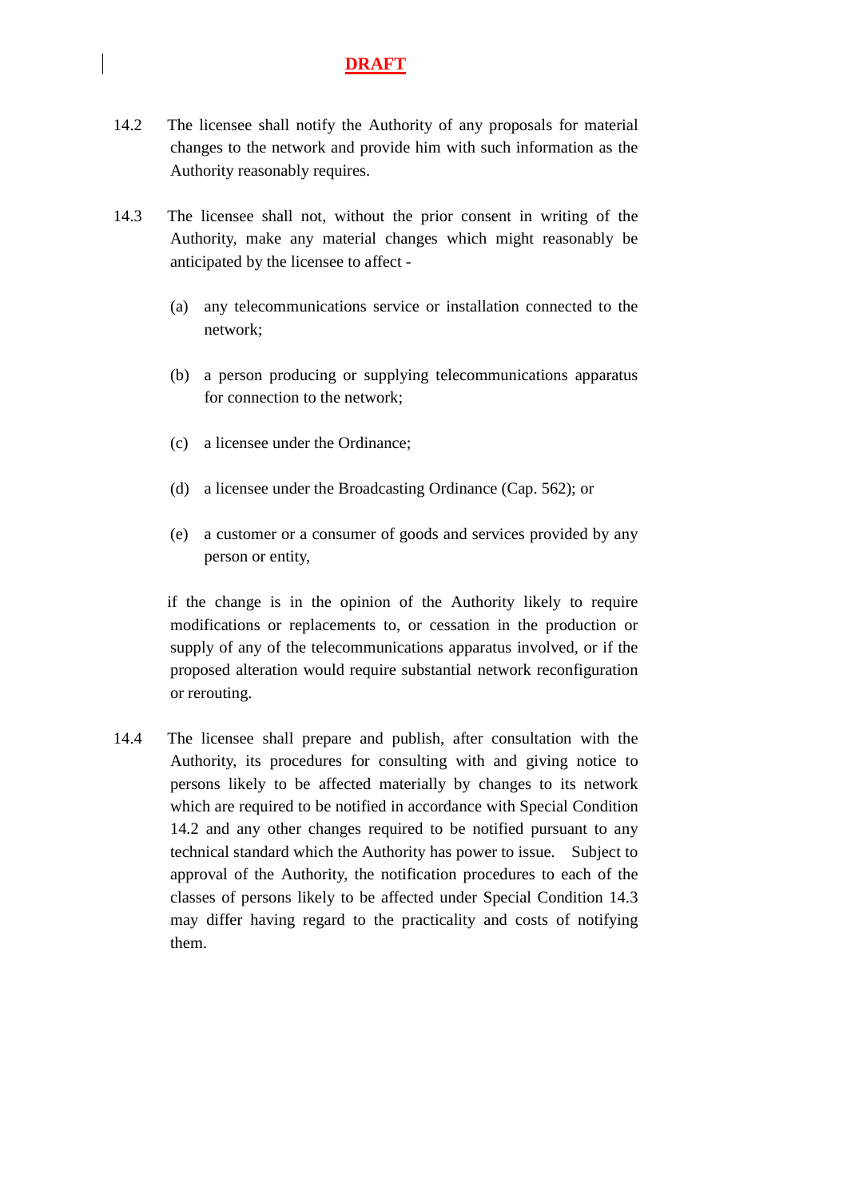**DRAFT**

14.2 The licensee shall notify the Authority of any proposals for material changes to the network and provide him with such information as the Authority reasonably requires.

14.3 The licensee shall not, without the prior consent in writing of the Authority, make any material changes which might reasonably be anticipated by the licensee to affect -

(a) any telecommunications service or installation connected to the network;

(b) a person producing or supplying telecommunications apparatus for connection to the network;

(c) a licensee under the Ordinance;

(d) a licensee under the Broadcasting Ordinance (Cap. 562); or

(e) a customer or a consumer of goods and services provided by any person or entity,

if the change is in the opinion of the Authority likely to require modifications or replacements to, or cessation in the production or supply of any of the telecommunications apparatus involved, or if the proposed alteration would require substantial network reconfiguration or rerouting.

14.4 The licensee shall prepare and publish, after consultation with the Authority, its procedures for consulting with and giving notice to persons likely to be affected materially by changes to its network which are required to be notified in accordance with Special Condition 14.2 and any other changes required to be notified pursuant to any technical standard which the Authority has power to issue. Subject to approval of the Authority, the notification procedures to each of the classes of persons likely to be affected under Special Condition 14.3 may differ having regard to the practicality and costs of notifying them.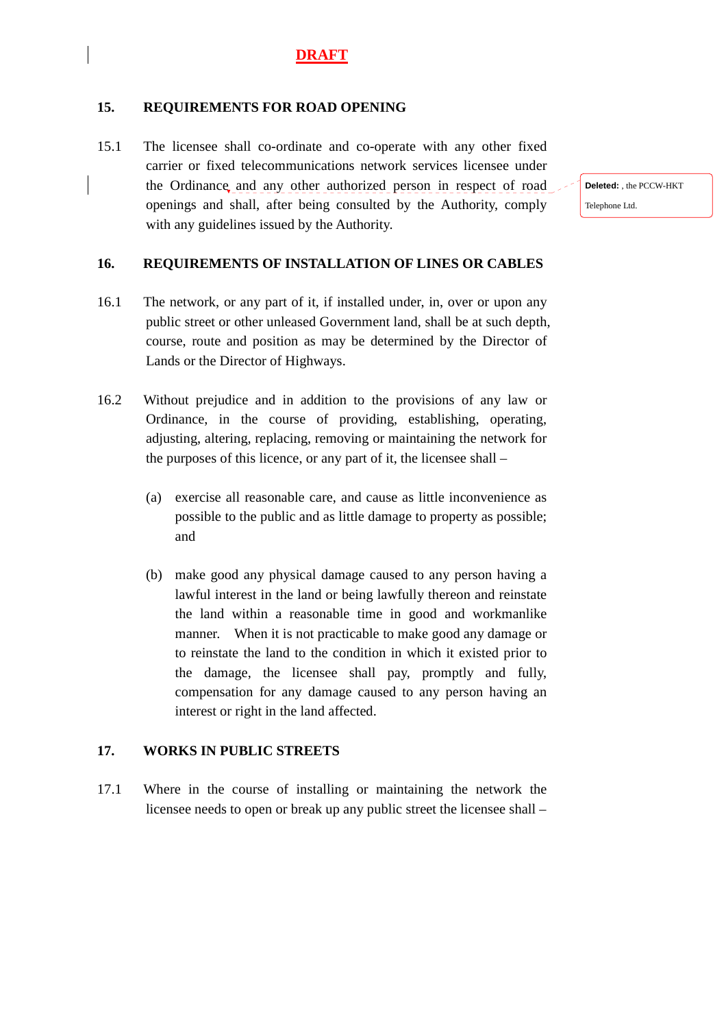**DRAFT**

## 15. REQUIREMENTS FOR ROAD OPENING

15.1 The licensee shall co-ordinate and co-operate with any other fixed carrier or fixed telecommunications network services licensee under the Ordinance and any other authorized person in respect of road openings and shall, after being consulted by the Authority, comply with any guidelines issued by the Authority.

**Deleted:** , the PCCW-HKT Telephone Ltd.

## 16. REQUIREMENTS OF INSTALLATION OF LINES OR CABLES

16.1 The network, or any part of it, if installed under, in, over or upon any public street or other unleased Government land, shall be at such depth, course, route and position as may be determined by the Director of Lands or the Director of Highways.

16.2 Without prejudice and in addition to the provisions of any law or Ordinance, in the course of providing, establishing, operating, adjusting, altering, replacing, removing or maintaining the network for the purposes of this licence, or any part of it, the licensee shall –

(a) exercise all reasonable care, and cause as little inconvenience as possible to the public and as little damage to property as possible; and

(b) make good any physical damage caused to any person having a lawful interest in the land or being lawfully thereon and reinstate the land within a reasonable time in good and workmanlike manner. When it is not practicable to make good any damage or to reinstate the land to the condition in which it existed prior to the damage, the licensee shall pay, promptly and fully, compensation for any damage caused to any person having an interest or right in the land affected.

## 17. WORKS IN PUBLIC STREETS

17.1 Where in the course of installing or maintaining the network the licensee needs to open or break up any public street the licensee shall –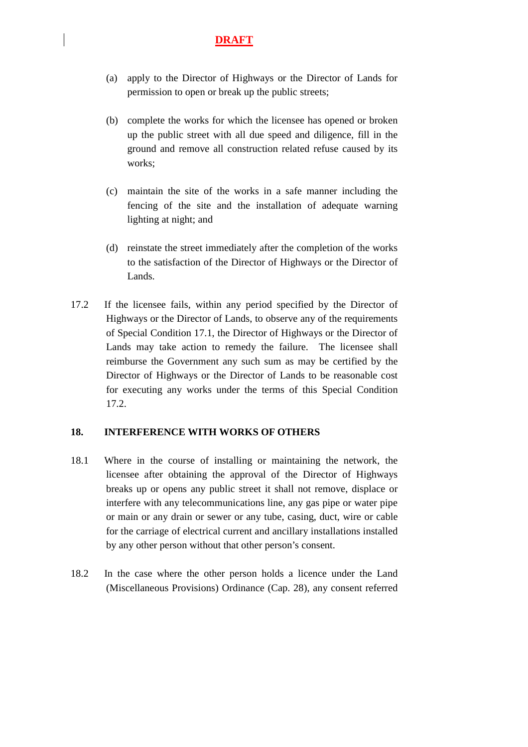**DRAFT**

(a) apply to the Director of Highways or the Director of Lands for permission to open or break up the public streets;

(b) complete the works for which the licensee has opened or broken up the public street with all due speed and diligence, fill in the ground and remove all construction related refuse caused by its works;

(c) maintain the site of the works in a safe manner including the fencing of the site and the installation of adequate warning lighting at night; and

(d) reinstate the street immediately after the completion of the works to the satisfaction of the Director of Highways or the Director of Lands.

17.2 If the licensee fails, within any period specified by the Director of Highways or the Director of Lands, to observe any of the requirements of Special Condition 17.1, the Director of Highways or the Director of Lands may take action to remedy the failure. The licensee shall reimburse the Government any such sum as may be certified by the Director of Highways or the Director of Lands to be reasonable cost for executing any works under the terms of this Special Condition 17.2.

**18. INTERFERENCE WITH WORKS OF OTHERS**

18.1 Where in the course of installing or maintaining the network, the licensee after obtaining the approval of the Director of Highways breaks up or opens any public street it shall not remove, displace or interfere with any telecommunications line, any gas pipe or water pipe or main or any drain or sewer or any tube, casing, duct, wire or cable for the carriage of electrical current and ancillary installations installed by any other person without that other person's consent.

18.2 In the case where the other person holds a licence under the Land (Miscellaneous Provisions) Ordinance (Cap. 28), any consent referred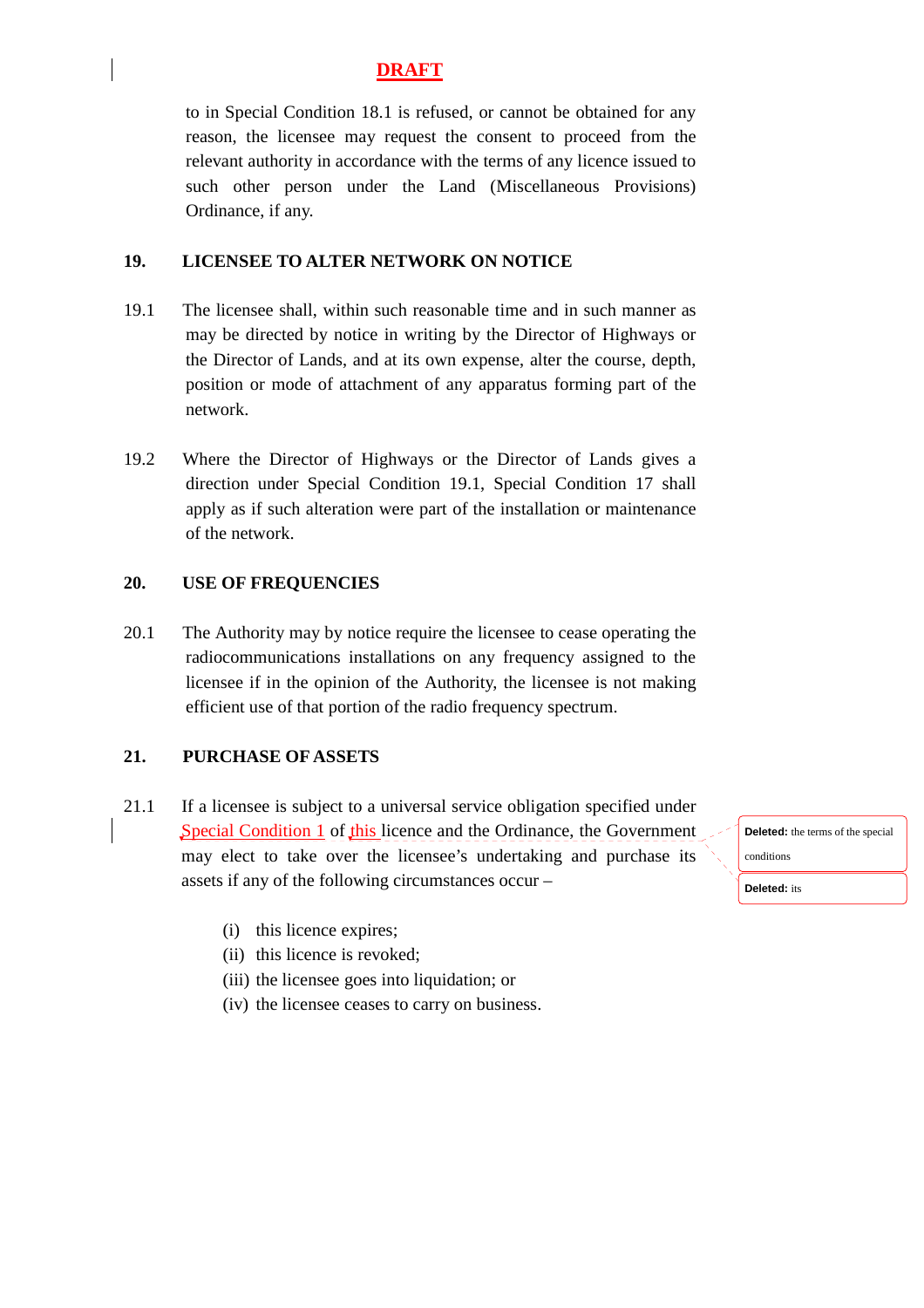**DRAFT**

to in Special Condition 18.1 is refused, or cannot be obtained for any reason, the licensee may request the consent to proceed from the relevant authority in accordance with the terms of any licence issued to such other person under the Land (Miscellaneous Provisions) Ordinance, if any.

## 19. LICENSEE TO ALTER NETWORK ON NOTICE

19.1 The licensee shall, within such reasonable time and in such manner as may be directed by notice in writing by the Director of Highways or the Director of Lands, and at its own expense, alter the course, depth, position or mode of attachment of any apparatus forming part of the network.

19.2 Where the Director of Highways or the Director of Lands gives a direction under Special Condition 19.1, Special Condition 17 shall apply as if such alteration were part of the installation or maintenance of the network.

## 20. USE OF FREQUENCIES

20.1 The Authority may by notice require the licensee to cease operating the radiocommunications installations on any frequency assigned to the licensee if in the opinion of the Authority, the licensee is not making efficient use of that portion of the radio frequency spectrum.

## 21. PURCHASE OF ASSETS

21.1 If a licensee is subject to a universal service obligation specified under Special Condition 1 of this licence and the Ordinance, the Government may elect to take over the licensee's undertaking and purchase its assets if any of the following circumstances occur –

(i) this licence expires;
(ii) this licence is revoked;
(iii) the licensee goes into liquidation; or
(iv) the licensee ceases to carry on business.

**Deleted:** the terms of the special conditions

**Deleted:** its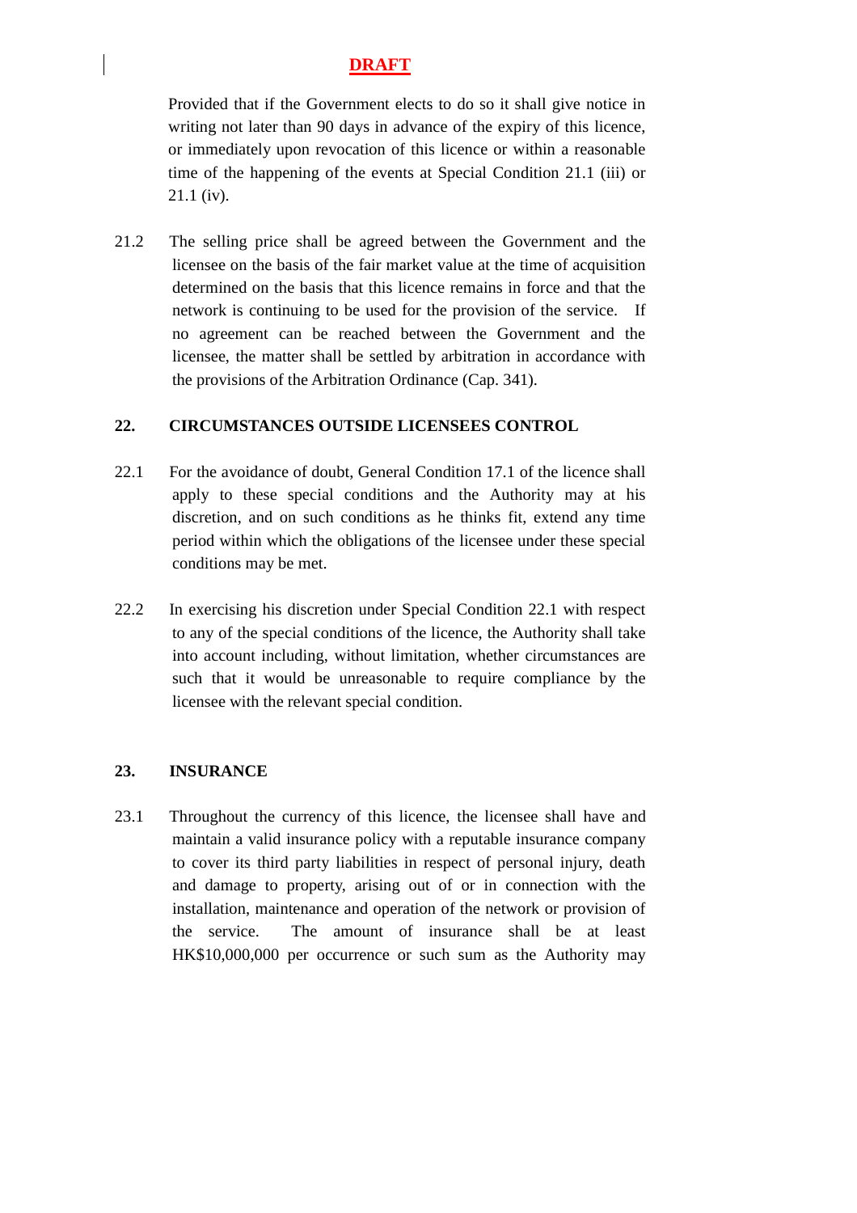**DRAFT**

Provided that if the Government elects to do so it shall give notice in writing not later than 90 days in advance of the expiry of this licence, or immediately upon revocation of this licence or within a reasonable time of the happening of the events at Special Condition 21.1 (iii) or 21.1 (iv).

21.2 The selling price shall be agreed between the Government and the licensee on the basis of the fair market value at the time of acquisition determined on the basis that this licence remains in force and that the network is continuing to be used for the provision of the service. If no agreement can be reached between the Government and the licensee, the matter shall be settled by arbitration in accordance with the provisions of the Arbitration Ordinance (Cap. 341).

## 22. CIRCUMSTANCES OUTSIDE LICENSEES CONTROL

22.1 For the avoidance of doubt, General Condition 17.1 of the licence shall apply to these special conditions and the Authority may at his discretion, and on such conditions as he thinks fit, extend any time period within which the obligations of the licensee under these special conditions may be met.

22.2 In exercising his discretion under Special Condition 22.1 with respect to any of the special conditions of the licence, the Authority shall take into account including, without limitation, whether circumstances are such that it would be unreasonable to require compliance by the licensee with the relevant special condition.

## 23. INSURANCE

23.1 Throughout the currency of this licence, the licensee shall have and maintain a valid insurance policy with a reputable insurance company to cover its third party liabilities in respect of personal injury, death and damage to property, arising out of or in connection with the installation, maintenance and operation of the network or provision of the service. The amount of insurance shall be at least HK$10,000,000 per occurrence or such sum as the Authority may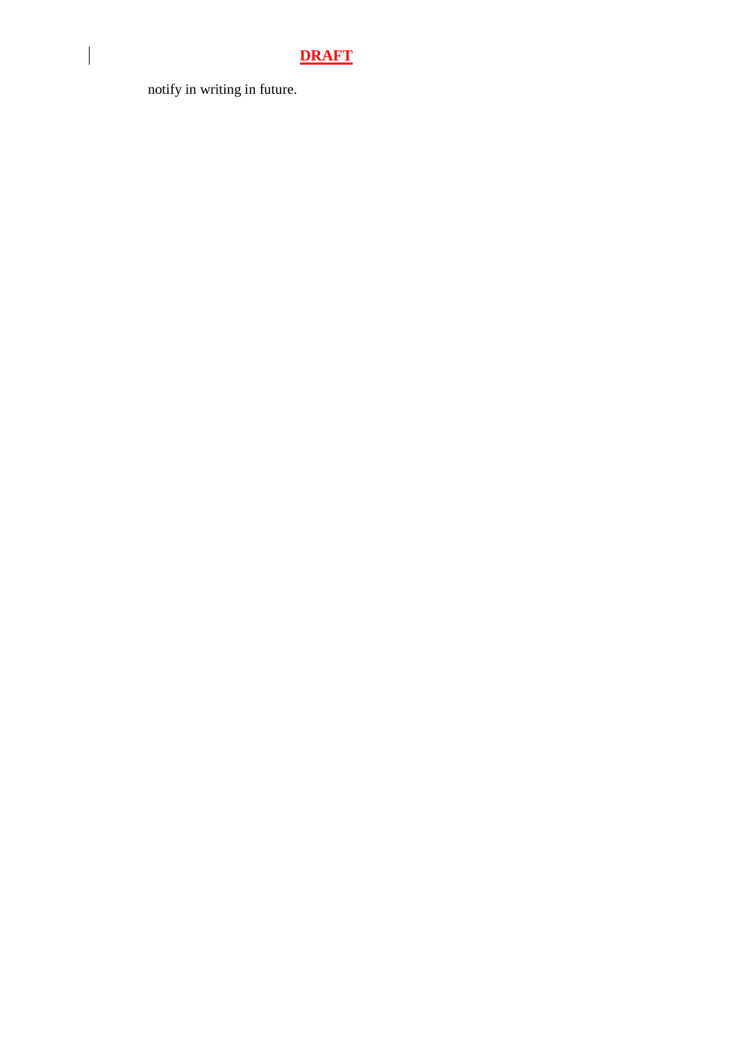notify in writing in future.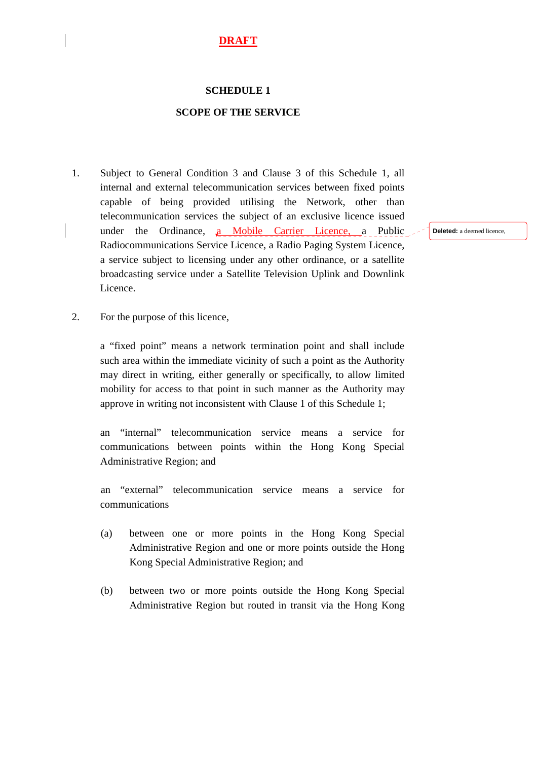**DRAFT**

## SCHEDULE 1

## SCOPE OF THE SERVICE

1. Subject to General Condition 3 and Clause 3 of this Schedule 1, all internal and external telecommunication services between fixed points capable of being provided utilising the Network, other than telecommunication services the subject of an exclusive licence issued under the Ordinance, a Mobile Carrier Licence, a Public Radiocommunications Service Licence, a Radio Paging System Licence, a service subject to licensing under any other ordinance, or a satellite broadcasting service under a Satellite Television Uplink and Downlink Licence.

   **Deleted:** a deemed licence,

2. For the purpose of this licence,

   a "fixed point" means a network termination point and shall include such area within the immediate vicinity of such a point as the Authority may direct in writing, either generally or specifically, to allow limited mobility for access to that point in such manner as the Authority may approve in writing not inconsistent with Clause 1 of this Schedule 1;

   an "internal" telecommunication service means a service for communications between points within the Hong Kong Special Administrative Region; and

   an "external" telecommunication service means a service for communications

   (a) between one or more points in the Hong Kong Special Administrative Region and one or more points outside the Hong Kong Special Administrative Region; and

   (b) between two or more points outside the Hong Kong Special Administrative Region but routed in transit via the Hong Kong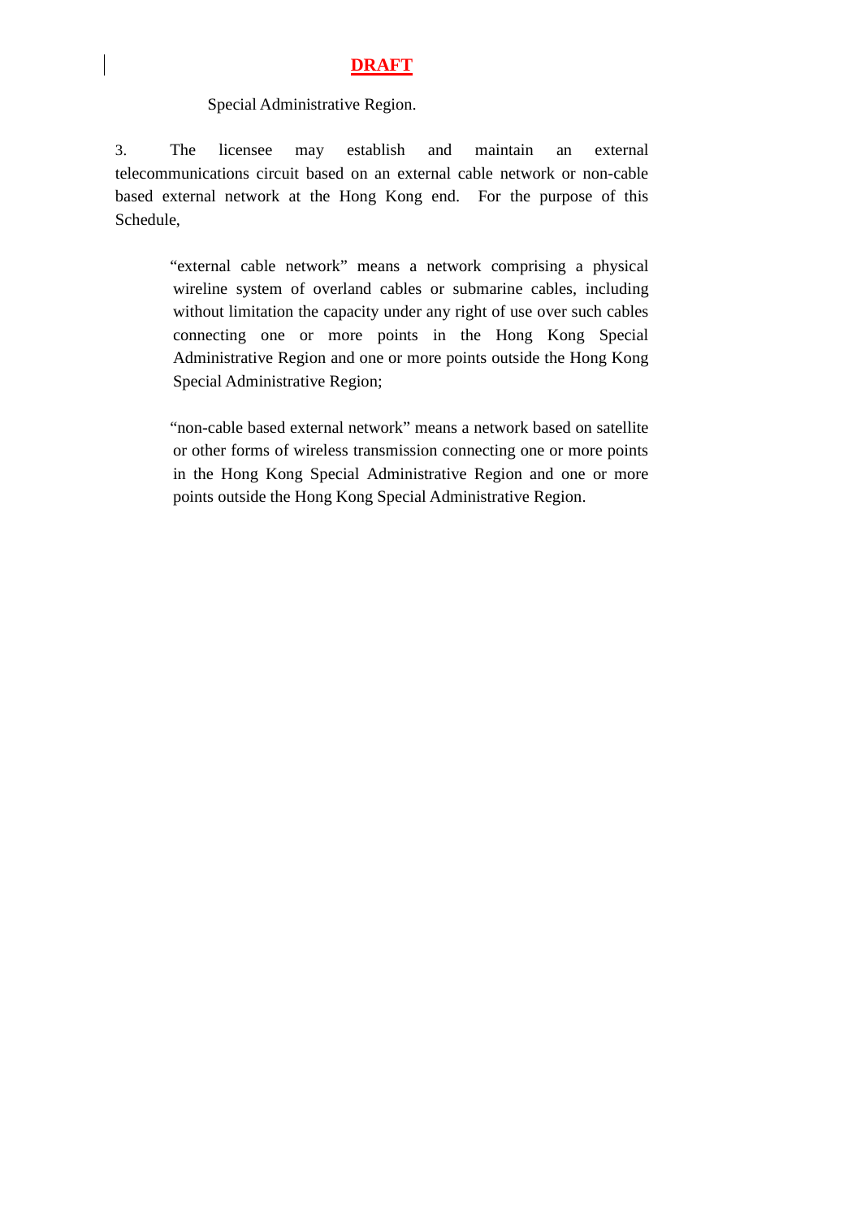**DRAFT**

Special Administrative Region.

3. The licensee may establish and maintain an external telecommunications circuit based on an external cable network or non-cable based external network at the Hong Kong end. For the purpose of this Schedule,

> "external cable network" means a network comprising a physical wireline system of overland cables or submarine cables, including without limitation the capacity under any right of use over such cables connecting one or more points in the Hong Kong Special Administrative Region and one or more points outside the Hong Kong Special Administrative Region;
>
> "non-cable based external network" means a network based on satellite or other forms of wireless transmission connecting one or more points in the Hong Kong Special Administrative Region and one or more points outside the Hong Kong Special Administrative Region.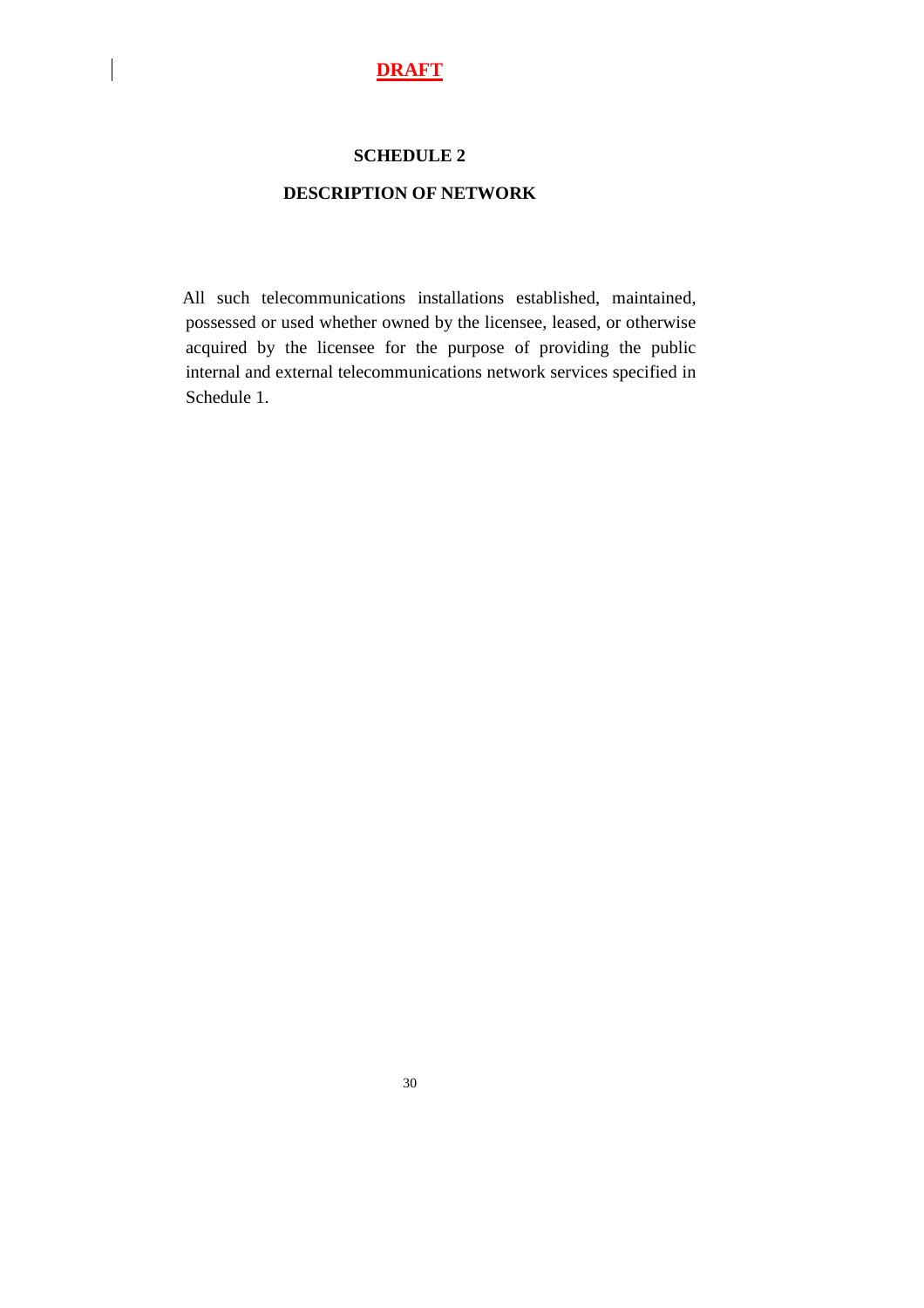**DRAFT**

## SCHEDULE 2

## DESCRIPTION OF NETWORK

All such telecommunications installations established, maintained, possessed or used whether owned by the licensee, leased, or otherwise acquired by the licensee for the purpose of providing the public internal and external telecommunications network services specified in Schedule 1.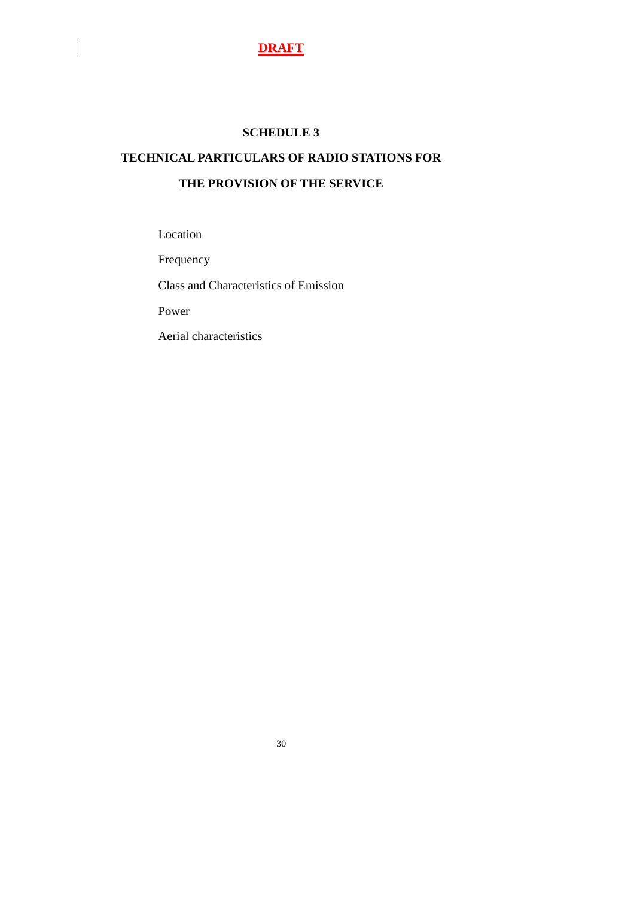**DRAFT**

# SCHEDULE 3

## TECHNICAL PARTICULARS OF RADIO STATIONS FOR THE PROVISION OF THE SERVICE

Location

Frequency

Class and Characteristics of Emission

Power

Aerial characteristics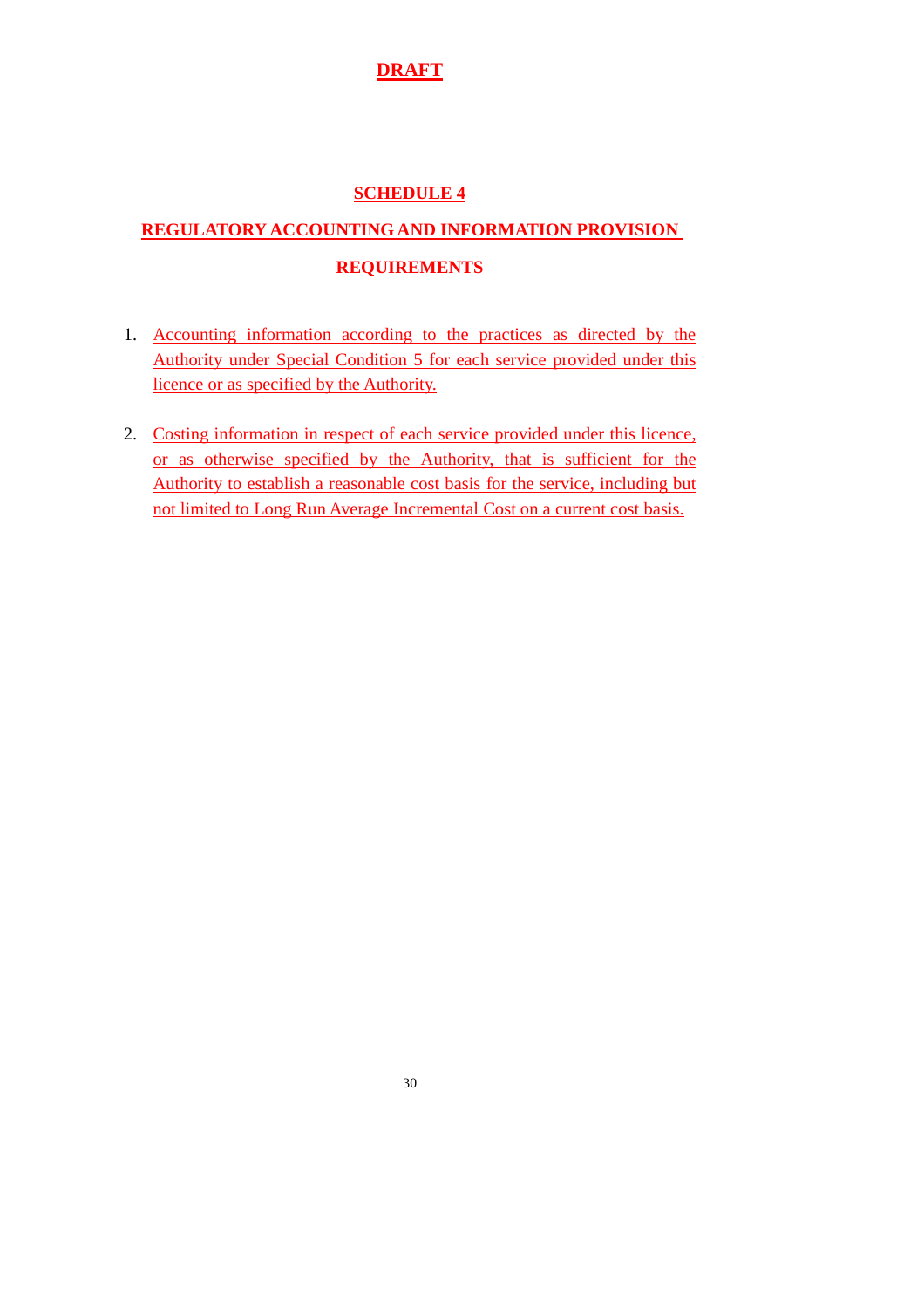**DRAFT**

# SCHEDULE 4

## REGULATORY ACCOUNTING AND INFORMATION PROVISION REQUIREMENTS

1. Accounting information according to the practices as directed by the Authority under Special Condition 5 for each service provided under this licence or as specified by the Authority.

2. Costing information in respect of each service provided under this licence, or as otherwise specified by the Authority, that is sufficient for the Authority to establish a reasonable cost basis for the service, including but not limited to Long Run Average Incremental Cost on a current cost basis.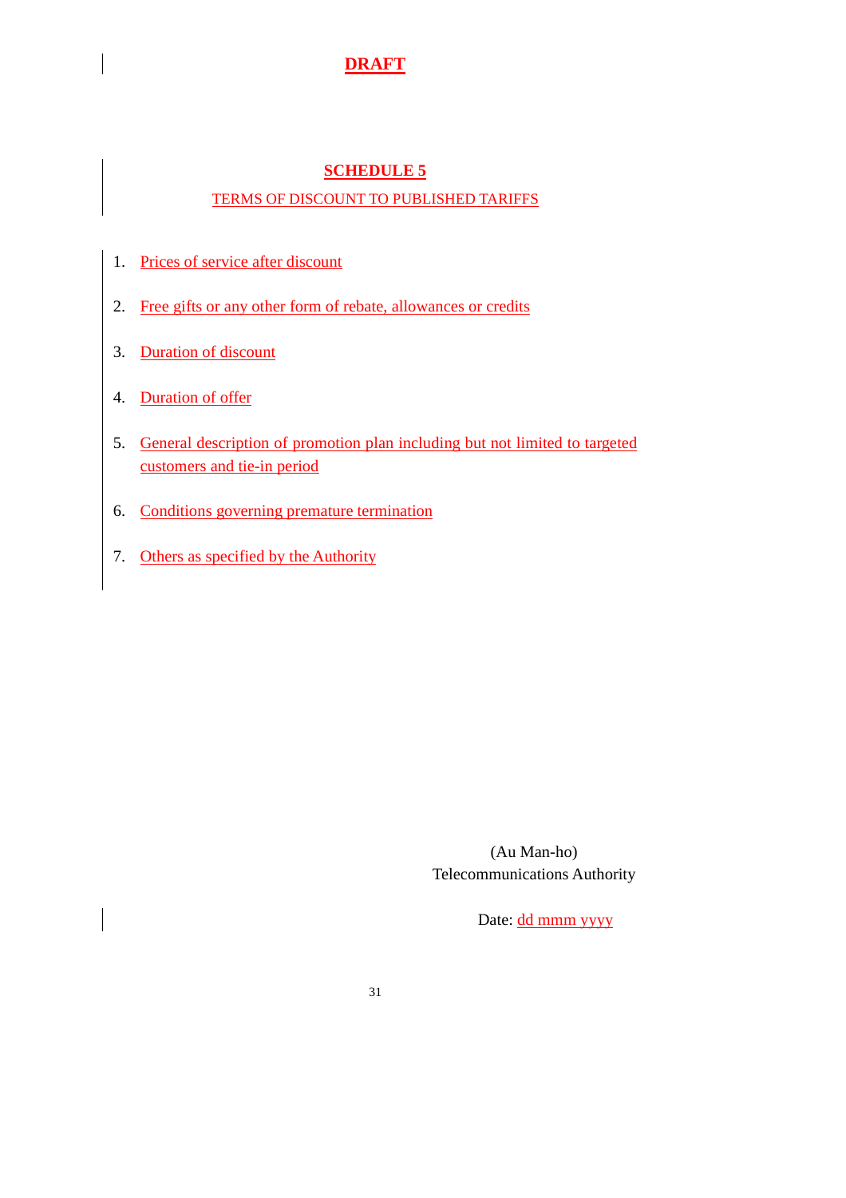**DRAFT**

# SCHEDULE 5

TERMS OF DISCOUNT TO PUBLISHED TARIFFS

1. Prices of service after discount
2. Free gifts or any other form of rebate, allowances or credits
3. Duration of discount
4. Duration of offer
5. General description of promotion plan including but not limited to targeted customers and tie-in period
6. Conditions governing premature termination
7. Others as specified by the Authority

(Au Man-ho)
Telecommunications Authority

Date: dd mmm yyyy